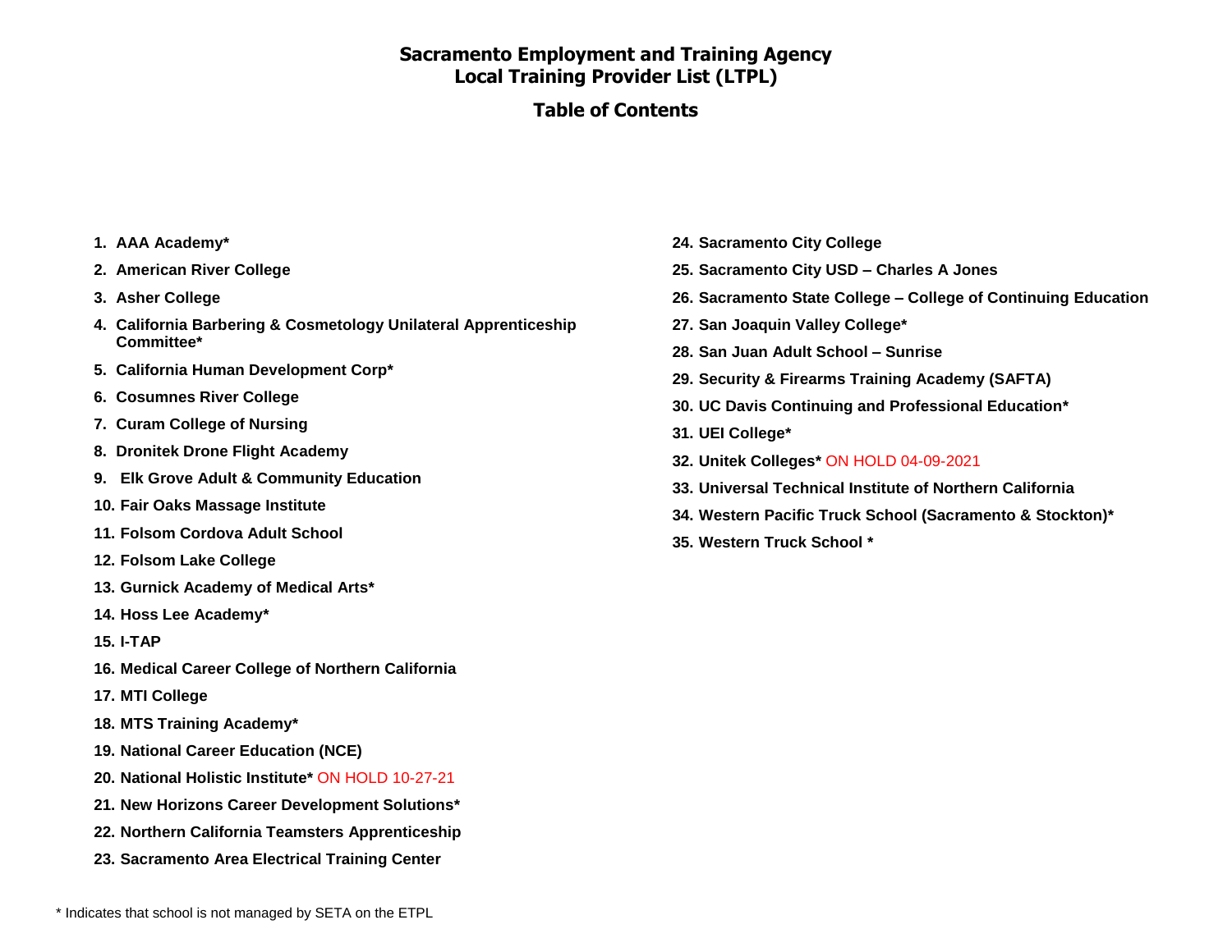# Sacramento Employment and Training Agency
# Local Training Provider List (LTPL)

## Table of Contents

1. **AAA Academy***
2. **American River College**
3. **Asher College**
4. **California Barbering & Cosmetology Unilateral Apprenticeship Committee***
5. **California Human Development Corp***
6. **Cosumnes River College**
7. **Curam College of Nursing**
8. **Dronitek Drone Flight Academy**
9. **Elk Grove Adult & Community Education**
10. **Fair Oaks Massage Institute**
11. **Folsom Cordova Adult School**
12. **Folsom Lake College**
13. **Gurnick Academy of Medical Arts***
14. **Hoss Lee Academy***
15. **I-TAP**
16. **Medical Career College of Northern California**
17. **MTI College**
18. **MTS Training Academy***
19. **National Career Education (NCE)**
20. **National Holistic Institute*** ON HOLD 10-27-21
21. **New Horizons Career Development Solutions***
22. **Northern California Teamsters Apprenticeship**
23. **Sacramento Area Electrical Training Center**
24. **Sacramento City College**
25. **Sacramento City USD – Charles A Jones**
26. **Sacramento State College – College of Continuing Education**
27. **San Joaquin Valley College***
28. **San Juan Adult School – Sunrise**
29. **Security & Firearms Training Academy (SAFTA)**
30. **UC Davis Continuing and Professional Education***
31. **UEI College***
32. **Unitek Colleges*** ON HOLD 04-09-2021
33. **Universal Technical Institute of Northern California**
34. **Western Pacific Truck School (Sacramento & Stockton)***
35. **Western Truck School ***

\* Indicates that school is not managed by SETA on the ETPL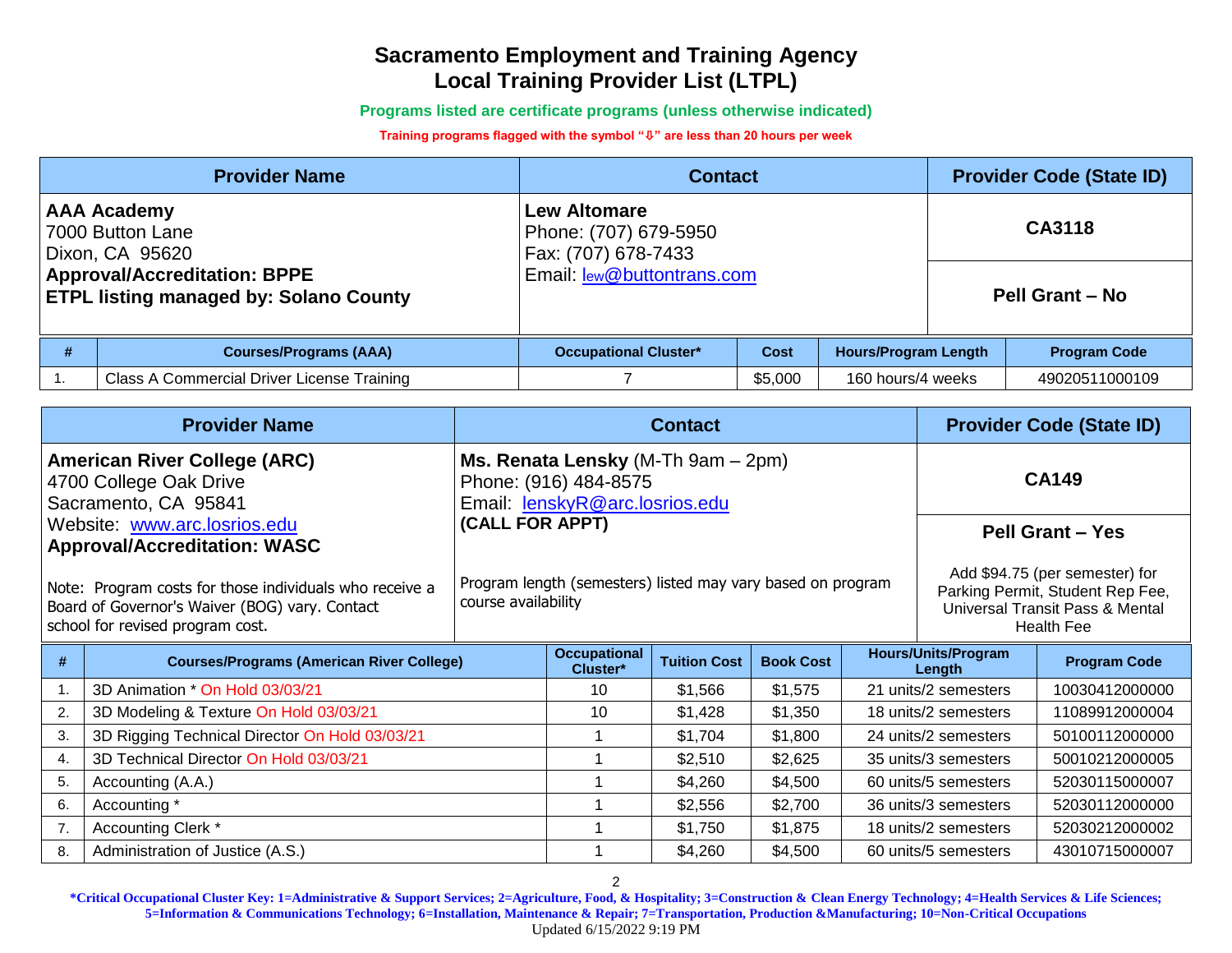# Sacramento Employment and Training Agency
# Local Training Provider List (LTPL)

**Programs listed are certificate programs (unless otherwise indicated)**

**Training programs flagged with the symbol "⇩" are less than 20 hours per week**

| Provider Name | Contact | Provider Code (State ID) |
|---|---|---|
| **AAA Academy**<br>7000 Button Lane<br>Dixon, CA 95620<br>**Approval/Accreditation: BPPE**<br>**ETPL listing managed by: Solano County** | **Lew Altomare**<br>Phone: (707) 679-5950<br>Fax: (707) 678-7433<br>Email: lew@buttontrans.com | **CA3118**<br><br>**Pell Grant – No** |

| # | Courses/Programs (AAA) | Occupational Cluster* | Cost | Hours/Program Length | Program Code |
|---|---|---|---|---|---|
| 1. | Class A Commercial Driver License Training | 7 | $5,000 | 160 hours/4 weeks | 49020511000109 |

| Provider Name | Contact | Provider Code (State ID) |
|---|---|---|
| **American River College (ARC)**<br>4700 College Oak Drive<br>Sacramento, CA 95841<br>Website: www.arc.losrios.edu<br>**Approval/Accreditation: WASC**<br><br>Note: Program costs for those individuals who receive a Board of Governor's Waiver (BOG) vary. Contact school for revised program cost. | **Ms. Renata Lensky** (M-Th 9am – 2pm)<br>Phone: (916) 484-8575<br>Email: lenskyR@arc.losrios.edu<br>**(CALL FOR APPT)**<br><br>Program length (semesters) listed may vary based on program course availability | **CA149**<br><br>**Pell Grant – Yes**<br><br>Add $94.75 (per semester) for Parking Permit, Student Rep Fee, Universal Transit Pass & Mental Health Fee |

| # | Courses/Programs (American River College) | Occupational Cluster* | Tuition Cost | Book Cost | Hours/Units/Program Length | Program Code |
|---|---|---|---|---|---|---|
| 1. | 3D Animation * On Hold 03/03/21 | 10 | $1,566 | $1,575 | 21 units/2 semesters | 10030412000000 |
| 2. | 3D Modeling & Texture On Hold 03/03/21 | 10 | $1,428 | $1,350 | 18 units/2 semesters | 11089912000004 |
| 3. | 3D Rigging Technical Director On Hold 03/03/21 | 1 | $1,704 | $1,800 | 24 units/2 semesters | 50100112000000 |
| 4. | 3D Technical Director On Hold 03/03/21 | 1 | $2,510 | $2,625 | 35 units/3 semesters | 50010212000005 |
| 5. | Accounting (A.A.) | 1 | $4,260 | $4,500 | 60 units/5 semesters | 52030115000007 |
| 6. | Accounting * | 1 | $2,556 | $2,700 | 36 units/3 semesters | 52030112000000 |
| 7. | Accounting Clerk * | 1 | $1,750 | $1,875 | 18 units/2 semesters | 52030212000002 |
| 8. | Administration of Justice (A.S.) | 1 | $4,260 | $4,500 | 60 units/5 semesters | 43010715000007 |

***Critical Occupational Cluster Key: 1=Administrative & Support Services; 2=Agriculture, Food, & Hospitality; 3=Construction & Clean Energy Technology; 4=Health Services & Life Sciences; 5=Information & Communications Technology; 6=Installation, Maintenance & Repair; 7=Transportation, Production &Manufacturing; 10=Non-Critical Occupations**

Updated 6/15/2022 9:19 PM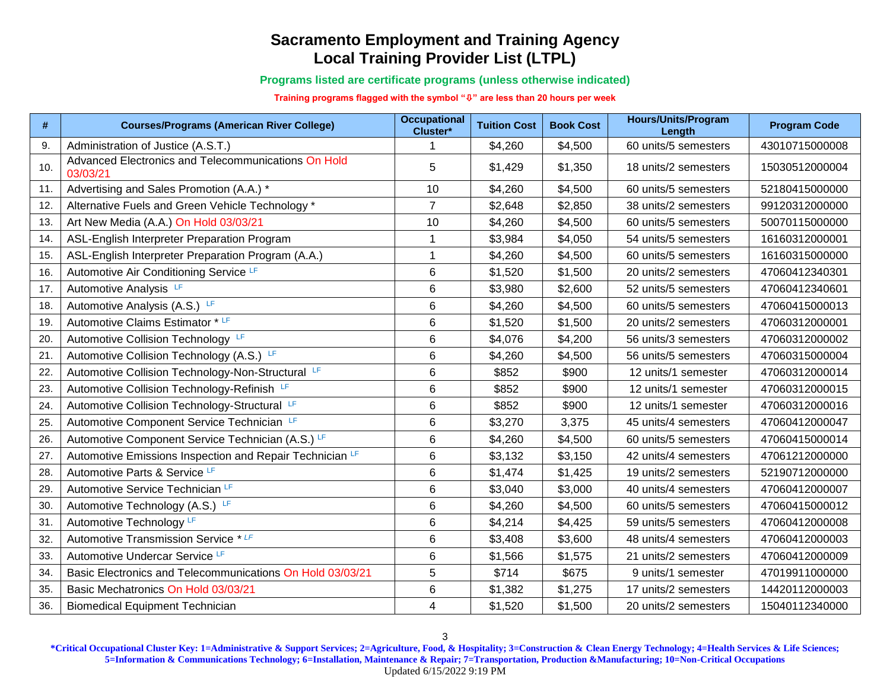# Sacramento Employment and Training Agency
# Local Training Provider List (LTPL)

**Programs listed are certificate programs (unless otherwise indicated)**

**Training programs flagged with the symbol "⇩" are less than 20 hours per week**

| # | Courses/Programs (American River College) | Occupational Cluster* | Tuition Cost | Book Cost | Hours/Units/Program Length | Program Code |
|---|---|---|---|---|---|---|
| 9. | Administration of Justice (A.S.T.) | 1 | $4,260 | $4,500 | 60 units/5 semesters | 43010715000008 |
| 10. | Advanced Electronics and Telecommunications On Hold 03/03/21 | 5 | $1,429 | $1,350 | 18 units/2 semesters | 15030512000004 |
| 11. | Advertising and Sales Promotion (A.A.) * | 10 | $4,260 | $4,500 | 60 units/5 semesters | 52180415000000 |
| 12. | Alternative Fuels and Green Vehicle Technology * | 7 | $2,648 | $2,850 | 38 units/2 semesters | 99120312000000 |
| 13. | Art New Media (A.A.) On Hold 03/03/21 | 10 | $4,260 | $4,500 | 60 units/5 semesters | 50070115000000 |
| 14. | ASL-English Interpreter Preparation Program | 1 | $3,984 | $4,050 | 54 units/5 semesters | 16160312000001 |
| 15. | ASL-English Interpreter Preparation Program (A.A.) | 1 | $4,260 | $4,500 | 60 units/5 semesters | 16160315000000 |
| 16. | Automotive Air Conditioning Service LF | 6 | $1,520 | $1,500 | 20 units/2 semesters | 47060412340301 |
| 17. | Automotive Analysis LF | 6 | $3,980 | $2,600 | 52 units/5 semesters | 47060412340601 |
| 18. | Automotive Analysis (A.S.) LF | 6 | $4,260 | $4,500 | 60 units/5 semesters | 47060415000013 |
| 19. | Automotive Claims Estimator * LF | 6 | $1,520 | $1,500 | 20 units/2 semesters | 47060312000001 |
| 20. | Automotive Collision Technology LF | 6 | $4,076 | $4,200 | 56 units/3 semesters | 47060312000002 |
| 21. | Automotive Collision Technology (A.S.) LF | 6 | $4,260 | $4,500 | 56 units/5 semesters | 47060315000004 |
| 22. | Automotive Collision Technology-Non-Structural LF | 6 | $852 | $900 | 12 units/1 semester | 47060312000014 |
| 23. | Automotive Collision Technology-Refinish LF | 6 | $852 | $900 | 12 units/1 semester | 47060312000015 |
| 24. | Automotive Collision Technology-Structural LF | 6 | $852 | $900 | 12 units/1 semester | 47060312000016 |
| 25. | Automotive Component Service Technician LF | 6 | $3,270 | 3,375 | 45 units/4 semesters | 47060412000047 |
| 26. | Automotive Component Service Technician (A.S.) LF | 6 | $4,260 | $4,500 | 60 units/5 semesters | 47060415000014 |
| 27. | Automotive Emissions Inspection and Repair Technician LF | 6 | $3,132 | $3,150 | 42 units/4 semesters | 47061212000000 |
| 28. | Automotive Parts & Service LF | 6 | $1,474 | $1,425 | 19 units/2 semesters | 52190712000000 |
| 29. | Automotive Service Technician LF | 6 | $3,040 | $3,000 | 40 units/4 semesters | 47060412000007 |
| 30. | Automotive Technology (A.S.) LF | 6 | $4,260 | $4,500 | 60 units/5 semesters | 47060415000012 |
| 31. | Automotive Technology LF | 6 | $4,214 | $4,425 | 59 units/5 semesters | 47060412000008 |
| 32. | Automotive Transmission Service * LF | 6 | $3,408 | $3,600 | 48 units/4 semesters | 47060412000003 |
| 33. | Automotive Undercar Service LF | 6 | $1,566 | $1,575 | 21 units/2 semesters | 47060412000009 |
| 34. | Basic Electronics and Telecommunications On Hold 03/03/21 | 5 | $714 | $675 | 9 units/1 semester | 47019911000000 |
| 35. | Basic Mechatronics On Hold 03/03/21 | 6 | $1,382 | $1,275 | 17 units/2 semesters | 14420112000003 |
| 36. | Biomedical Equipment Technician | 4 | $1,520 | $1,500 | 20 units/2 semesters | 15040112340000 |

**\*Critical Occupational Cluster Key: 1=Administrative & Support Services; 2=Agriculture, Food, & Hospitality; 3=Construction & Clean Energy Technology; 4=Health Services & Life Sciences; 5=Information & Communications Technology; 6=Installation, Maintenance & Repair; 7=Transportation, Production &Manufacturing; 10=Non-Critical Occupations**

Updated 6/15/2022 9:19 PM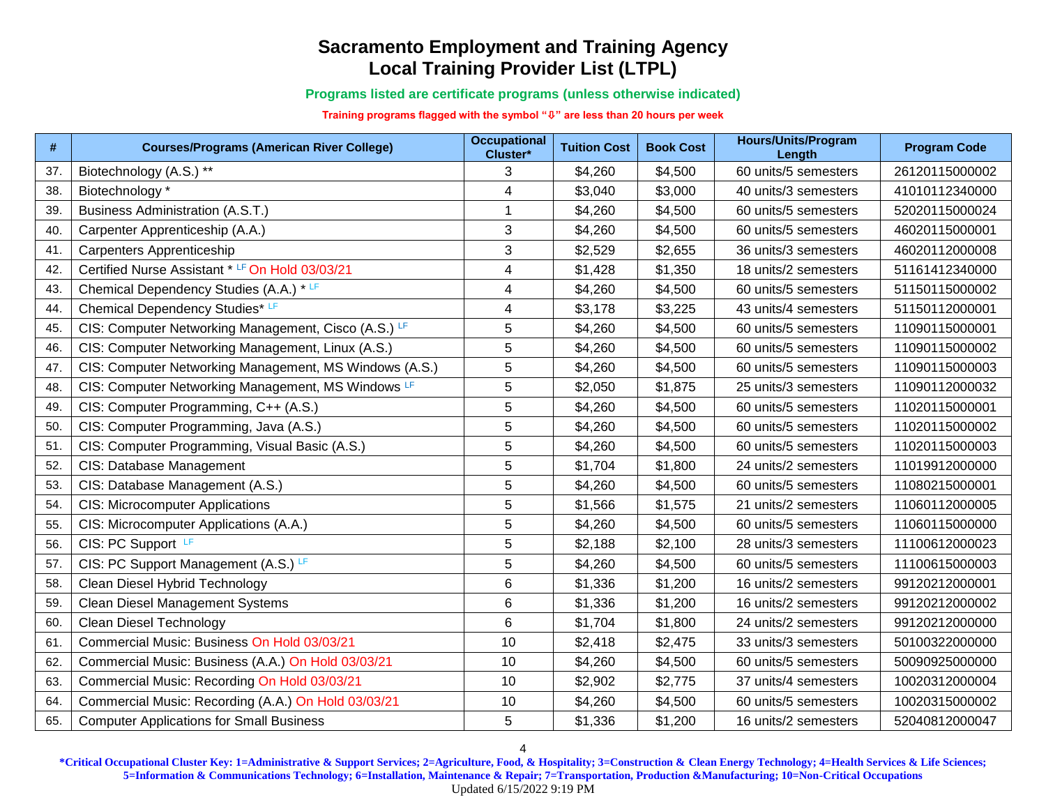# Sacramento Employment and Training Agency
# Local Training Provider List (LTPL)

**Programs listed are certificate programs (unless otherwise indicated)**

**Training programs flagged with the symbol "⇩" are less than 20 hours per week**

| # | Courses/Programs (American River College) | Occupational Cluster* | Tuition Cost | Book Cost | Hours/Units/Program Length | Program Code |
|---|---|---|---|---|---|---|
| 37. | Biotechnology (A.S.) ** | 3 | $4,260 | $4,500 | 60 units/5 semesters | 26120115000002 |
| 38. | Biotechnology * | 4 | $3,040 | $3,000 | 40 units/3 semesters | 41010112340000 |
| 39. | Business Administration (A.S.T.) | 1 | $4,260 | $4,500 | 60 units/5 semesters | 52020115000024 |
| 40. | Carpenter Apprenticeship (A.A.) | 3 | $4,260 | $4,500 | 60 units/5 semesters | 46020115000001 |
| 41. | Carpenters Apprenticeship | 3 | $2,529 | $2,655 | 36 units/3 semesters | 46020112000008 |
| 42. | Certified Nurse Assistant * LF On Hold 03/03/21 | 4 | $1,428 | $1,350 | 18 units/2 semesters | 51161412340000 |
| 43. | Chemical Dependency Studies (A.A.) * LF | 4 | $4,260 | $4,500 | 60 units/5 semesters | 51150115000002 |
| 44. | Chemical Dependency Studies* LF | 4 | $3,178 | $3,225 | 43 units/4 semesters | 51150112000001 |
| 45. | CIS: Computer Networking Management, Cisco (A.S.) LF | 5 | $4,260 | $4,500 | 60 units/5 semesters | 11090115000001 |
| 46. | CIS: Computer Networking Management, Linux (A.S.) | 5 | $4,260 | $4,500 | 60 units/5 semesters | 11090115000002 |
| 47. | CIS: Computer Networking Management, MS Windows (A.S.) | 5 | $4,260 | $4,500 | 60 units/5 semesters | 11090115000003 |
| 48. | CIS: Computer Networking Management, MS Windows LF | 5 | $2,050 | $1,875 | 25 units/3 semesters | 11090112000032 |
| 49. | CIS: Computer Programming, C++ (A.S.) | 5 | $4,260 | $4,500 | 60 units/5 semesters | 11020115000001 |
| 50. | CIS: Computer Programming, Java (A.S.) | 5 | $4,260 | $4,500 | 60 units/5 semesters | 11020115000002 |
| 51. | CIS: Computer Programming, Visual Basic (A.S.) | 5 | $4,260 | $4,500 | 60 units/5 semesters | 11020115000003 |
| 52. | CIS: Database Management | 5 | $1,704 | $1,800 | 24 units/2 semesters | 11019912000000 |
| 53. | CIS: Database Management (A.S.) | 5 | $4,260 | $4,500 | 60 units/5 semesters | 11080215000001 |
| 54. | CIS: Microcomputer Applications | 5 | $1,566 | $1,575 | 21 units/2 semesters | 11060112000005 |
| 55. | CIS: Microcomputer Applications (A.A.) | 5 | $4,260 | $4,500 | 60 units/5 semesters | 11060115000000 |
| 56. | CIS: PC Support LF | 5 | $2,188 | $2,100 | 28 units/3 semesters | 11100612000023 |
| 57. | CIS: PC Support Management (A.S.) LF | 5 | $4,260 | $4,500 | 60 units/5 semesters | 11100615000003 |
| 58. | Clean Diesel Hybrid Technology | 6 | $1,336 | $1,200 | 16 units/2 semesters | 99120212000001 |
| 59. | Clean Diesel Management Systems | 6 | $1,336 | $1,200 | 16 units/2 semesters | 99120212000002 |
| 60. | Clean Diesel Technology | 6 | $1,704 | $1,800 | 24 units/2 semesters | 99120212000000 |
| 61. | Commercial Music: Business On Hold 03/03/21 | 10 | $2,418 | $2,475 | 33 units/3 semesters | 50100322000000 |
| 62. | Commercial Music: Business (A.A.) On Hold 03/03/21 | 10 | $4,260 | $4,500 | 60 units/5 semesters | 50090925000000 |
| 63. | Commercial Music: Recording On Hold 03/03/21 | 10 | $2,902 | $2,775 | 37 units/4 semesters | 10020312000004 |
| 64. | Commercial Music: Recording (A.A.) On Hold 03/03/21 | 10 | $4,260 | $4,500 | 60 units/5 semesters | 10020315000002 |
| 65. | Computer Applications for Small Business | 5 | $1,336 | $1,200 | 16 units/2 semesters | 52040812000047 |

***Critical Occupational Cluster Key: 1=Administrative & Support Services; 2=Agriculture, Food, & Hospitality; 3=Construction & Clean Energy Technology; 4=Health Services & Life Sciences; 5=Information & Communications Technology; 6=Installation, Maintenance & Repair; 7=Transportation, Production &Manufacturing; 10=Non-Critical Occupations**

Updated 6/15/2022 9:19 PM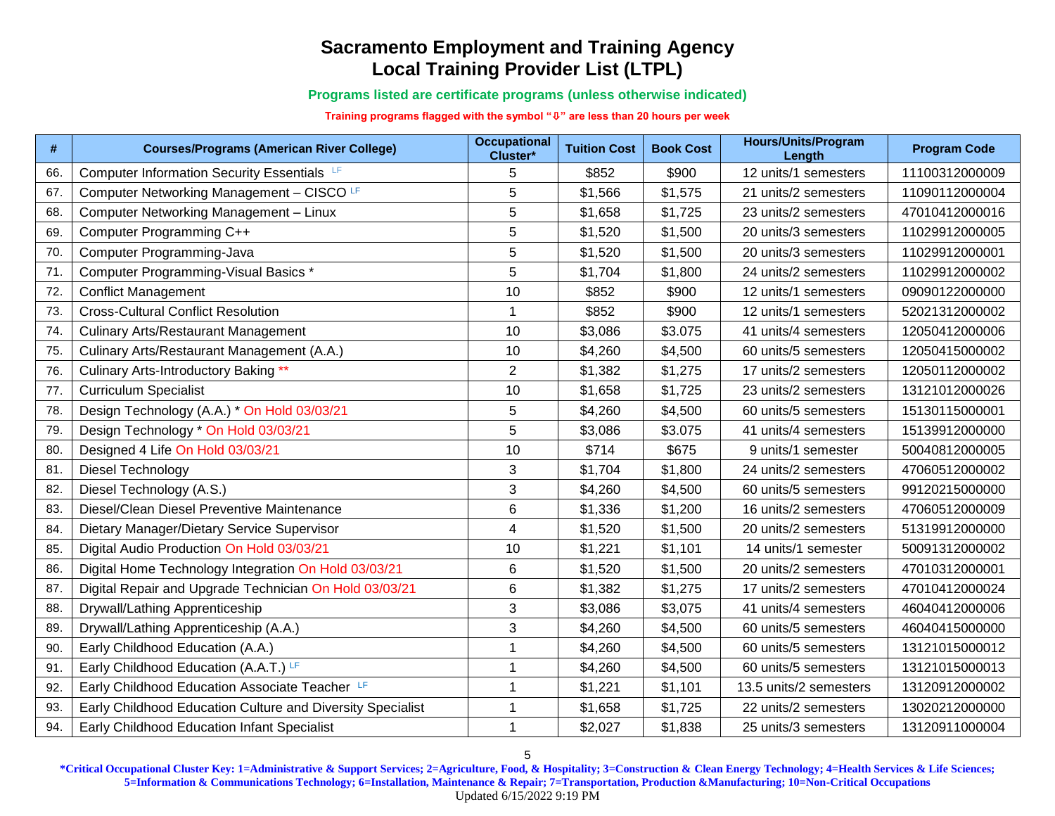# Sacramento Employment and Training Agency
# Local Training Provider List (LTPL)

**Programs listed are certificate programs (unless otherwise indicated)**

**Training programs flagged with the symbol "⇩" are less than 20 hours per week**

| # | Courses/Programs (American River College) | Occupational Cluster* | Tuition Cost | Book Cost | Hours/Units/Program Length | Program Code |
|---|---|---|---|---|---|---|
| 66. | Computer Information Security Essentials LF | 5 | $852 | $900 | 12 units/1 semesters | 11100312000009 |
| 67. | Computer Networking Management – CISCO LF | 5 | $1,566 | $1,575 | 21 units/2 semesters | 11090112000004 |
| 68. | Computer Networking Management – Linux | 5 | $1,658 | $1,725 | 23 units/2 semesters | 47010412000016 |
| 69. | Computer Programming C++ | 5 | $1,520 | $1,500 | 20 units/3 semesters | 11029912000005 |
| 70. | Computer Programming-Java | 5 | $1,520 | $1,500 | 20 units/3 semesters | 11029912000001 |
| 71. | Computer Programming-Visual Basics * | 5 | $1,704 | $1,800 | 24 units/2 semesters | 11029912000002 |
| 72. | Conflict Management | 10 | $852 | $900 | 12 units/1 semesters | 09090122000000 |
| 73. | Cross-Cultural Conflict Resolution | 1 | $852 | $900 | 12 units/1 semesters | 52021312000002 |
| 74. | Culinary Arts/Restaurant Management | 10 | $3,086 | $3.075 | 41 units/4 semesters | 12050412000006 |
| 75. | Culinary Arts/Restaurant Management (A.A.) | 10 | $4,260 | $4,500 | 60 units/5 semesters | 12050415000002 |
| 76. | Culinary Arts-Introductory Baking ** | 2 | $1,382 | $1,275 | 17 units/2 semesters | 12050112000002 |
| 77. | Curriculum Specialist | 10 | $1,658 | $1,725 | 23 units/2 semesters | 13121012000026 |
| 78. | Design Technology (A.A.) * On Hold 03/03/21 | 5 | $4,260 | $4,500 | 60 units/5 semesters | 15130115000001 |
| 79. | Design Technology * On Hold 03/03/21 | 5 | $3,086 | $3.075 | 41 units/4 semesters | 15139912000000 |
| 80. | Designed 4 Life On Hold 03/03/21 | 10 | $714 | $675 | 9 units/1 semester | 50040812000005 |
| 81. | Diesel Technology | 3 | $1,704 | $1,800 | 24 units/2 semesters | 47060512000002 |
| 82. | Diesel Technology (A.S.) | 3 | $4,260 | $4,500 | 60 units/5 semesters | 99120215000000 |
| 83. | Diesel/Clean Diesel Preventive Maintenance | 6 | $1,336 | $1,200 | 16 units/2 semesters | 47060512000009 |
| 84. | Dietary Manager/Dietary Service Supervisor | 4 | $1,520 | $1,500 | 20 units/2 semesters | 51319912000000 |
| 85. | Digital Audio Production On Hold 03/03/21 | 10 | $1,221 | $1,101 | 14 units/1 semester | 50091312000002 |
| 86. | Digital Home Technology Integration On Hold 03/03/21 | 6 | $1,520 | $1,500 | 20 units/2 semesters | 47010312000001 |
| 87. | Digital Repair and Upgrade Technician On Hold 03/03/21 | 6 | $1,382 | $1,275 | 17 units/2 semesters | 47010412000024 |
| 88. | Drywall/Lathing Apprenticeship | 3 | $3,086 | $3,075 | 41 units/4 semesters | 46040412000006 |
| 89. | Drywall/Lathing Apprenticeship (A.A.) | 3 | $4,260 | $4,500 | 60 units/5 semesters | 46040415000000 |
| 90. | Early Childhood Education (A.A.) | 1 | $4,260 | $4,500 | 60 units/5 semesters | 13121015000012 |
| 91. | Early Childhood Education (A.A.T.) LF | 1 | $4,260 | $4,500 | 60 units/5 semesters | 13121015000013 |
| 92. | Early Childhood Education Associate Teacher LF | 1 | $1,221 | $1,101 | 13.5 units/2 semesters | 13120912000002 |
| 93. | Early Childhood Education Culture and Diversity Specialist | 1 | $1,658 | $1,725 | 22 units/2 semesters | 13020212000000 |
| 94. | Early Childhood Education Infant Specialist | 1 | $2,027 | $1,838 | 25 units/3 semesters | 13120911000004 |

**\*Critical Occupational Cluster Key: 1=Administrative & Support Services; 2=Agriculture, Food, & Hospitality; 3=Construction & Clean Energy Technology; 4=Health Services & Life Sciences; 5=Information & Communications Technology; 6=Installation, Maintenance & Repair; 7=Transportation, Production &Manufacturing; 10=Non-Critical Occupations**

Updated 6/15/2022 9:19 PM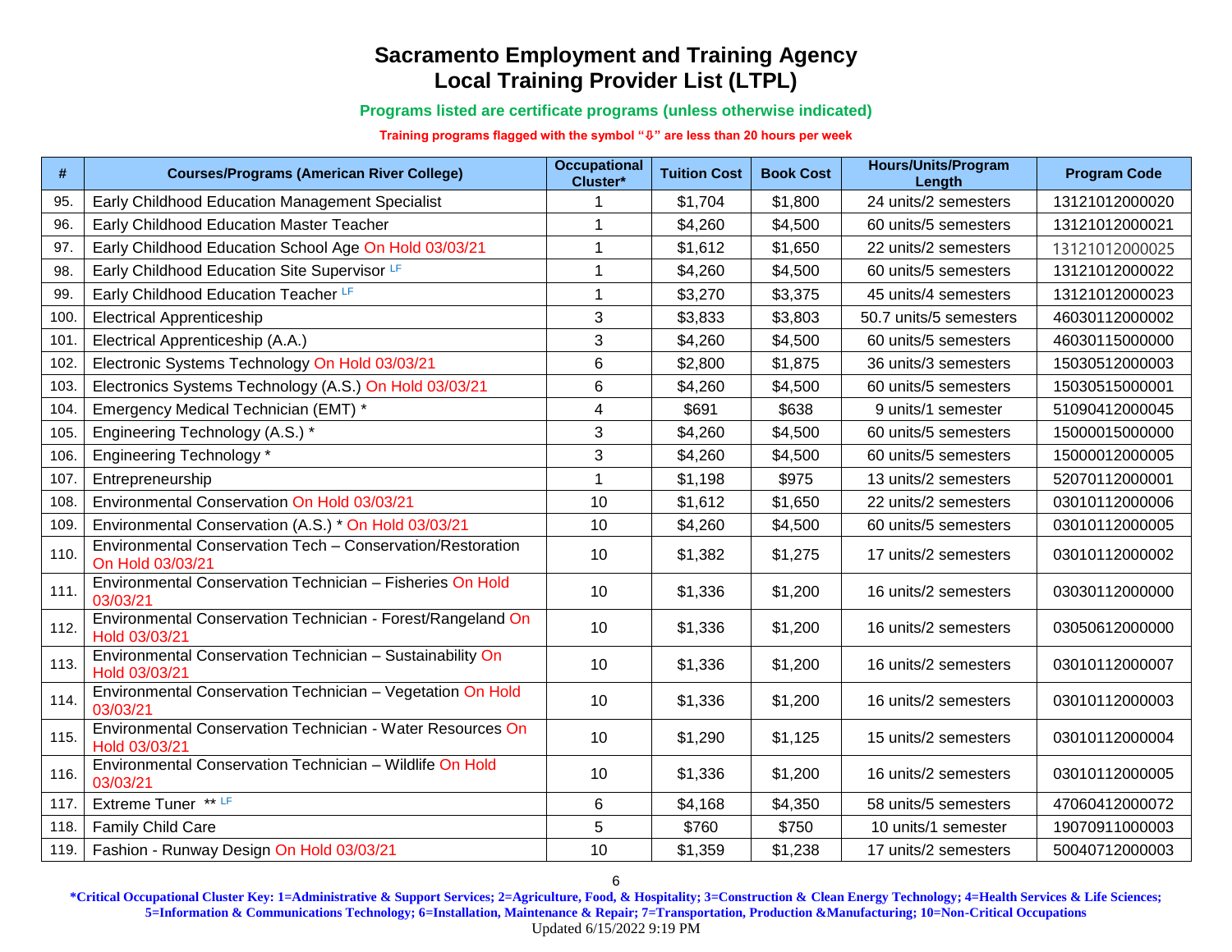# Sacramento Employment and Training Agency
# Local Training Provider List (LTPL)

**Programs listed are certificate programs (unless otherwise indicated)**

**Training programs flagged with the symbol "⇩" are less than 20 hours per week**

| # | Courses/Programs (American River College) | Occupational Cluster* | Tuition Cost | Book Cost | Hours/Units/Program Length | Program Code |
|---|---|---|---|---|---|---|
| 95. | Early Childhood Education Management Specialist | 1 | $1,704 | $1,800 | 24 units/2 semesters | 13121012000020 |
| 96. | Early Childhood Education Master Teacher | 1 | $4,260 | $4,500 | 60 units/5 semesters | 13121012000021 |
| 97. | Early Childhood Education School Age On Hold 03/03/21 | 1 | $1,612 | $1,650 | 22 units/2 semesters | 13121012000025 |
| 98. | Early Childhood Education Site Supervisor LF | 1 | $4,260 | $4,500 | 60 units/5 semesters | 13121012000022 |
| 99. | Early Childhood Education Teacher LF | 1 | $3,270 | $3,375 | 45 units/4 semesters | 13121012000023 |
| 100. | Electrical Apprenticeship | 3 | $3,833 | $3,803 | 50.7 units/5 semesters | 46030112000002 |
| 101. | Electrical Apprenticeship (A.A.) | 3 | $4,260 | $4,500 | 60 units/5 semesters | 46030115000000 |
| 102. | Electronic Systems Technology On Hold 03/03/21 | 6 | $2,800 | $1,875 | 36 units/3 semesters | 15030512000003 |
| 103. | Electronics Systems Technology (A.S.) On Hold 03/03/21 | 6 | $4,260 | $4,500 | 60 units/5 semesters | 15030515000001 |
| 104. | Emergency Medical Technician (EMT) * | 4 | $691 | $638 | 9 units/1 semester | 51090412000045 |
| 105. | Engineering Technology (A.S.) * | 3 | $4,260 | $4,500 | 60 units/5 semesters | 15000015000000 |
| 106. | Engineering Technology * | 3 | $4,260 | $4,500 | 60 units/5 semesters | 15000012000005 |
| 107. | Entrepreneurship | 1 | $1,198 | $975 | 13 units/2 semesters | 52070112000001 |
| 108. | Environmental Conservation On Hold 03/03/21 | 10 | $1,612 | $1,650 | 22 units/2 semesters | 03010112000006 |
| 109. | Environmental Conservation (A.S.) * On Hold 03/03/21 | 10 | $4,260 | $4,500 | 60 units/5 semesters | 03010112000005 |
| 110. | Environmental Conservation Tech – Conservation/Restoration On Hold 03/03/21 | 10 | $1,382 | $1,275 | 17 units/2 semesters | 03010112000002 |
| 111. | Environmental Conservation Technician – Fisheries On Hold 03/03/21 | 10 | $1,336 | $1,200 | 16 units/2 semesters | 03030112000000 |
| 112. | Environmental Conservation Technician - Forest/Rangeland On Hold 03/03/21 | 10 | $1,336 | $1,200 | 16 units/2 semesters | 03050612000000 |
| 113. | Environmental Conservation Technician – Sustainability On Hold 03/03/21 | 10 | $1,336 | $1,200 | 16 units/2 semesters | 03010112000007 |
| 114. | Environmental Conservation Technician – Vegetation On Hold 03/03/21 | 10 | $1,336 | $1,200 | 16 units/2 semesters | 03010112000003 |
| 115. | Environmental Conservation Technician - Water Resources On Hold 03/03/21 | 10 | $1,290 | $1,125 | 15 units/2 semesters | 03010112000004 |
| 116. | Environmental Conservation Technician – Wildlife On Hold 03/03/21 | 10 | $1,336 | $1,200 | 16 units/2 semesters | 03010112000005 |
| 117. | Extreme Tuner ** LF | 6 | $4,168 | $4,350 | 58 units/5 semesters | 47060412000072 |
| 118. | Family Child Care | 5 | $760 | $750 | 10 units/1 semester | 19070911000003 |
| 119. | Fashion - Runway Design On Hold 03/03/21 | 10 | $1,359 | $1,238 | 17 units/2 semesters | 50040712000003 |

**\*Critical Occupational Cluster Key: 1=Administrative & Support Services; 2=Agriculture, Food, & Hospitality; 3=Construction & Clean Energy Technology; 4=Health Services & Life Sciences; 5=Information & Communications Technology; 6=Installation, Maintenance & Repair; 7=Transportation, Production &Manufacturing; 10=Non-Critical Occupations**

Updated 6/15/2022 9:19 PM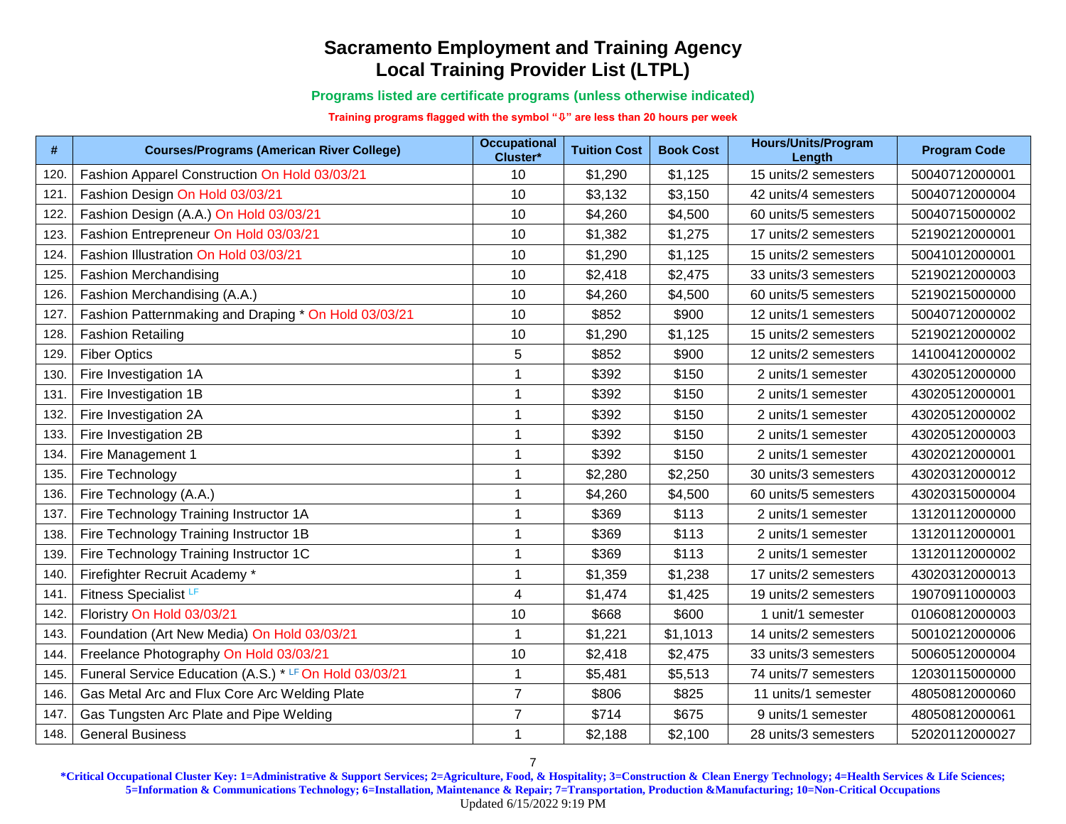# Sacramento Employment and Training Agency
# Local Training Provider List (LTPL)

**Programs listed are certificate programs (unless otherwise indicated)**

**Training programs flagged with the symbol "⇩" are less than 20 hours per week**

| # | Courses/Programs (American River College) | Occupational Cluster* | Tuition Cost | Book Cost | Hours/Units/Program Length | Program Code |
|---|---|---|---|---|---|---|
| 120. | Fashion Apparel Construction On Hold 03/03/21 | 10 | $1,290 | $1,125 | 15 units/2 semesters | 50040712000001 |
| 121. | Fashion Design On Hold 03/03/21 | 10 | $3,132 | $3,150 | 42 units/4 semesters | 50040712000004 |
| 122. | Fashion Design (A.A.) On Hold 03/03/21 | 10 | $4,260 | $4,500 | 60 units/5 semesters | 50040715000002 |
| 123. | Fashion Entrepreneur On Hold 03/03/21 | 10 | $1,382 | $1,275 | 17 units/2 semesters | 52190212000001 |
| 124. | Fashion Illustration On Hold 03/03/21 | 10 | $1,290 | $1,125 | 15 units/2 semesters | 50041012000001 |
| 125. | Fashion Merchandising | 10 | $2,418 | $2,475 | 33 units/3 semesters | 52190212000003 |
| 126. | Fashion Merchandising (A.A.) | 10 | $4,260 | $4,500 | 60 units/5 semesters | 52190215000000 |
| 127. | Fashion Patternmaking and Draping * On Hold 03/03/21 | 10 | $852 | $900 | 12 units/1 semesters | 50040712000002 |
| 128. | Fashion Retailing | 10 | $1,290 | $1,125 | 15 units/2 semesters | 52190212000002 |
| 129. | Fiber Optics | 5 | $852 | $900 | 12 units/2 semesters | 14100412000002 |
| 130. | Fire Investigation 1A | 1 | $392 | $150 | 2 units/1 semester | 43020512000000 |
| 131. | Fire Investigation 1B | 1 | $392 | $150 | 2 units/1 semester | 43020512000001 |
| 132. | Fire Investigation 2A | 1 | $392 | $150 | 2 units/1 semester | 43020512000002 |
| 133. | Fire Investigation 2B | 1 | $392 | $150 | 2 units/1 semester | 43020512000003 |
| 134. | Fire Management 1 | 1 | $392 | $150 | 2 units/1 semester | 43020212000001 |
| 135. | Fire Technology | 1 | $2,280 | $2,250 | 30 units/3 semesters | 43020312000012 |
| 136. | Fire Technology (A.A.) | 1 | $4,260 | $4,500 | 60 units/5 semesters | 43020315000004 |
| 137. | Fire Technology Training Instructor 1A | 1 | $369 | $113 | 2 units/1 semester | 13120112000000 |
| 138. | Fire Technology Training Instructor 1B | 1 | $369 | $113 | 2 units/1 semester | 13120112000001 |
| 139. | Fire Technology Training Instructor 1C | 1 | $369 | $113 | 2 units/1 semester | 13120112000002 |
| 140. | Firefighter Recruit Academy * | 1 | $1,359 | $1,238 | 17 units/2 semesters | 43020312000013 |
| 141. | Fitness Specialist LF | 4 | $1,474 | $1,425 | 19 units/2 semesters | 19070911000003 |
| 142. | Floristry On Hold 03/03/21 | 10 | $668 | $600 | 1 unit/1 semester | 01060812000003 |
| 143. | Foundation (Art New Media) On Hold 03/03/21 | 1 | $1,221 | $1,1013 | 14 units/2 semesters | 50010212000006 |
| 144. | Freelance Photography On Hold 03/03/21 | 10 | $2,418 | $2,475 | 33 units/3 semesters | 50060512000004 |
| 145. | Funeral Service Education (A.S.) * LF On Hold 03/03/21 | 1 | $5,481 | $5,513 | 74 units/7 semesters | 12030115000000 |
| 146. | Gas Metal Arc and Flux Core Arc Welding Plate | 7 | $806 | $825 | 11 units/1 semester | 48050812000060 |
| 147. | Gas Tungsten Arc Plate and Pipe Welding | 7 | $714 | $675 | 9 units/1 semester | 48050812000061 |
| 148. | General Business | 1 | $2,188 | $2,100 | 28 units/3 semesters | 52020112000027 |

**\*Critical Occupational Cluster Key: 1=Administrative & Support Services; 2=Agriculture, Food, & Hospitality; 3=Construction & Clean Energy Technology; 4=Health Services & Life Sciences; 5=Information & Communications Technology; 6=Installation, Maintenance & Repair; 7=Transportation, Production &Manufacturing; 10=Non-Critical Occupations**

Updated 6/15/2022 9:19 PM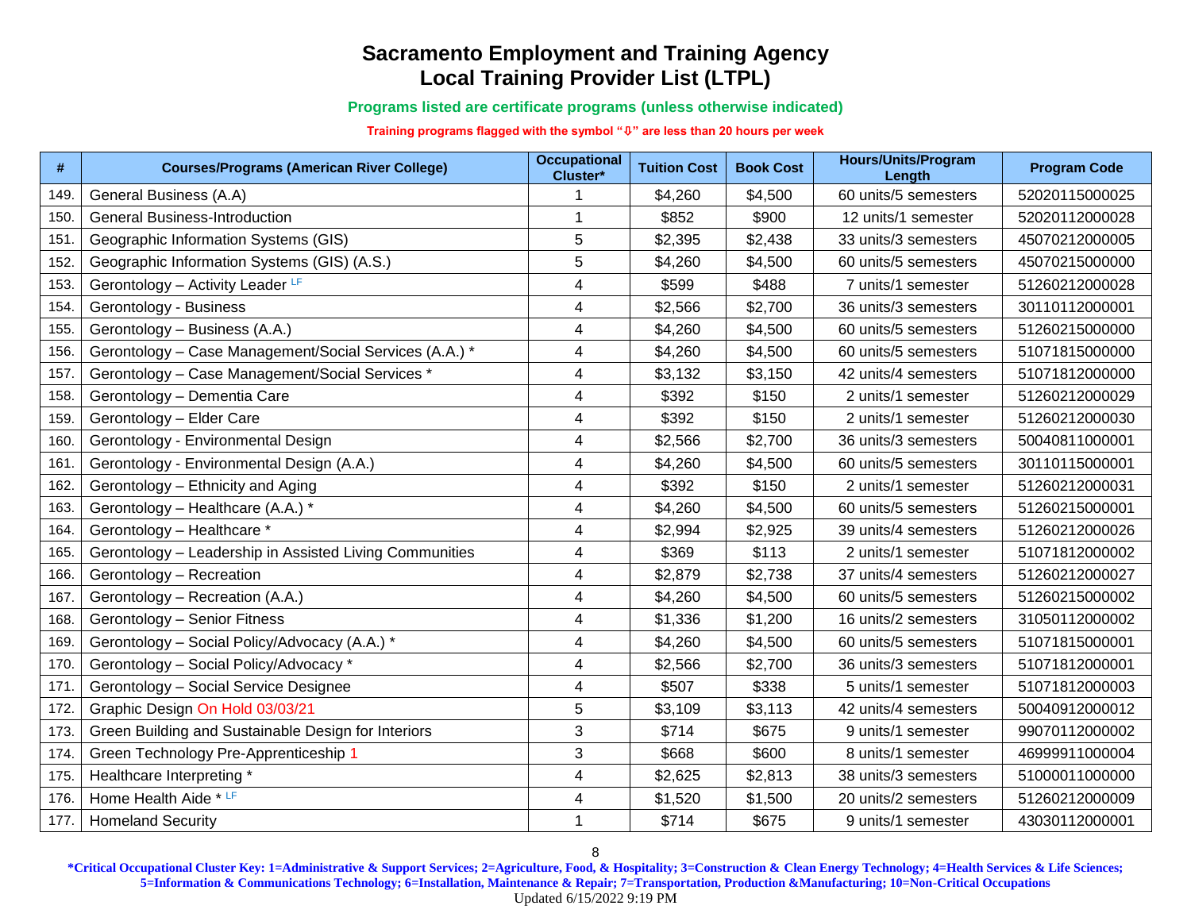# Sacramento Employment and Training Agency
# Local Training Provider List (LTPL)

**Programs listed are certificate programs (unless otherwise indicated)**

**Training programs flagged with the symbol "⇩" are less than 20 hours per week**

| # | Courses/Programs (American River College) | Occupational Cluster* | Tuition Cost | Book Cost | Hours/Units/Program Length | Program Code |
|---|---|---|---|---|---|---|
| 149. | General Business (A.A) | 1 | $4,260 | $4,500 | 60 units/5 semesters | 52020115000025 |
| 150. | General Business-Introduction | 1 | $852 | $900 | 12 units/1 semester | 52020112000028 |
| 151. | Geographic Information Systems (GIS) | 5 | $2,395 | $2,438 | 33 units/3 semesters | 45070212000005 |
| 152. | Geographic Information Systems (GIS) (A.S.) | 5 | $4,260 | $4,500 | 60 units/5 semesters | 45070215000000 |
| 153. | Gerontology – Activity Leader LF | 4 | $599 | $488 | 7 units/1 semester | 51260212000028 |
| 154. | Gerontology - Business | 4 | $2,566 | $2,700 | 36 units/3 semesters | 30110112000001 |
| 155. | Gerontology – Business (A.A.) | 4 | $4,260 | $4,500 | 60 units/5 semesters | 51260215000000 |
| 156. | Gerontology – Case Management/Social Services (A.A.) * | 4 | $4,260 | $4,500 | 60 units/5 semesters | 51071815000000 |
| 157. | Gerontology – Case Management/Social Services * | 4 | $3,132 | $3,150 | 42 units/4 semesters | 51071812000000 |
| 158. | Gerontology – Dementia Care | 4 | $392 | $150 | 2 units/1 semester | 51260212000029 |
| 159. | Gerontology – Elder Care | 4 | $392 | $150 | 2 units/1 semester | 51260212000030 |
| 160. | Gerontology - Environmental Design | 4 | $2,566 | $2,700 | 36 units/3 semesters | 50040811000001 |
| 161. | Gerontology - Environmental Design (A.A.) | 4 | $4,260 | $4,500 | 60 units/5 semesters | 30110115000001 |
| 162. | Gerontology – Ethnicity and Aging | 4 | $392 | $150 | 2 units/1 semester | 51260212000031 |
| 163. | Gerontology – Healthcare (A.A.) * | 4 | $4,260 | $4,500 | 60 units/5 semesters | 51260215000001 |
| 164. | Gerontology – Healthcare * | 4 | $2,994 | $2,925 | 39 units/4 semesters | 51260212000026 |
| 165. | Gerontology – Leadership in Assisted Living Communities | 4 | $369 | $113 | 2 units/1 semester | 51071812000002 |
| 166. | Gerontology – Recreation | 4 | $2,879 | $2,738 | 37 units/4 semesters | 51260212000027 |
| 167. | Gerontology – Recreation (A.A.) | 4 | $4,260 | $4,500 | 60 units/5 semesters | 51260215000002 |
| 168. | Gerontology – Senior Fitness | 4 | $1,336 | $1,200 | 16 units/2 semesters | 31050112000002 |
| 169. | Gerontology – Social Policy/Advocacy (A.A.) * | 4 | $4,260 | $4,500 | 60 units/5 semesters | 51071815000001 |
| 170. | Gerontology – Social Policy/Advocacy * | 4 | $2,566 | $2,700 | 36 units/3 semesters | 51071812000001 |
| 171. | Gerontology – Social Service Designee | 4 | $507 | $338 | 5 units/1 semester | 51071812000003 |
| 172. | Graphic Design On Hold 03/03/21 | 5 | $3,109 | $3,113 | 42 units/4 semesters | 50040912000012 |
| 173. | Green Building and Sustainable Design for Interiors | 3 | $714 | $675 | 9 units/1 semester | 99070112000002 |
| 174. | Green Technology Pre-Apprenticeship 1 | 3 | $668 | $600 | 8 units/1 semester | 46999911000004 |
| 175. | Healthcare Interpreting * | 4 | $2,625 | $2,813 | 38 units/3 semesters | 51000011000000 |
| 176. | Home Health Aide * LF | 4 | $1,520 | $1,500 | 20 units/2 semesters | 51260212000009 |
| 177. | Homeland Security | 1 | $714 | $675 | 9 units/1 semester | 43030112000001 |

**\*Critical Occupational Cluster Key: 1=Administrative & Support Services; 2=Agriculture, Food, & Hospitality; 3=Construction & Clean Energy Technology; 4=Health Services & Life Sciences; 5=Information & Communications Technology; 6=Installation, Maintenance & Repair; 7=Transportation, Production &Manufacturing; 10=Non-Critical Occupations**

Updated 6/15/2022 9:19 PM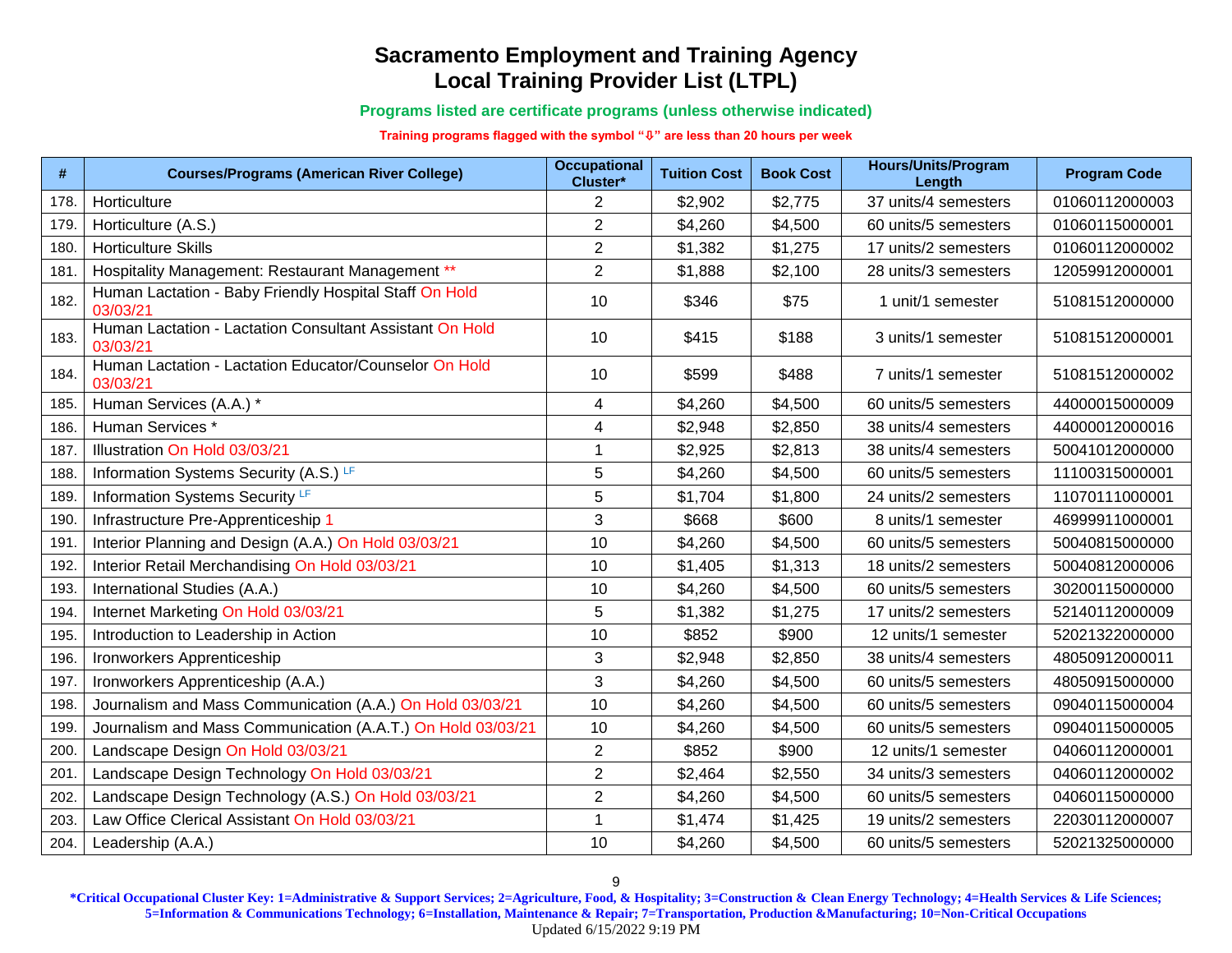# Sacramento Employment and Training Agency
# Local Training Provider List (LTPL)

**Programs listed are certificate programs (unless otherwise indicated)**

**Training programs flagged with the symbol "⇩" are less than 20 hours per week**

| # | Courses/Programs (American River College) | Occupational Cluster* | Tuition Cost | Book Cost | Hours/Units/Program Length | Program Code |
|---|---|---|---|---|---|---|
| 178. | Horticulture | 2 | $2,902 | $2,775 | 37 units/4 semesters | 01060112000003 |
| 179. | Horticulture (A.S.) | 2 | $4,260 | $4,500 | 60 units/5 semesters | 01060115000001 |
| 180. | Horticulture Skills | 2 | $1,382 | $1,275 | 17 units/2 semesters | 01060112000002 |
| 181. | Hospitality Management: Restaurant Management ** | 2 | $1,888 | $2,100 | 28 units/3 semesters | 12059912000001 |
| 182. | Human Lactation - Baby Friendly Hospital Staff On Hold 03/03/21 | 10 | $346 | $75 | 1 unit/1 semester | 51081512000000 |
| 183. | Human Lactation - Lactation Consultant Assistant On Hold 03/03/21 | 10 | $415 | $188 | 3 units/1 semester | 51081512000001 |
| 184. | Human Lactation - Lactation Educator/Counselor On Hold 03/03/21 | 10 | $599 | $488 | 7 units/1 semester | 51081512000002 |
| 185. | Human Services (A.A.) * | 4 | $4,260 | $4,500 | 60 units/5 semesters | 44000015000009 |
| 186. | Human Services * | 4 | $2,948 | $2,850 | 38 units/4 semesters | 44000012000016 |
| 187. | Illustration On Hold 03/03/21 | 1 | $2,925 | $2,813 | 38 units/4 semesters | 50041012000000 |
| 188. | Information Systems Security (A.S.) LF | 5 | $4,260 | $4,500 | 60 units/5 semesters | 11100315000001 |
| 189. | Information Systems Security LF | 5 | $1,704 | $1,800 | 24 units/2 semesters | 11070111000001 |
| 190. | Infrastructure Pre-Apprenticeship 1 | 3 | $668 | $600 | 8 units/1 semester | 46999911000001 |
| 191. | Interior Planning and Design (A.A.) On Hold 03/03/21 | 10 | $4,260 | $4,500 | 60 units/5 semesters | 50040815000000 |
| 192. | Interior Retail Merchandising On Hold 03/03/21 | 10 | $1,405 | $1,313 | 18 units/2 semesters | 50040812000006 |
| 193. | International Studies (A.A.) | 10 | $4,260 | $4,500 | 60 units/5 semesters | 30200115000000 |
| 194. | Internet Marketing On Hold 03/03/21 | 5 | $1,382 | $1,275 | 17 units/2 semesters | 52140112000009 |
| 195. | Introduction to Leadership in Action | 10 | $852 | $900 | 12 units/1 semester | 52021322000000 |
| 196. | Ironworkers Apprenticeship | 3 | $2,948 | $2,850 | 38 units/4 semesters | 48050912000011 |
| 197. | Ironworkers Apprenticeship (A.A.) | 3 | $4,260 | $4,500 | 60 units/5 semesters | 48050915000000 |
| 198. | Journalism and Mass Communication (A.A.) On Hold 03/03/21 | 10 | $4,260 | $4,500 | 60 units/5 semesters | 09040115000004 |
| 199. | Journalism and Mass Communication (A.A.T.) On Hold 03/03/21 | 10 | $4,260 | $4,500 | 60 units/5 semesters | 09040115000005 |
| 200. | Landscape Design On Hold 03/03/21 | 2 | $852 | $900 | 12 units/1 semester | 04060112000001 |
| 201. | Landscape Design Technology On Hold 03/03/21 | 2 | $2,464 | $2,550 | 34 units/3 semesters | 04060112000002 |
| 202. | Landscape Design Technology (A.S.) On Hold 03/03/21 | 2 | $4,260 | $4,500 | 60 units/5 semesters | 04060115000000 |
| 203. | Law Office Clerical Assistant On Hold 03/03/21 | 1 | $1,474 | $1,425 | 19 units/2 semesters | 22030112000007 |
| 204. | Leadership (A.A.) | 10 | $4,260 | $4,500 | 60 units/5 semesters | 52021325000000 |

**\*Critical Occupational Cluster Key: 1=Administrative & Support Services; 2=Agriculture, Food, & Hospitality; 3=Construction & Clean Energy Technology; 4=Health Services & Life Sciences; 5=Information & Communications Technology; 6=Installation, Maintenance & Repair; 7=Transportation, Production &Manufacturing; 10=Non-Critical Occupations**

Updated 6/15/2022 9:19 PM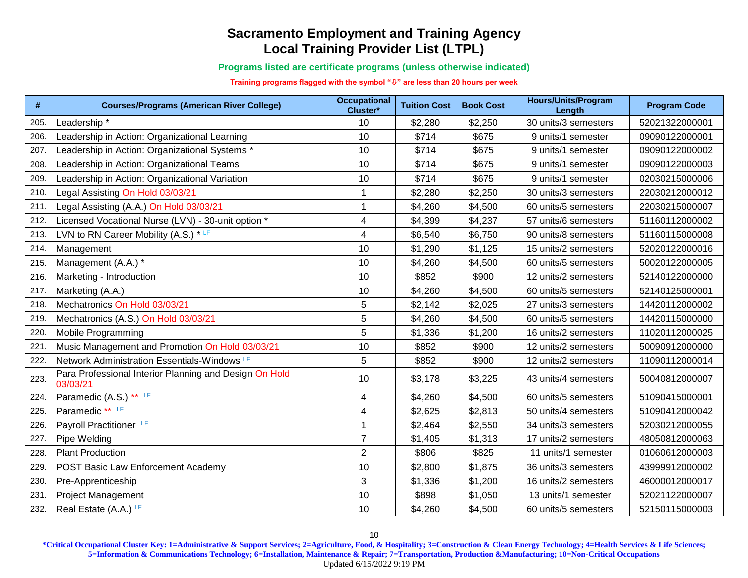# Sacramento Employment and Training Agency
# Local Training Provider List (LTPL)

**Programs listed are certificate programs (unless otherwise indicated)**

**Training programs flagged with the symbol "⇩" are less than 20 hours per week**

| # | Courses/Programs (American River College) | Occupational Cluster* | Tuition Cost | Book Cost | Hours/Units/Program Length | Program Code |
|---|---|---|---|---|---|---|
| 205. | Leadership * | 10 | $2,280 | $2,250 | 30 units/3 semesters | 52021322000001 |
| 206. | Leadership in Action: Organizational Learning | 10 | $714 | $675 | 9 units/1 semester | 09090122000001 |
| 207. | Leadership in Action: Organizational Systems * | 10 | $714 | $675 | 9 units/1 semester | 09090122000002 |
| 208. | Leadership in Action: Organizational Teams | 10 | $714 | $675 | 9 units/1 semester | 09090122000003 |
| 209. | Leadership in Action: Organizational Variation | 10 | $714 | $675 | 9 units/1 semester | 02030215000006 |
| 210. | Legal Assisting On Hold 03/03/21 | 1 | $2,280 | $2,250 | 30 units/3 semesters | 22030212000012 |
| 211. | Legal Assisting (A.A.) On Hold 03/03/21 | 1 | $4,260 | $4,500 | 60 units/5 semesters | 22030215000007 |
| 212. | Licensed Vocational Nurse (LVN) - 30-unit option * | 4 | $4,399 | $4,237 | 57 units/6 semesters | 51160112000002 |
| 213. | LVN to RN Career Mobility (A.S.) * LF | 4 | $6,540 | $6,750 | 90 units/8 semesters | 51160115000008 |
| 214. | Management | 10 | $1,290 | $1,125 | 15 units/2 semesters | 52020122000016 |
| 215. | Management (A.A.) * | 10 | $4,260 | $4,500 | 60 units/5 semesters | 50020122000005 |
| 216. | Marketing - Introduction | 10 | $852 | $900 | 12 units/2 semesters | 52140122000000 |
| 217. | Marketing (A.A.) | 10 | $4,260 | $4,500 | 60 units/5 semesters | 52140125000001 |
| 218. | Mechatronics On Hold 03/03/21 | 5 | $2,142 | $2,025 | 27 units/3 semesters | 14420112000002 |
| 219. | Mechatronics (A.S.) On Hold 03/03/21 | 5 | $4,260 | $4,500 | 60 units/5 semesters | 14420115000000 |
| 220. | Mobile Programming | 5 | $1,336 | $1,200 | 16 units/2 semesters | 11020112000025 |
| 221. | Music Management and Promotion On Hold 03/03/21 | 10 | $852 | $900 | 12 units/2 semesters | 50090912000000 |
| 222. | Network Administration Essentials-Windows LF | 5 | $852 | $900 | 12 units/2 semesters | 11090112000014 |
| 223. | Para Professional Interior Planning and Design On Hold 03/03/21 | 10 | $3,178 | $3,225 | 43 units/4 semesters | 50040812000007 |
| 224. | Paramedic (A.S.) ** LF | 4 | $4,260 | $4,500 | 60 units/5 semesters | 51090415000001 |
| 225. | Paramedic ** LF | 4 | $2,625 | $2,813 | 50 units/4 semesters | 51090412000042 |
| 226. | Payroll Practitioner LF | 1 | $2,464 | $2,550 | 34 units/3 semesters | 52030212000055 |
| 227. | Pipe Welding | 7 | $1,405 | $1,313 | 17 units/2 semesters | 48050812000063 |
| 228. | Plant Production | 2 | $806 | $825 | 11 units/1 semester | 01060612000003 |
| 229. | POST Basic Law Enforcement Academy | 10 | $2,800 | $1,875 | 36 units/3 semesters | 43999912000002 |
| 230. | Pre-Apprenticeship | 3 | $1,336 | $1,200 | 16 units/2 semesters | 46000012000017 |
| 231. | Project Management | 10 | $898 | $1,050 | 13 units/1 semester | 52021122000007 |
| 232. | Real Estate (A.A.) LF | 10 | $4,260 | $4,500 | 60 units/5 semesters | 52150115000003 |

**\*Critical Occupational Cluster Key: 1=Administrative & Support Services; 2=Agriculture, Food, & Hospitality; 3=Construction & Clean Energy Technology; 4=Health Services & Life Sciences; 5=Information & Communications Technology; 6=Installation, Maintenance & Repair; 7=Transportation, Production &Manufacturing; 10=Non-Critical Occupations**

Updated 6/15/2022 9:19 PM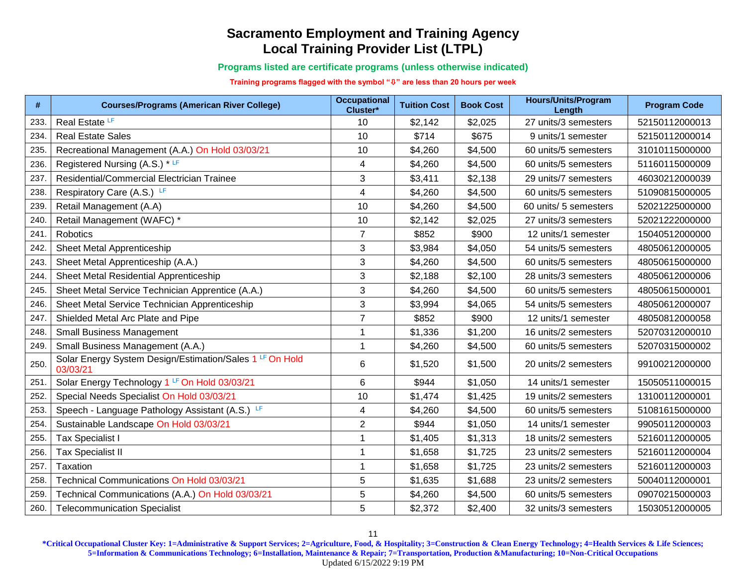# Sacramento Employment and Training Agency
# Local Training Provider List (LTPL)

**Programs listed are certificate programs (unless otherwise indicated)**

**Training programs flagged with the symbol "⇩" are less than 20 hours per week**

| # | Courses/Programs (American River College) | Occupational Cluster* | Tuition Cost | Book Cost | Hours/Units/Program Length | Program Code |
|---|---|---|---|---|---|---|
| 233. | Real Estate LF | 10 | $2,142 | $2,025 | 27 units/3 semesters | 52150112000013 |
| 234. | Real Estate Sales | 10 | $714 | $675 | 9 units/1 semester | 52150112000014 |
| 235. | Recreational Management (A.A.) On Hold 03/03/21 | 10 | $4,260 | $4,500 | 60 units/5 semesters | 31010115000000 |
| 236. | Registered Nursing (A.S.) * LF | 4 | $4,260 | $4,500 | 60 units/5 semesters | 51160115000009 |
| 237. | Residential/Commercial Electrician Trainee | 3 | $3,411 | $2,138 | 29 units/7 semesters | 46030212000039 |
| 238. | Respiratory Care (A.S.) LF | 4 | $4,260 | $4,500 | 60 units/5 semesters | 51090815000005 |
| 239. | Retail Management (A.A) | 10 | $4,260 | $4,500 | 60 units/ 5 semesters | 52021225000000 |
| 240. | Retail Management (WAFC) * | 10 | $2,142 | $2,025 | 27 units/3 semesters | 52021222000000 |
| 241. | Robotics | 7 | $852 | $900 | 12 units/1 semester | 15040512000000 |
| 242. | Sheet Metal Apprenticeship | 3 | $3,984 | $4,050 | 54 units/5 semesters | 48050612000005 |
| 243. | Sheet Metal Apprenticeship (A.A.) | 3 | $4,260 | $4,500 | 60 units/5 semesters | 48050615000000 |
| 244. | Sheet Metal Residential Apprenticeship | 3 | $2,188 | $2,100 | 28 units/3 semesters | 48050612000006 |
| 245. | Sheet Metal Service Technician Apprentice (A.A.) | 3 | $4,260 | $4,500 | 60 units/5 semesters | 48050615000001 |
| 246. | Sheet Metal Service Technician Apprenticeship | 3 | $3,994 | $4,065 | 54 units/5 semesters | 48050612000007 |
| 247. | Shielded Metal Arc Plate and Pipe | 7 | $852 | $900 | 12 units/1 semester | 48050812000058 |
| 248. | Small Business Management | 1 | $1,336 | $1,200 | 16 units/2 semesters | 52070312000010 |
| 249. | Small Business Management (A.A.) | 1 | $4,260 | $4,500 | 60 units/5 semesters | 52070315000002 |
| 250. | Solar Energy System Design/Estimation/Sales 1 LF On Hold 03/03/21 | 6 | $1,520 | $1,500 | 20 units/2 semesters | 99100212000000 |
| 251. | Solar Energy Technology 1 LF On Hold 03/03/21 | 6 | $944 | $1,050 | 14 units/1 semester | 15050511000015 |
| 252. | Special Needs Specialist On Hold 03/03/21 | 10 | $1,474 | $1,425 | 19 units/2 semesters | 13100112000001 |
| 253. | Speech - Language Pathology Assistant (A.S.) LF | 4 | $4,260 | $4,500 | 60 units/5 semesters | 51081615000000 |
| 254. | Sustainable Landscape On Hold 03/03/21 | 2 | $944 | $1,050 | 14 units/1 semester | 99050112000003 |
| 255. | Tax Specialist I | 1 | $1,405 | $1,313 | 18 units/2 semesters | 52160112000005 |
| 256. | Tax Specialist II | 1 | $1,658 | $1,725 | 23 units/2 semesters | 52160112000004 |
| 257. | Taxation | 1 | $1,658 | $1,725 | 23 units/2 semesters | 52160112000003 |
| 258. | Technical Communications On Hold 03/03/21 | 5 | $1,635 | $1,688 | 23 units/2 semesters | 50040112000001 |
| 259. | Technical Communications (A.A.) On Hold 03/03/21 | 5 | $4,260 | $4,500 | 60 units/5 semesters | 09070215000003 |
| 260. | Telecommunication Specialist | 5 | $2,372 | $2,400 | 32 units/3 semesters | 15030512000005 |

**\*Critical Occupational Cluster Key: 1=Administrative & Support Services; 2=Agriculture, Food, & Hospitality; 3=Construction & Clean Energy Technology; 4=Health Services & Life Sciences; 5=Information & Communications Technology; 6=Installation, Maintenance & Repair; 7=Transportation, Production &Manufacturing; 10=Non-Critical Occupations**

Updated 6/15/2022 9:19 PM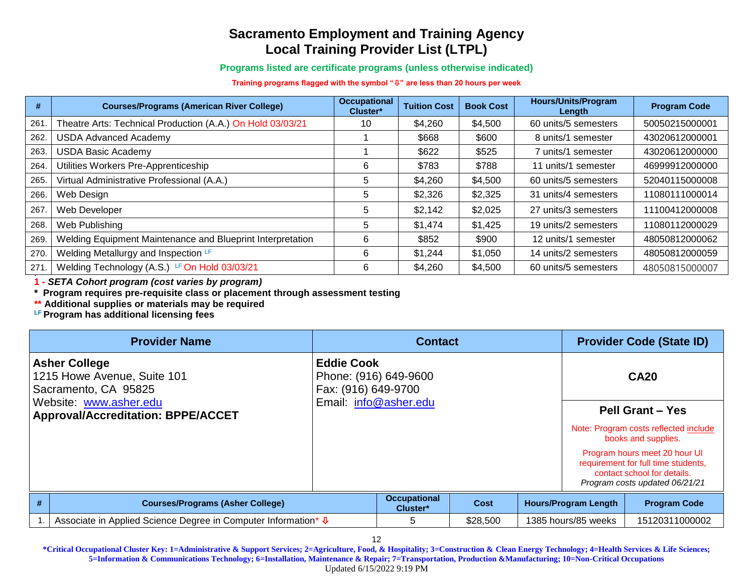# Sacramento Employment and Training Agency
# Local Training Provider List (LTPL)

**Programs listed are certificate programs (unless otherwise indicated)**

**Training programs flagged with the symbol "⇩" are less than 20 hours per week**

| # | Courses/Programs (American River College) | Occupational Cluster* | Tuition Cost | Book Cost | Hours/Units/Program Length | Program Code |
|---|---|---|---|---|---|---|
| 261. | Theatre Arts: Technical Production (A.A.) On Hold 03/03/21 | 10 | $4,260 | $4,500 | 60 units/5 semesters | 50050215000001 |
| 262. | USDA Advanced Academy | 1 | $668 | $600 | 8 units/1 semester | 43020612000001 |
| 263. | USDA Basic Academy | 1 | $622 | $525 | 7 units/1 semester | 43020612000000 |
| 264. | Utilities Workers Pre-Apprenticeship | 6 | $783 | $788 | 11 units/1 semester | 46999912000000 |
| 265. | Virtual Administrative Professional (A.A.) | 5 | $4,260 | $4,500 | 60 units/5 semesters | 52040115000008 |
| 266. | Web Design | 5 | $2,326 | $2,325 | 31 units/4 semesters | 11080111000014 |
| 267. | Web Developer | 5 | $2,142 | $2,025 | 27 units/3 semesters | 11100412000008 |
| 268. | Web Publishing | 5 | $1,474 | $1,425 | 19 units/2 semesters | 11080112000029 |
| 269. | Welding Equipment Maintenance and Blueprint Interpretation | 6 | $852 | $900 | 12 units/1 semester | 48050812000062 |
| 270. | Welding Metallurgy and Inspection LF | 6 | $1,244 | $1,050 | 14 units/2 semesters | 48050812000059 |
| 271. | Welding Technology (A.S.) LF On Hold 03/03/21 | 6 | $4,260 | $4,500 | 60 units/5 semesters | 48050815000007 |

**1 - *SETA Cohort program (cost varies by program)***
**\* Program requires pre-requisite class or placement through assessment testing**
**\*\* Additional supplies or materials may be required**
**LF Program has additional licensing fees**

| Provider Name | Contact | Provider Code (State ID) |
|---|---|---|
| **Asher College**<br>1215 Howe Avenue, Suite 101<br>Sacramento, CA 95825<br>Website: www.asher.edu<br>**Approval/Accreditation: BPPE/ACCET** | **Eddie Cook**<br>Phone: (916) 649-9600<br>Fax: (916) 649-9700<br>Email: info@asher.edu | **CA20**<br><br>**Pell Grant – Yes**<br>Note: Program costs reflected include books and supplies.<br>Program hours meet 20 hour UI requirement for full time students, contact school for details.<br>*Program costs updated 06/21/21* |

| # | Courses/Programs (Asher College) | Occupational Cluster* | Cost | Hours/Program Length | Program Code |
|---|---|---|---|---|---|
| 1. | Associate in Applied Science Degree in Computer Information* ⇩ | 5 | $28,500 | 1385 hours/85 weeks | 15120311000002 |

**\*Critical Occupational Cluster Key: 1=Administrative & Support Services; 2=Agriculture, Food, & Hospitality; 3=Construction & Clean Energy Technology; 4=Health Services & Life Sciences; 5=Information & Communications Technology; 6=Installation, Maintenance & Repair; 7=Transportation, Production &Manufacturing; 10=Non-Critical Occupations**

Updated 6/15/2022 9:19 PM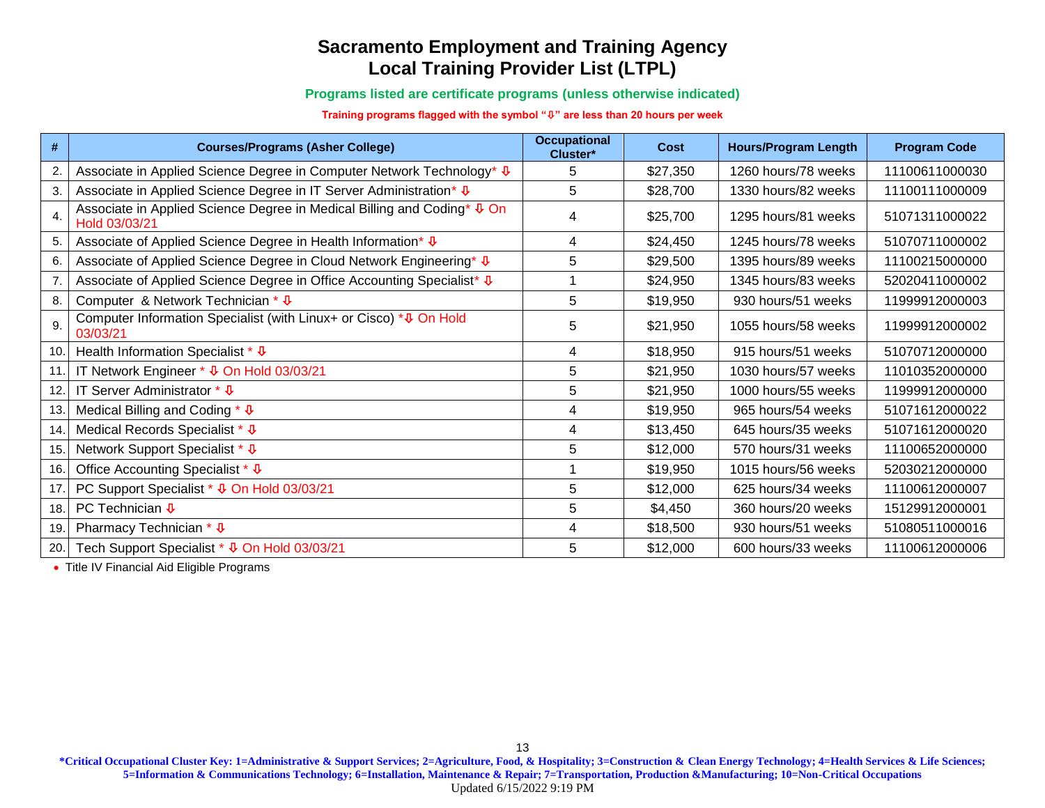# Sacramento Employment and Training Agency
# Local Training Provider List (LTPL)

**Programs listed are certificate programs (unless otherwise indicated)**

**Training programs flagged with the symbol "⇩" are less than 20 hours per week**

| # | Courses/Programs (Asher College) | Occupational Cluster* | Cost | Hours/Program Length | Program Code |
|---|---|---|---|---|---|
| 2. | Associate in Applied Science Degree in Computer Network Technology* ⇩ | 5 | $27,350 | 1260 hours/78 weeks | 11100611000030 |
| 3. | Associate in Applied Science Degree in IT Server Administration* ⇩ | 5 | $28,700 | 1330 hours/82 weeks | 11100111000009 |
| 4. | Associate in Applied Science Degree in Medical Billing and Coding* ⇩ On Hold 03/03/21 | 4 | $25,700 | 1295 hours/81 weeks | 51071311000022 |
| 5. | Associate of Applied Science Degree in Health Information* ⇩ | 4 | $24,450 | 1245 hours/78 weeks | 51070711000002 |
| 6. | Associate of Applied Science Degree in Cloud Network Engineering* ⇩ | 5 | $29,500 | 1395 hours/89 weeks | 11100215000000 |
| 7. | Associate of Applied Science Degree in Office Accounting Specialist* ⇩ | 1 | $24,950 | 1345 hours/83 weeks | 52020411000002 |
| 8. | Computer & Network Technician * ⇩ | 5 | $19,950 | 930 hours/51 weeks | 11999912000003 |
| 9. | Computer Information Specialist (with Linux+ or Cisco) *⇩ On Hold 03/03/21 | 5 | $21,950 | 1055 hours/58 weeks | 11999912000002 |
| 10. | Health Information Specialist * ⇩ | 4 | $18,950 | 915 hours/51 weeks | 51070712000000 |
| 11. | IT Network Engineer * ⇩ On Hold 03/03/21 | 5 | $21,950 | 1030 hours/57 weeks | 11010352000000 |
| 12. | IT Server Administrator * ⇩ | 5 | $21,950 | 1000 hours/55 weeks | 11999912000000 |
| 13. | Medical Billing and Coding * ⇩ | 4 | $19,950 | 965 hours/54 weeks | 51071612000022 |
| 14. | Medical Records Specialist * ⇩ | 4 | $13,450 | 645 hours/35 weeks | 51071612000020 |
| 15. | Network Support Specialist * ⇩ | 5 | $12,000 | 570 hours/31 weeks | 11100652000000 |
| 16. | Office Accounting Specialist * ⇩ | 1 | $19,950 | 1015 hours/56 weeks | 52030212000000 |
| 17. | PC Support Specialist * ⇩ On Hold 03/03/21 | 5 | $12,000 | 625 hours/34 weeks | 11100612000007 |
| 18. | PC Technician ⇩ | 5 | $4,450 | 360 hours/20 weeks | 15129912000001 |
| 19. | Pharmacy Technician * ⇩ | 4 | $18,500 | 930 hours/51 weeks | 51080511000016 |
| 20. | Tech Support Specialist * ⇩ On Hold 03/03/21 | 5 | $12,000 | 600 hours/33 weeks | 11100612000006 |

- Title IV Financial Aid Eligible Programs

**\*Critical Occupational Cluster Key: 1=Administrative & Support Services; 2=Agriculture, Food, & Hospitality; 3=Construction & Clean Energy Technology; 4=Health Services & Life Sciences; 5=Information & Communications Technology; 6=Installation, Maintenance & Repair; 7=Transportation, Production &Manufacturing; 10=Non-Critical Occupations**

Updated 6/15/2022 9:19 PM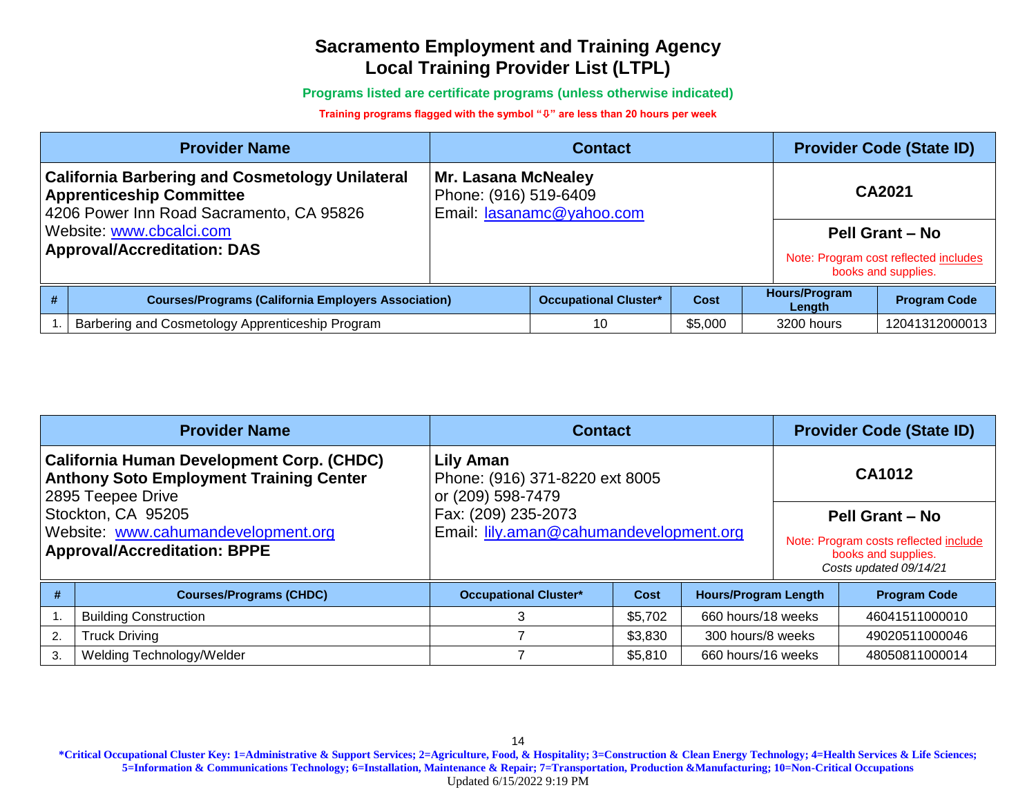# Sacramento Employment and Training Agency
# Local Training Provider List (LTPL)

**Programs listed are certificate programs (unless otherwise indicated)**

**Training programs flagged with the symbol "⇩" are less than 20 hours per week**

| Provider Name | Contact | Provider Code (State ID) |
|---|---|---|
| **California Barbering and Cosmetology Unilateral Apprenticeship Committee**<br>4206 Power Inn Road Sacramento, CA 95826<br>Website: www.cbcalci.com<br>**Approval/Accreditation: DAS** | **Mr. Lasana McNealey**<br>Phone: (916) 519-6409<br>Email: lasanamc@yahoo.com | **CA2021**<br><br>**Pell Grant – No**<br>Note: Program cost reflected includes books and supplies. |

| # | Courses/Programs (California Employers Association) | Occupational Cluster* | Cost | Hours/Program Length | Program Code |
|---|---|---|---|---|---|
| 1. | Barbering and Cosmetology Apprenticeship Program | 10 | $5,000 | 3200 hours | 12041312000013 |

| Provider Name | Contact | Provider Code (State ID) |
|---|---|---|
| **California Human Development Corp. (CHDC)**<br>**Anthony Soto Employment Training Center**<br>2895 Teepee Drive<br>Stockton, CA 95205<br>Website: www.cahumandevelopment.org<br>**Approval/Accreditation: BPPE** | **Lily Aman**<br>Phone: (916) 371-8220 ext 8005<br>or (209) 598-7479<br>Fax: (209) 235-2073<br>Email: lily.aman@cahumandevelopment.org | **CA1012**<br><br>**Pell Grant – No**<br>Note: Program costs reflected include books and supplies.<br>*Costs updated 09/14/21* |

| # | Courses/Programs (CHDC) | Occupational Cluster* | Cost | Hours/Program Length | Program Code |
|---|---|---|---|---|---|
| 1. | Building Construction | 3 | $5,702 | 660 hours/18 weeks | 46041511000010 |
| 2. | Truck Driving | 7 | $3,830 | 300 hours/8 weeks | 49020511000046 |
| 3. | Welding Technology/Welder | 7 | $5,810 | 660 hours/16 weeks | 48050811000014 |

**\*Critical Occupational Cluster Key: 1=Administrative & Support Services; 2=Agriculture, Food, & Hospitality; 3=Construction & Clean Energy Technology; 4=Health Services & Life Sciences; 5=Information & Communications Technology; 6=Installation, Maintenance & Repair; 7=Transportation, Production &Manufacturing; 10=Non-Critical Occupations**

Updated 6/15/2022 9:19 PM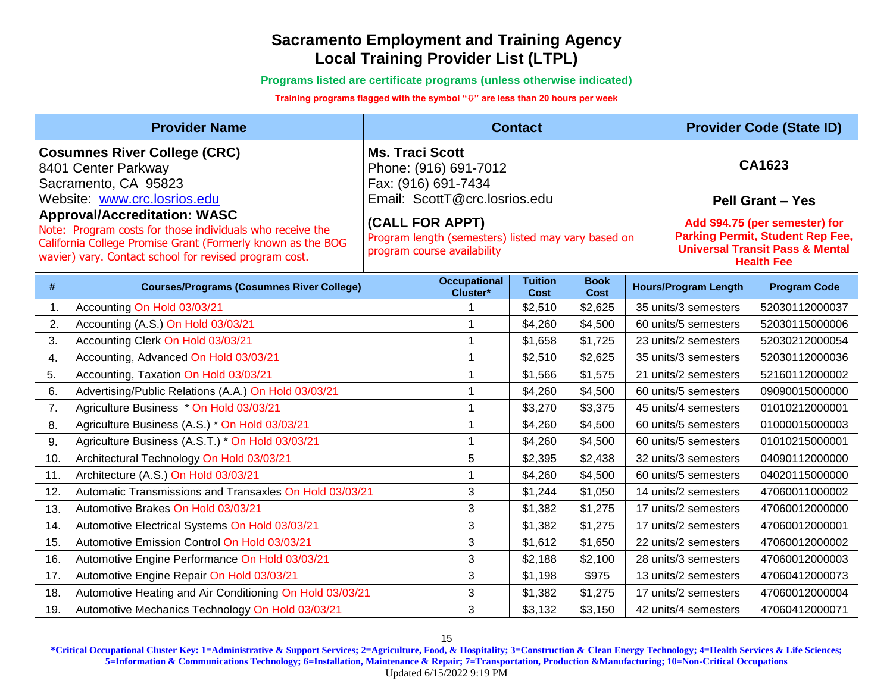# Sacramento Employment and Training Agency
# Local Training Provider List (LTPL)

**Programs listed are certificate programs (unless otherwise indicated)**

**Training programs flagged with the symbol "⇩" are less than 20 hours per week**

| Provider Name | Contact | Provider Code (State ID) |
|---|---|---|
| **Cosumnes River College (CRC)**<br>8401 Center Parkway<br>Sacramento, CA 95823<br>Website: [www.crc.losrios.edu](http://www.crc.losrios.edu)<br>**Approval/Accreditation: WASC**<br>Note: Program costs for those individuals who receive the California College Promise Grant (Formerly known as the BOG wavier) vary. Contact school for revised program cost. | **Ms. Traci Scott**<br>Phone: (916) 691-7012<br>Fax: (916) 691-7434<br>Email: ScottT@crc.losrios.edu<br>**(CALL FOR APPT)**<br>Program length (semesters) listed may vary based on program course availability | **CA1623**<br><br>**Pell Grant – Yes**<br>**Add $94.75 (per semester) for Parking Permit, Student Rep Fee, Universal Transit Pass & Mental Health Fee** |

| # | Courses/Programs (Cosumnes River College) | Occupational Cluster* | Tuition Cost | Book Cost | Hours/Program Length | Program Code |
|---|---|---|---|---|---|---|
| 1. | Accounting On Hold 03/03/21 | 1 | $2,510 | $2,625 | 35 units/3 semesters | 52030112000037 |
| 2. | Accounting (A.S.) On Hold 03/03/21 | 1 | $4,260 | $4,500 | 60 units/5 semesters | 52030115000006 |
| 3. | Accounting Clerk On Hold 03/03/21 | 1 | $1,658 | $1,725 | 23 units/2 semesters | 52030212000054 |
| 4. | Accounting, Advanced On Hold 03/03/21 | 1 | $2,510 | $2,625 | 35 units/3 semesters | 52030112000036 |
| 5. | Accounting, Taxation On Hold 03/03/21 | 1 | $1,566 | $1,575 | 21 units/2 semesters | 52160112000002 |
| 6. | Advertising/Public Relations (A.A.) On Hold 03/03/21 | 1 | $4,260 | $4,500 | 60 units/5 semesters | 09090015000000 |
| 7. | Agriculture Business * On Hold 03/03/21 | 1 | $3,270 | $3,375 | 45 units/4 semesters | 01010212000001 |
| 8. | Agriculture Business (A.S.) * On Hold 03/03/21 | 1 | $4,260 | $4,500 | 60 units/5 semesters | 01000015000003 |
| 9. | Agriculture Business (A.S.T.) * On Hold 03/03/21 | 1 | $4,260 | $4,500 | 60 units/5 semesters | 01010215000001 |
| 10. | Architectural Technology On Hold 03/03/21 | 5 | $2,395 | $2,438 | 32 units/3 semesters | 04090112000000 |
| 11. | Architecture (A.S.) On Hold 03/03/21 | 1 | $4,260 | $4,500 | 60 units/5 semesters | 04020115000000 |
| 12. | Automatic Transmissions and Transaxles On Hold 03/03/21 | 3 | $1,244 | $1,050 | 14 units/2 semesters | 47060011000002 |
| 13. | Automotive Brakes On Hold 03/03/21 | 3 | $1,382 | $1,275 | 17 units/2 semesters | 47060012000000 |
| 14. | Automotive Electrical Systems On Hold 03/03/21 | 3 | $1,382 | $1,275 | 17 units/2 semesters | 47060012000001 |
| 15. | Automotive Emission Control On Hold 03/03/21 | 3 | $1,612 | $1,650 | 22 units/2 semesters | 47060012000002 |
| 16. | Automotive Engine Performance On Hold 03/03/21 | 3 | $2,188 | $2,100 | 28 units/3 semesters | 47060012000003 |
| 17. | Automotive Engine Repair On Hold 03/03/21 | 3 | $1,198 | $975 | 13 units/2 semesters | 47060412000073 |
| 18. | Automotive Heating and Air Conditioning On Hold 03/03/21 | 3 | $1,382 | $1,275 | 17 units/2 semesters | 47060012000004 |
| 19. | Automotive Mechanics Technology On Hold 03/03/21 | 3 | $3,132 | $3,150 | 42 units/4 semesters | 47060412000071 |

**\*Critical Occupational Cluster Key: 1=Administrative & Support Services; 2=Agriculture, Food, & Hospitality; 3=Construction & Clean Energy Technology; 4=Health Services & Life Sciences; 5=Information & Communications Technology; 6=Installation, Maintenance & Repair; 7=Transportation, Production &Manufacturing; 10=Non-Critical Occupations**

Updated 6/15/2022 9:19 PM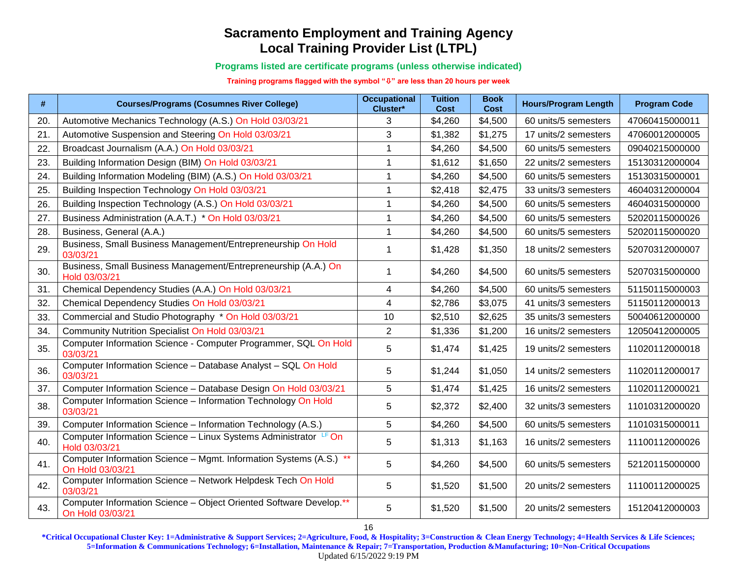# Sacramento Employment and Training Agency
# Local Training Provider List (LTPL)

**Programs listed are certificate programs (unless otherwise indicated)**

**Training programs flagged with the symbol "⇩" are less than 20 hours per week**

| # | Courses/Programs (Cosumnes River College) | Occupational Cluster* | Tuition Cost | Book Cost | Hours/Program Length | Program Code |
|---|---|---|---|---|---|---|
| 20. | Automotive Mechanics Technology (A.S.) On Hold 03/03/21 | 3 | $4,260 | $4,500 | 60 units/5 semesters | 47060415000011 |
| 21. | Automotive Suspension and Steering On Hold 03/03/21 | 3 | $1,382 | $1,275 | 17 units/2 semesters | 47060012000005 |
| 22. | Broadcast Journalism (A.A.) On Hold 03/03/21 | 1 | $4,260 | $4,500 | 60 units/5 semesters | 09040215000000 |
| 23. | Building Information Design (BIM) On Hold 03/03/21 | 1 | $1,612 | $1,650 | 22 units/2 semesters | 15130312000004 |
| 24. | Building Information Modeling (BIM) (A.S.) On Hold 03/03/21 | 1 | $4,260 | $4,500 | 60 units/5 semesters | 15130315000001 |
| 25. | Building Inspection Technology On Hold 03/03/21 | 1 | $2,418 | $2,475 | 33 units/3 semesters | 46040312000004 |
| 26. | Building Inspection Technology (A.S.) On Hold 03/03/21 | 1 | $4,260 | $4,500 | 60 units/5 semesters | 46040315000000 |
| 27. | Business Administration (A.A.T.) * On Hold 03/03/21 | 1 | $4,260 | $4,500 | 60 units/5 semesters | 52020115000026 |
| 28. | Business, General (A.A.) | 1 | $4,260 | $4,500 | 60 units/5 semesters | 52020115000020 |
| 29. | Business, Small Business Management/Entrepreneurship On Hold 03/03/21 | 1 | $1,428 | $1,350 | 18 units/2 semesters | 52070312000007 |
| 30. | Business, Small Business Management/Entrepreneurship (A.A.) On Hold 03/03/21 | 1 | $4,260 | $4,500 | 60 units/5 semesters | 52070315000000 |
| 31. | Chemical Dependency Studies (A.A.) On Hold 03/03/21 | 4 | $4,260 | $4,500 | 60 units/5 semesters | 51150115000003 |
| 32. | Chemical Dependency Studies On Hold 03/03/21 | 4 | $2,786 | $3,075 | 41 units/3 semesters | 51150112000013 |
| 33. | Commercial and Studio Photography * On Hold 03/03/21 | 10 | $2,510 | $2,625 | 35 units/3 semesters | 50040612000000 |
| 34. | Community Nutrition Specialist On Hold 03/03/21 | 2 | $1,336 | $1,200 | 16 units/2 semesters | 12050412000005 |
| 35. | Computer Information Science - Computer Programmer, SQL On Hold 03/03/21 | 5 | $1,474 | $1,425 | 19 units/2 semesters | 11020112000018 |
| 36. | Computer Information Science – Database Analyst – SQL On Hold 03/03/21 | 5 | $1,244 | $1,050 | 14 units/2 semesters | 11020112000017 |
| 37. | Computer Information Science – Database Design On Hold 03/03/21 | 5 | $1,474 | $1,425 | 16 units/2 semesters | 11020112000021 |
| 38. | Computer Information Science – Information Technology On Hold 03/03/21 | 5 | $2,372 | $2,400 | 32 units/3 semesters | 11010312000020 |
| 39. | Computer Information Science – Information Technology (A.S.) | 5 | $4,260 | $4,500 | 60 units/5 semesters | 11010315000011 |
| 40. | Computer Information Science – Linux Systems Administrator [LF] On Hold 03/03/21 | 5 | $1,313 | $1,163 | 16 units/2 semesters | 11100112000026 |
| 41. | Computer Information Science – Mgmt. Information Systems (A.S.) ** On Hold 03/03/21 | 5 | $4,260 | $4,500 | 60 units/5 semesters | 52120115000000 |
| 42. | Computer Information Science – Network Helpdesk Tech On Hold 03/03/21 | 5 | $1,520 | $1,500 | 20 units/2 semesters | 11100112000025 |
| 43. | Computer Information Science – Object Oriented Software Develop.** On Hold 03/03/21 | 5 | $1,520 | $1,500 | 20 units/2 semesters | 15120412000003 |

**\*Critical Occupational Cluster Key: 1=Administrative & Support Services; 2=Agriculture, Food, & Hospitality; 3=Construction & Clean Energy Technology; 4=Health Services & Life Sciences; 5=Information & Communications Technology; 6=Installation, Maintenance & Repair; 7=Transportation, Production &Manufacturing; 10=Non-Critical Occupations**

Updated 6/15/2022 9:19 PM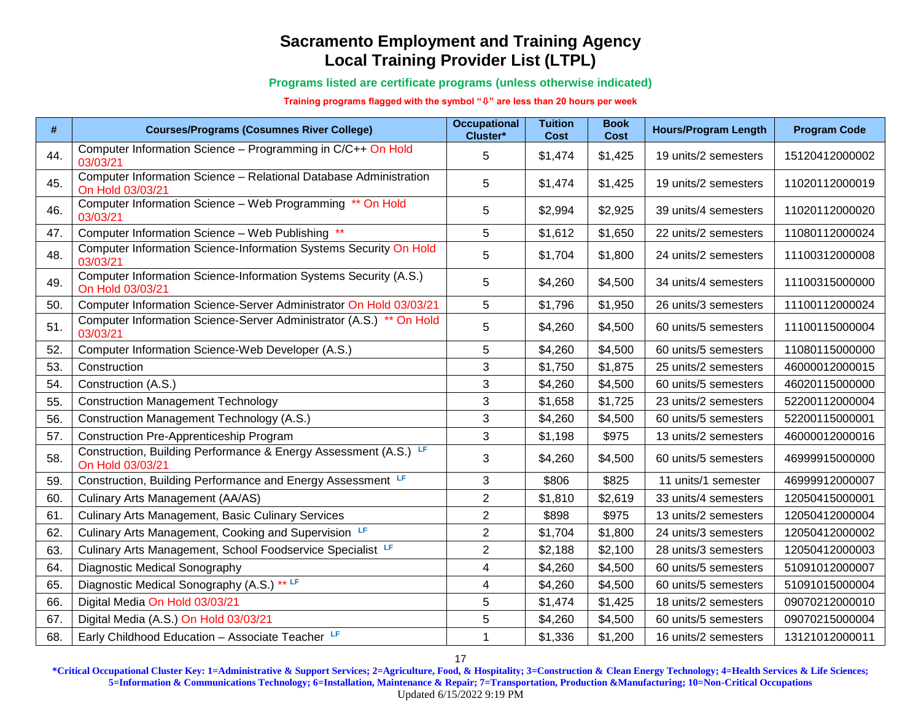# Sacramento Employment and Training Agency
# Local Training Provider List (LTPL)

**Programs listed are certificate programs (unless otherwise indicated)**

**Training programs flagged with the symbol "⇩" are less than 20 hours per week**

| # | Courses/Programs (Cosumnes River College) | Occupational Cluster* | Tuition Cost | Book Cost | Hours/Program Length | Program Code |
|---|---|---|---|---|---|---|
| 44. | Computer Information Science – Programming in C/C++ On Hold 03/03/21 | 5 | $1,474 | $1,425 | 19 units/2 semesters | 15120412000002 |
| 45. | Computer Information Science – Relational Database Administration On Hold 03/03/21 | 5 | $1,474 | $1,425 | 19 units/2 semesters | 11020112000019 |
| 46. | Computer Information Science – Web Programming ** On Hold 03/03/21 | 5 | $2,994 | $2,925 | 39 units/4 semesters | 11020112000020 |
| 47. | Computer Information Science – Web Publishing ** | 5 | $1,612 | $1,650 | 22 units/2 semesters | 11080112000024 |
| 48. | Computer Information Science-Information Systems Security On Hold 03/03/21 | 5 | $1,704 | $1,800 | 24 units/2 semesters | 11100312000008 |
| 49. | Computer Information Science-Information Systems Security (A.S.) On Hold 03/03/21 | 5 | $4,260 | $4,500 | 34 units/4 semesters | 11100315000000 |
| 50. | Computer Information Science-Server Administrator On Hold 03/03/21 | 5 | $1,796 | $1,950 | 26 units/3 semesters | 11100112000024 |
| 51. | Computer Information Science-Server Administrator (A.S.) ** On Hold 03/03/21 | 5 | $4,260 | $4,500 | 60 units/5 semesters | 11100115000004 |
| 52. | Computer Information Science-Web Developer (A.S.) | 5 | $4,260 | $4,500 | 60 units/5 semesters | 11080115000000 |
| 53. | Construction | 3 | $1,750 | $1,875 | 25 units/2 semesters | 46000012000015 |
| 54. | Construction (A.S.) | 3 | $4,260 | $4,500 | 60 units/5 semesters | 46020115000000 |
| 55. | Construction Management Technology | 3 | $1,658 | $1,725 | 23 units/2 semesters | 52200112000004 |
| 56. | Construction Management Technology (A.S.) | 3 | $4,260 | $4,500 | 60 units/5 semesters | 52200115000001 |
| 57. | Construction Pre-Apprenticeship Program | 3 | $1,198 | $975 | 13 units/2 semesters | 46000012000016 |
| 58. | Construction, Building Performance & Energy Assessment (A.S.) LF On Hold 03/03/21 | 3 | $4,260 | $4,500 | 60 units/5 semesters | 46999915000000 |
| 59. | Construction, Building Performance and Energy Assessment LF | 3 | $806 | $825 | 11 units/1 semester | 46999912000007 |
| 60. | Culinary Arts Management (AA/AS) | 2 | $1,810 | $2,619 | 33 units/4 semesters | 12050415000001 |
| 61. | Culinary Arts Management, Basic Culinary Services | 2 | $898 | $975 | 13 units/2 semesters | 12050412000004 |
| 62. | Culinary Arts Management, Cooking and Supervision LF | 2 | $1,704 | $1,800 | 24 units/3 semesters | 12050412000002 |
| 63. | Culinary Arts Management, School Foodservice Specialist LF | 2 | $2,188 | $2,100 | 28 units/3 semesters | 12050412000003 |
| 64. | Diagnostic Medical Sonography | 4 | $4,260 | $4,500 | 60 units/5 semesters | 51091012000007 |
| 65. | Diagnostic Medical Sonography (A.S.) ** LF | 4 | $4,260 | $4,500 | 60 units/5 semesters | 51091015000004 |
| 66. | Digital Media On Hold 03/03/21 | 5 | $1,474 | $1,425 | 18 units/2 semesters | 09070212000010 |
| 67. | Digital Media (A.S.) On Hold 03/03/21 | 5 | $4,260 | $4,500 | 60 units/5 semesters | 09070215000004 |
| 68. | Early Childhood Education – Associate Teacher LF | 1 | $1,336 | $1,200 | 16 units/2 semesters | 13121012000011 |

**\*Critical Occupational Cluster Key: 1=Administrative & Support Services; 2=Agriculture, Food, & Hospitality; 3=Construction & Clean Energy Technology; 4=Health Services & Life Sciences; 5=Information & Communications Technology; 6=Installation, Maintenance & Repair; 7=Transportation, Production &Manufacturing; 10=Non-Critical Occupations**

Updated 6/15/2022 9:19 PM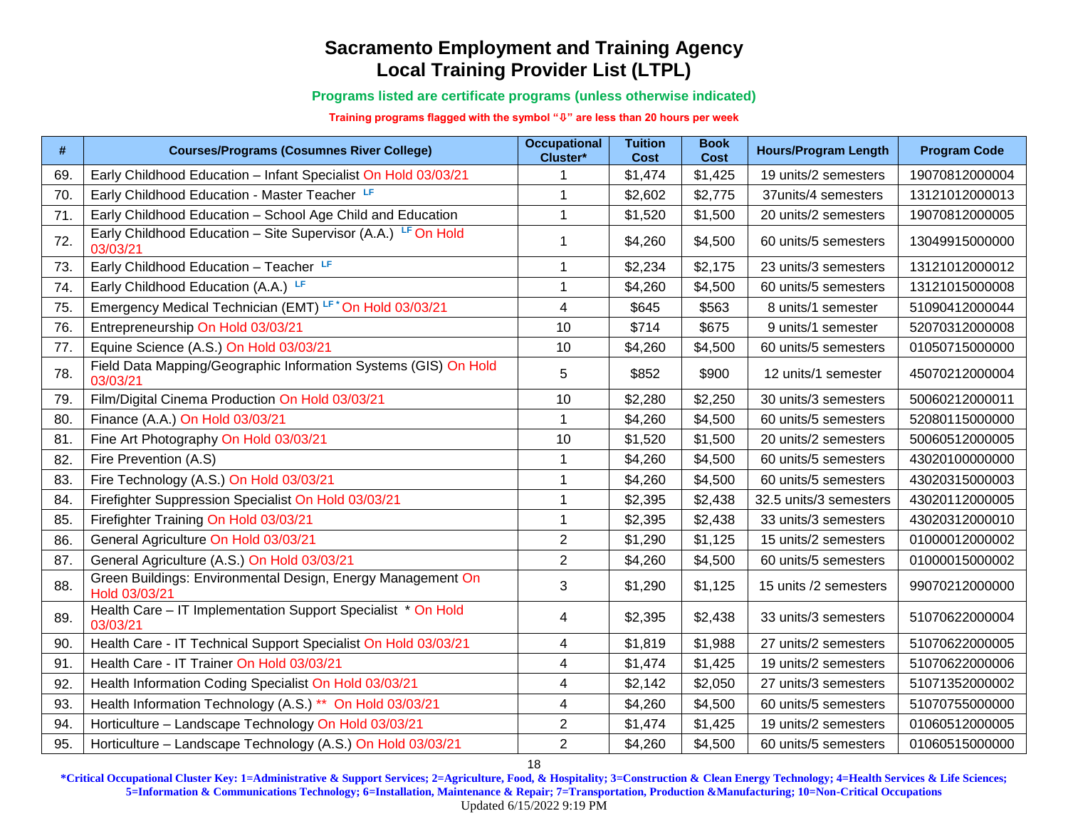# Sacramento Employment and Training Agency
# Local Training Provider List (LTPL)

**Programs listed are certificate programs (unless otherwise indicated)**

**Training programs flagged with the symbol "⇩" are less than 20 hours per week**

| # | Courses/Programs (Cosumnes River College) | Occupational Cluster* | Tuition Cost | Book Cost | Hours/Program Length | Program Code |
|---|---|---|---|---|---|---|
| 69. | Early Childhood Education – Infant Specialist On Hold 03/03/21 | 1 | $1,474 | $1,425 | 19 units/2 semesters | 19070812000004 |
| 70. | Early Childhood Education - Master Teacher LF | 1 | $2,602 | $2,775 | 37units/4 semesters | 13121012000013 |
| 71. | Early Childhood Education – School Age Child and Education | 1 | $1,520 | $1,500 | 20 units/2 semesters | 19070812000005 |
| 72. | Early Childhood Education – Site Supervisor (A.A.) LF On Hold 03/03/21 | 1 | $4,260 | $4,500 | 60 units/5 semesters | 13049915000000 |
| 73. | Early Childhood Education – Teacher LF | 1 | $2,234 | $2,175 | 23 units/3 semesters | 13121012000012 |
| 74. | Early Childhood Education (A.A.) LF | 1 | $4,260 | $4,500 | 60 units/5 semesters | 13121015000008 |
| 75. | Emergency Medical Technician (EMT) LF * On Hold 03/03/21 | 4 | $645 | $563 | 8 units/1 semester | 51090412000044 |
| 76. | Entrepreneurship On Hold 03/03/21 | 10 | $714 | $675 | 9 units/1 semester | 52070312000008 |
| 77. | Equine Science (A.S.) On Hold 03/03/21 | 10 | $4,260 | $4,500 | 60 units/5 semesters | 01050715000000 |
| 78. | Field Data Mapping/Geographic Information Systems (GIS) On Hold 03/03/21 | 5 | $852 | $900 | 12 units/1 semester | 45070212000004 |
| 79. | Film/Digital Cinema Production On Hold 03/03/21 | 10 | $2,280 | $2,250 | 30 units/3 semesters | 50060212000011 |
| 80. | Finance (A.A.) On Hold 03/03/21 | 1 | $4,260 | $4,500 | 60 units/5 semesters | 52080115000000 |
| 81. | Fine Art Photography On Hold 03/03/21 | 10 | $1,520 | $1,500 | 20 units/2 semesters | 50060512000005 |
| 82. | Fire Prevention (A.S) | 1 | $4,260 | $4,500 | 60 units/5 semesters | 43020100000000 |
| 83. | Fire Technology (A.S.) On Hold 03/03/21 | 1 | $4,260 | $4,500 | 60 units/5 semesters | 43020315000003 |
| 84. | Firefighter Suppression Specialist On Hold 03/03/21 | 1 | $2,395 | $2,438 | 32.5 units/3 semesters | 43020112000005 |
| 85. | Firefighter Training On Hold 03/03/21 | 1 | $2,395 | $2,438 | 33 units/3 semesters | 43020312000010 |
| 86. | General Agriculture On Hold 03/03/21 | 2 | $1,290 | $1,125 | 15 units/2 semesters | 01000012000002 |
| 87. | General Agriculture (A.S.) On Hold 03/03/21 | 2 | $4,260 | $4,500 | 60 units/5 semesters | 01000015000002 |
| 88. | Green Buildings: Environmental Design, Energy Management On Hold 03/03/21 | 3 | $1,290 | $1,125 | 15 units /2 semesters | 99070212000000 |
| 89. | Health Care – IT Implementation Support Specialist * On Hold 03/03/21 | 4 | $2,395 | $2,438 | 33 units/3 semesters | 51070622000004 |
| 90. | Health Care - IT Technical Support Specialist On Hold 03/03/21 | 4 | $1,819 | $1,988 | 27 units/2 semesters | 51070622000005 |
| 91. | Health Care - IT Trainer On Hold 03/03/21 | 4 | $1,474 | $1,425 | 19 units/2 semesters | 51070622000006 |
| 92. | Health Information Coding Specialist On Hold 03/03/21 | 4 | $2,142 | $2,050 | 27 units/3 semesters | 51071352000002 |
| 93. | Health Information Technology (A.S.) ** On Hold 03/03/21 | 4 | $4,260 | $4,500 | 60 units/5 semesters | 51070755000000 |
| 94. | Horticulture – Landscape Technology On Hold 03/03/21 | 2 | $1,474 | $1,425 | 19 units/2 semesters | 01060512000005 |
| 95. | Horticulture – Landscape Technology (A.S.) On Hold 03/03/21 | 2 | $4,260 | $4,500 | 60 units/5 semesters | 01060515000000 |

**\*Critical Occupational Cluster Key: 1=Administrative & Support Services; 2=Agriculture, Food, & Hospitality; 3=Construction & Clean Energy Technology; 4=Health Services & Life Sciences; 5=Information & Communications Technology; 6=Installation, Maintenance & Repair; 7=Transportation, Production &Manufacturing; 10=Non-Critical Occupations**

Updated 6/15/2022 9:19 PM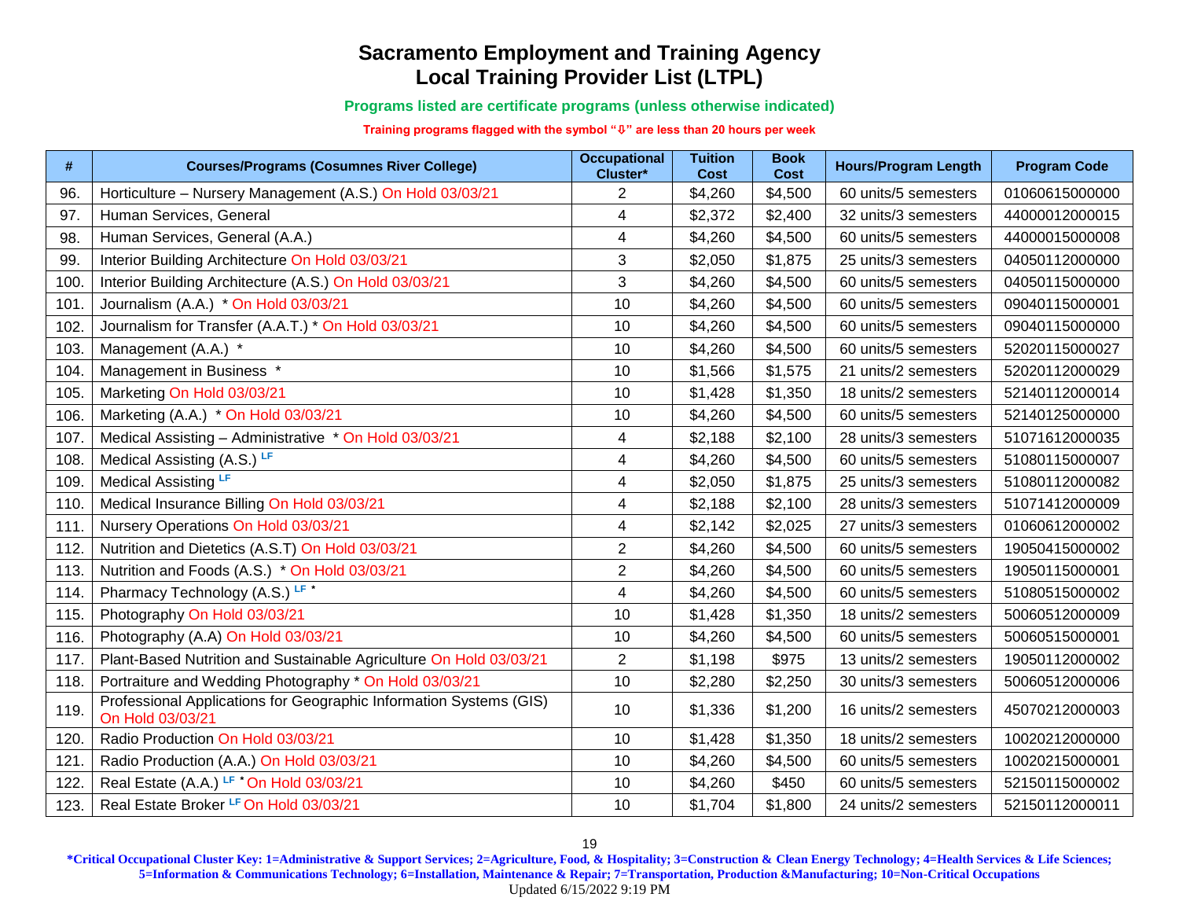# Sacramento Employment and Training Agency
# Local Training Provider List (LTPL)

**Programs listed are certificate programs (unless otherwise indicated)**

**Training programs flagged with the symbol "⇩" are less than 20 hours per week**

| # | Courses/Programs (Cosumnes River College) | Occupational Cluster* | Tuition Cost | Book Cost | Hours/Program Length | Program Code |
|---|---|---|---|---|---|---|
| 96. | Horticulture – Nursery Management (A.S.) On Hold 03/03/21 | 2 | $4,260 | $4,500 | 60 units/5 semesters | 01060615000000 |
| 97. | Human Services, General | 4 | $2,372 | $2,400 | 32 units/3 semesters | 44000012000015 |
| 98. | Human Services, General (A.A.) | 4 | $4,260 | $4,500 | 60 units/5 semesters | 44000015000008 |
| 99. | Interior Building Architecture On Hold 03/03/21 | 3 | $2,050 | $1,875 | 25 units/3 semesters | 04050112000000 |
| 100. | Interior Building Architecture (A.S.) On Hold 03/03/21 | 3 | $4,260 | $4,500 | 60 units/5 semesters | 04050115000000 |
| 101. | Journalism (A.A.) * On Hold 03/03/21 | 10 | $4,260 | $4,500 | 60 units/5 semesters | 09040115000001 |
| 102. | Journalism for Transfer (A.A.T.) * On Hold 03/03/21 | 10 | $4,260 | $4,500 | 60 units/5 semesters | 09040115000000 |
| 103. | Management (A.A.) * | 10 | $4,260 | $4,500 | 60 units/5 semesters | 52020115000027 |
| 104. | Management in Business * | 10 | $1,566 | $1,575 | 21 units/2 semesters | 52020112000029 |
| 105. | Marketing On Hold 03/03/21 | 10 | $1,428 | $1,350 | 18 units/2 semesters | 52140112000014 |
| 106. | Marketing (A.A.) * On Hold 03/03/21 | 10 | $4,260 | $4,500 | 60 units/5 semesters | 52140125000000 |
| 107. | Medical Assisting – Administrative * On Hold 03/03/21 | 4 | $2,188 | $2,100 | 28 units/3 semesters | 51071612000035 |
| 108. | Medical Assisting (A.S.) LF | 4 | $4,260 | $4,500 | 60 units/5 semesters | 51080115000007 |
| 109. | Medical Assisting LF | 4 | $2,050 | $1,875 | 25 units/3 semesters | 51080112000082 |
| 110. | Medical Insurance Billing On Hold 03/03/21 | 4 | $2,188 | $2,100 | 28 units/3 semesters | 51071412000009 |
| 111. | Nursery Operations On Hold 03/03/21 | 4 | $2,142 | $2,025 | 27 units/3 semesters | 01060612000002 |
| 112. | Nutrition and Dietetics (A.S.T) On Hold 03/03/21 | 2 | $4,260 | $4,500 | 60 units/5 semesters | 19050415000002 |
| 113. | Nutrition and Foods (A.S.) * On Hold 03/03/21 | 2 | $4,260 | $4,500 | 60 units/5 semesters | 19050115000001 |
| 114. | Pharmacy Technology (A.S.) LF * | 4 | $4,260 | $4,500 | 60 units/5 semesters | 51080515000002 |
| 115. | Photography On Hold 03/03/21 | 10 | $1,428 | $1,350 | 18 units/2 semesters | 50060512000009 |
| 116. | Photography (A.A) On Hold 03/03/21 | 10 | $4,260 | $4,500 | 60 units/5 semesters | 50060515000001 |
| 117. | Plant-Based Nutrition and Sustainable Agriculture On Hold 03/03/21 | 2 | $1,198 | $975 | 13 units/2 semesters | 19050112000002 |
| 118. | Portraiture and Wedding Photography * On Hold 03/03/21 | 10 | $2,280 | $2,250 | 30 units/3 semesters | 50060512000006 |
| 119. | Professional Applications for Geographic Information Systems (GIS) On Hold 03/03/21 | 10 | $1,336 | $1,200 | 16 units/2 semesters | 45070212000003 |
| 120. | Radio Production On Hold 03/03/21 | 10 | $1,428 | $1,350 | 18 units/2 semesters | 10020212000000 |
| 121. | Radio Production (A.A.) On Hold 03/03/21 | 10 | $4,260 | $4,500 | 60 units/5 semesters | 10020215000001 |
| 122. | Real Estate (A.A.) LF * On Hold 03/03/21 | 10 | $4,260 | $450 | 60 units/5 semesters | 52150115000002 |
| 123. | Real Estate Broker LF On Hold 03/03/21 | 10 | $1,704 | $1,800 | 24 units/2 semesters | 52150112000011 |

**\*Critical Occupational Cluster Key: 1=Administrative & Support Services; 2=Agriculture, Food, & Hospitality; 3=Construction & Clean Energy Technology; 4=Health Services & Life Sciences; 5=Information & Communications Technology; 6=Installation, Maintenance & Repair; 7=Transportation, Production &Manufacturing; 10=Non-Critical Occupations**

Updated 6/15/2022 9:19 PM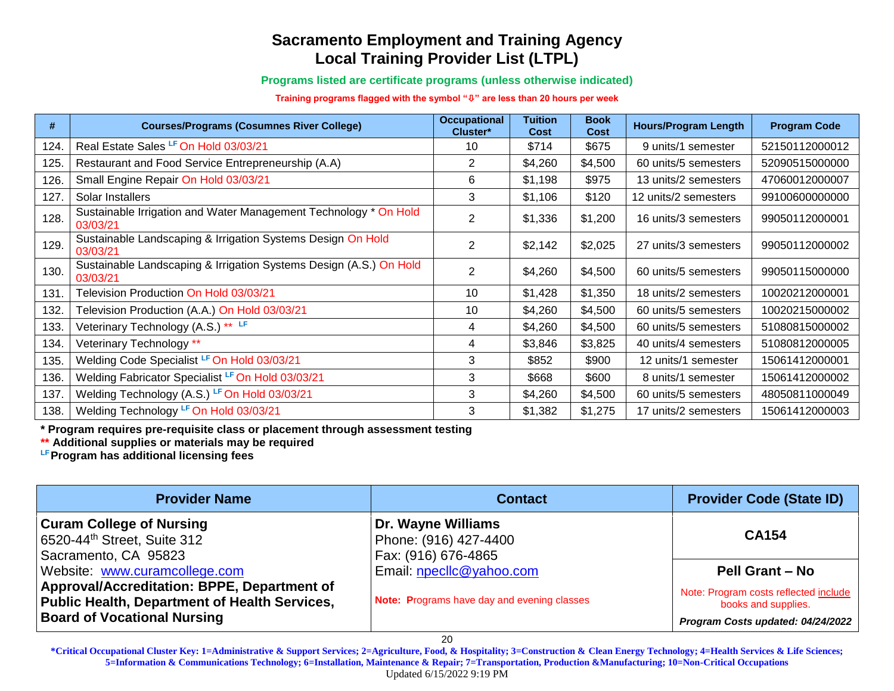# Sacramento Employment and Training Agency
# Local Training Provider List (LTPL)

**Programs listed are certificate programs (unless otherwise indicated)**

**Training programs flagged with the symbol "⇩" are less than 20 hours per week**

| # | Courses/Programs (Cosumnes River College) | Occupational Cluster* | Tuition Cost | Book Cost | Hours/Program Length | Program Code |
|---|---|---|---|---|---|---|
| 124. | Real Estate Sales LF On Hold 03/03/21 | 10 | $714 | $675 | 9 units/1 semester | 52150112000012 |
| 125. | Restaurant and Food Service Entrepreneurship (A.A) | 2 | $4,260 | $4,500 | 60 units/5 semesters | 52090515000000 |
| 126. | Small Engine Repair On Hold 03/03/21 | 6 | $1,198 | $975 | 13 units/2 semesters | 47060012000007 |
| 127. | Solar Installers | 3 | $1,106 | $120 | 12 units/2 semesters | 99100600000000 |
| 128. | Sustainable Irrigation and Water Management Technology * On Hold 03/03/21 | 2 | $1,336 | $1,200 | 16 units/3 semesters | 99050112000001 |
| 129. | Sustainable Landscaping & Irrigation Systems Design On Hold 03/03/21 | 2 | $2,142 | $2,025 | 27 units/3 semesters | 99050112000002 |
| 130. | Sustainable Landscaping & Irrigation Systems Design (A.S.) On Hold 03/03/21 | 2 | $4,260 | $4,500 | 60 units/5 semesters | 99050115000000 |
| 131. | Television Production On Hold 03/03/21 | 10 | $1,428 | $1,350 | 18 units/2 semesters | 10020212000001 |
| 132. | Television Production (A.A.) On Hold 03/03/21 | 10 | $4,260 | $4,500 | 60 units/5 semesters | 10020215000002 |
| 133. | Veterinary Technology (A.S.) ** LF | 4 | $4,260 | $4,500 | 60 units/5 semesters | 51080815000002 |
| 134. | Veterinary Technology ** | 4 | $3,846 | $3,825 | 40 units/4 semesters | 51080812000005 |
| 135. | Welding Code Specialist LF On Hold 03/03/21 | 3 | $852 | $900 | 12 units/1 semester | 15061412000001 |
| 136. | Welding Fabricator Specialist LF On Hold 03/03/21 | 3 | $668 | $600 | 8 units/1 semester | 15061412000002 |
| 137. | Welding Technology (A.S.) LF On Hold 03/03/21 | 3 | $4,260 | $4,500 | 60 units/5 semesters | 48050811000049 |
| 138. | Welding Technology LF On Hold 03/03/21 | 3 | $1,382 | $1,275 | 17 units/2 semesters | 15061412000003 |

**\* Program requires pre-requisite class or placement through assessment testing**
**\*\* Additional supplies or materials may be required**
**LF Program has additional licensing fees**

| Provider Name | Contact | Provider Code (State ID) |
|---|---|---|
| **Curam College of Nursing**<br>6520-44th Street, Suite 312<br>Sacramento, CA 95823<br>Website: www.curamcollege.com<br>**Approval/Accreditation: BPPE, Department of Public Health, Department of Health Services, Board of Vocational Nursing** | **Dr. Wayne Williams**<br>Phone: (916) 427-4400<br>Fax: (916) 676-4865<br>Email: npecllc@yahoo.com<br><br>**Note: P**rograms have day and evening classes | **CA154**<br><br>**Pell Grant – No**<br>Note: Program costs reflected include books and supplies.<br>***Program Costs updated: 04/24/2022*** |

**\*Critical Occupational Cluster Key: 1=Administrative & Support Services; 2=Agriculture, Food, & Hospitality; 3=Construction & Clean Energy Technology; 4=Health Services & Life Sciences; 5=Information & Communications Technology; 6=Installation, Maintenance & Repair; 7=Transportation, Production &Manufacturing; 10=Non-Critical Occupations**

Updated 6/15/2022 9:19 PM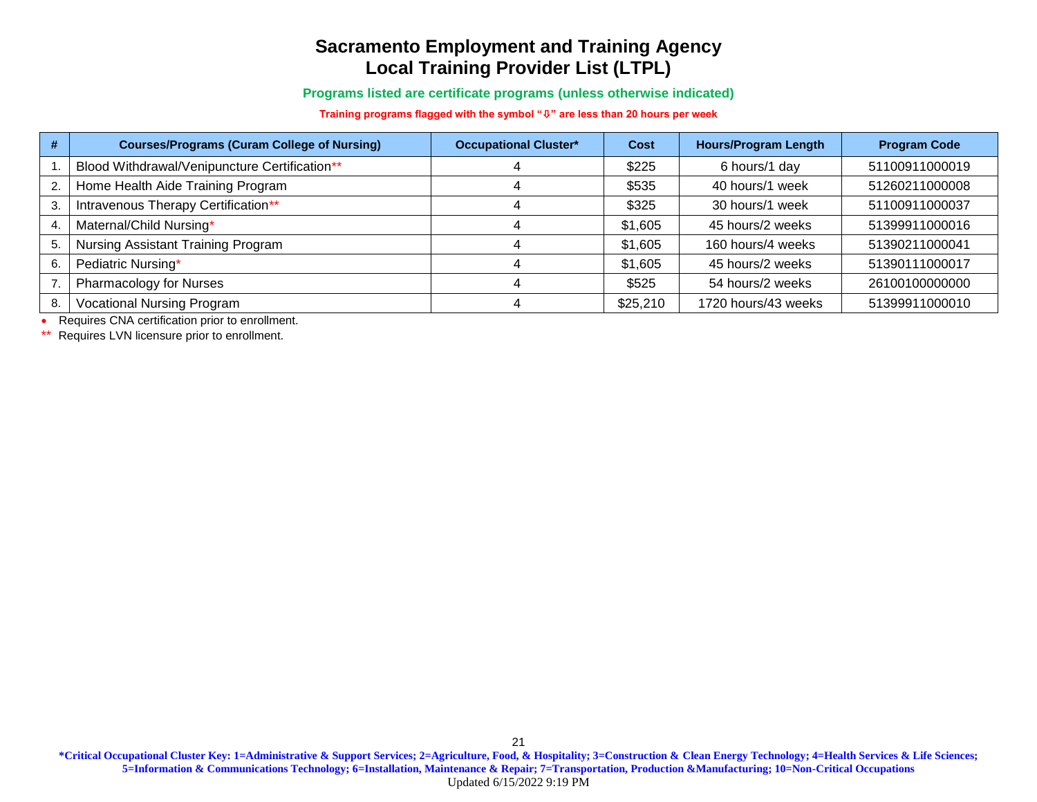# Sacramento Employment and Training Agency
# Local Training Provider List (LTPL)

**Programs listed are certificate programs (unless otherwise indicated)**

**Training programs flagged with the symbol "⇩" are less than 20 hours per week**

| # | Courses/Programs (Curam College of Nursing) | Occupational Cluster* | Cost | Hours/Program Length | Program Code |
|---|---|---|---|---|---|
| 1. | Blood Withdrawal/Venipuncture Certification** | 4 | $225 | 6 hours/1 day | 51100911000019 |
| 2. | Home Health Aide Training Program | 4 | $535 | 40 hours/1 week | 51260211000008 |
| 3. | Intravenous Therapy Certification** | 4 | $325 | 30 hours/1 week | 51100911000037 |
| 4. | Maternal/Child Nursing* | 4 | $1,605 | 45 hours/2 weeks | 51399911000016 |
| 5. | Nursing Assistant Training Program | 4 | $1,605 | 160 hours/4 weeks | 51390211000041 |
| 6. | Pediatric Nursing* | 4 | $1,605 | 45 hours/2 weeks | 51390111000017 |
| 7. | Pharmacology for Nurses | 4 | $525 | 54 hours/2 weeks | 26100100000000 |
| 8. | Vocational Nursing Program | 4 | $25,210 | 1720 hours/43 weeks | 51399911000010 |

- Requires CNA certification prior to enrollment.

** Requires LVN licensure prior to enrollment.

**\*Critical Occupational Cluster Key: 1=Administrative & Support Services; 2=Agriculture, Food, & Hospitality; 3=Construction & Clean Energy Technology; 4=Health Services & Life Sciences; 5=Information & Communications Technology; 6=Installation, Maintenance & Repair; 7=Transportation, Production &Manufacturing; 10=Non-Critical Occupations**

Updated 6/15/2022 9:19 PM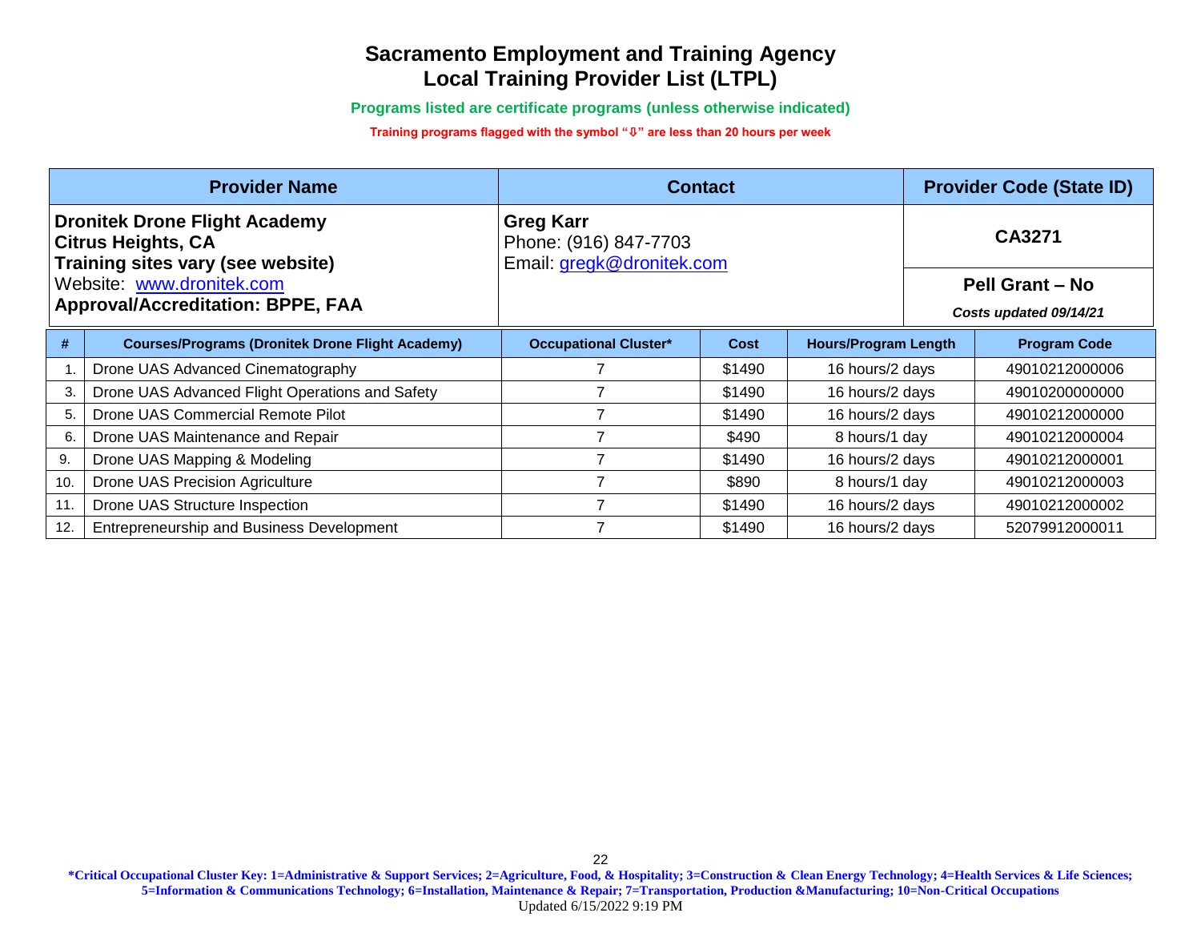# Sacramento Employment and Training Agency
# Local Training Provider List (LTPL)

**Programs listed are certificate programs (unless otherwise indicated)**

**Training programs flagged with the symbol "⇩" are less than 20 hours per week**

| Provider Name | Contact | Provider Code (State ID) |
|---|---|---|
| **Dronitek Drone Flight Academy**<br>**Citrus Heights, CA**<br>**Training sites vary (see website)**<br>Website: [www.dronitek.com](http://www.dronitek.com)<br>**Approval/Accreditation: BPPE, FAA** | **Greg Karr**<br>Phone: (916) 847-7703<br>Email: [gregk@dronitek.com](mailto:gregk@dronitek.com) | **CA3271**<br><br>**Pell Grant – No**<br>***Costs updated 09/14/21*** |

| # | Courses/Programs (Dronitek Drone Flight Academy) | Occupational Cluster* | Cost | Hours/Program Length | Program Code |
|---|---|---|---|---|---|
| 1. | Drone UAS Advanced Cinematography | 7 | $1490 | 16 hours/2 days | 49010212000006 |
| 3. | Drone UAS Advanced Flight Operations and Safety | 7 | $1490 | 16 hours/2 days | 49010200000000 |
| 5. | Drone UAS Commercial Remote Pilot | 7 | $1490 | 16 hours/2 days | 49010212000000 |
| 6. | Drone UAS Maintenance and Repair | 7 | $490 | 8 hours/1 day | 49010212000004 |
| 9. | Drone UAS Mapping & Modeling | 7 | $1490 | 16 hours/2 days | 49010212000001 |
| 10. | Drone UAS Precision Agriculture | 7 | $890 | 8 hours/1 day | 49010212000003 |
| 11. | Drone UAS Structure Inspection | 7 | $1490 | 16 hours/2 days | 49010212000002 |
| 12. | Entrepreneurship and Business Development | 7 | $1490 | 16 hours/2 days | 52079912000011 |

***Critical Occupational Cluster Key: 1=Administrative & Support Services; 2=Agriculture, Food, & Hospitality; 3=Construction & Clean Energy Technology; 4=Health Services & Life Sciences; 5=Information & Communications Technology; 6=Installation, Maintenance & Repair; 7=Transportation, Production &Manufacturing; 10=Non-Critical Occupations**

Updated 6/15/2022 9:19 PM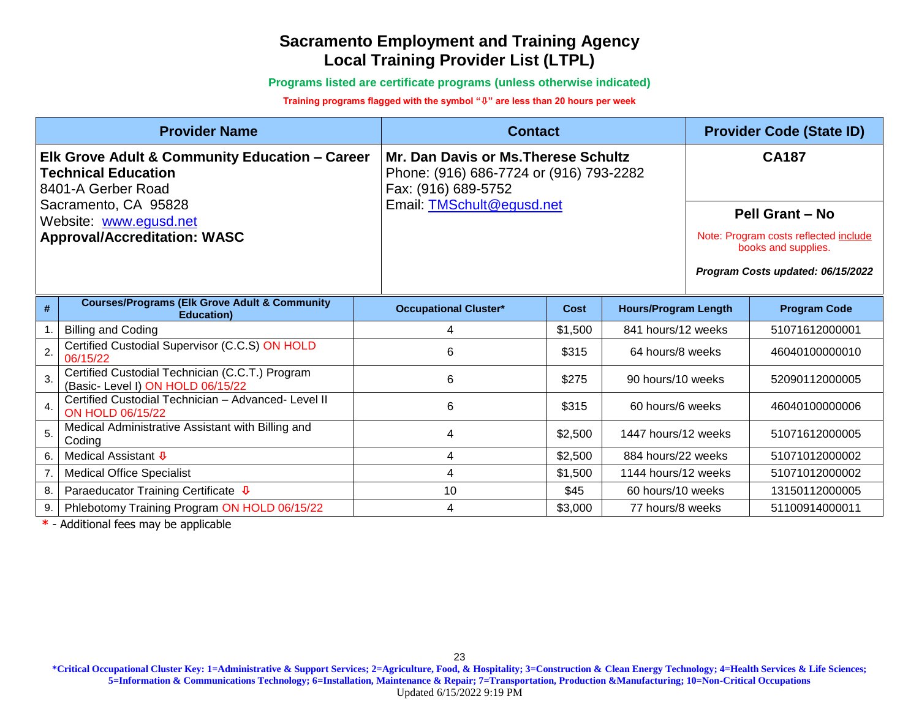# Sacramento Employment and Training Agency
# Local Training Provider List (LTPL)

**Programs listed are certificate programs (unless otherwise indicated)**

**Training programs flagged with the symbol "⇩" are less than 20 hours per week**

| Provider Name | Contact | Provider Code (State ID) |
|---|---|---|
| **Elk Grove Adult & Community Education – Career Technical Education**<br>8401-A Gerber Road<br>Sacramento, CA 95828<br>Website: [www.egusd.net](www.egusd.net)<br>**Approval/Accreditation: WASC** | **Mr. Dan Davis or Ms.Therese Schultz**<br>Phone: (916) 686-7724 or (916) 793-2282<br>Fax: (916) 689-5752<br>Email: [TMSchult@egusd.net](mailto:TMSchult@egusd.net) | **CA187**<br><br>**Pell Grant – No**<br>Note: Program costs reflected include books and supplies.<br>***Program Costs updated: 06/15/2022*** |

| # | Courses/Programs (Elk Grove Adult & Community Education) | Occupational Cluster* | Cost | Hours/Program Length | Program Code |
|---|---|---|---|---|---|
| 1. | Billing and Coding | 4 | $1,500 | 841 hours/12 weeks | 51071612000001 |
| 2. | Certified Custodial Supervisor (C.C.S) ON HOLD 06/15/22 | 6 | $315 | 64 hours/8 weeks | 46040100000010 |
| 3. | Certified Custodial Technician (C.C.T.) Program (Basic- Level I) ON HOLD 06/15/22 | 6 | $275 | 90 hours/10 weeks | 52090112000005 |
| 4. | Certified Custodial Technician – Advanced- Level II ON HOLD 06/15/22 | 6 | $315 | 60 hours/6 weeks | 46040100000006 |
| 5. | Medical Administrative Assistant with Billing and Coding | 4 | $2,500 | 1447 hours/12 weeks | 51071612000005 |
| 6. | Medical Assistant ⇩ | 4 | $2,500 | 884 hours/22 weeks | 51071012000002 |
| 7. | Medical Office Specialist | 4 | $1,500 | 1144 hours/12 weeks | 51071012000002 |
| 8. | Paraeducator Training Certificate ⇩ | 10 | $45 | 60 hours/10 weeks | 13150112000005 |
| 9. | Phlebotomy Training Program ON HOLD 06/15/22 | 4 | $3,000 | 77 hours/8 weeks | 51100914000011 |

* - Additional fees may be applicable

**\*Critical Occupational Cluster Key: 1=Administrative & Support Services; 2=Agriculture, Food, & Hospitality; 3=Construction & Clean Energy Technology; 4=Health Services & Life Sciences; 5=Information & Communications Technology; 6=Installation, Maintenance & Repair; 7=Transportation, Production &Manufacturing; 10=Non-Critical Occupations**

Updated 6/15/2022 9:19 PM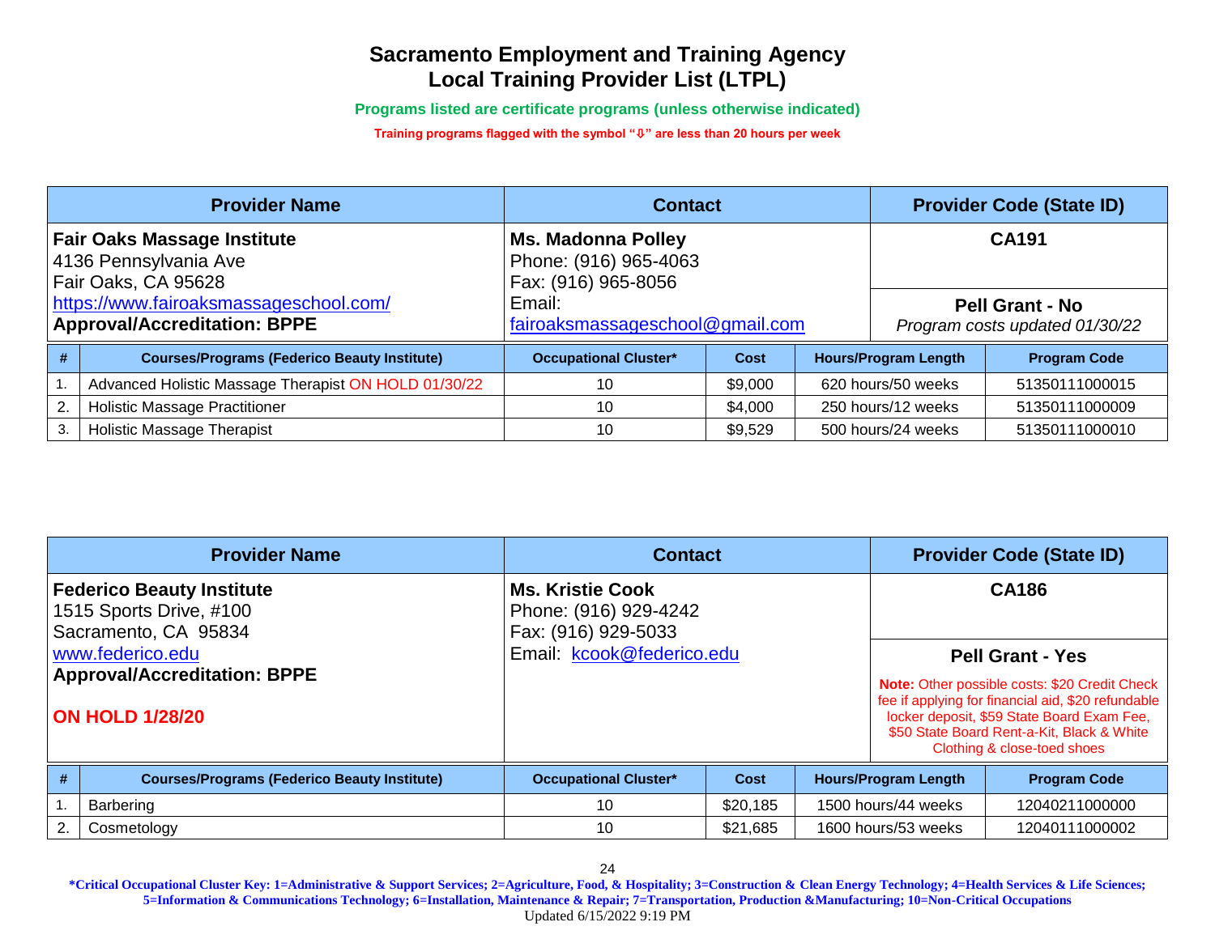# Sacramento Employment and Training Agency
# Local Training Provider List (LTPL)

**Programs listed are certificate programs (unless otherwise indicated)**

**Training programs flagged with the symbol "⇩" are less than 20 hours per week**

| Provider Name | Contact | Provider Code (State ID) |
|---|---|---|
| **Fair Oaks Massage Institute**<br>4136 Pennsylvania Ave<br>Fair Oaks, CA 95628<br>https://www.fairoaksmassageschool.com/<br>**Approval/Accreditation: BPPE** | **Ms. Madonna Polley**<br>Phone: (916) 965-4063<br>Fax: (916) 965-8056<br>Email:<br>fairoaksmassageschool@gmail.com | **CA191**<br><br>**Pell Grant - No**<br>*Program costs updated 01/30/22* |

| # | Courses/Programs (Federico Beauty Institute) | Occupational Cluster* | Cost | Hours/Program Length | Program Code |
|---|---|---|---|---|---|
| 1. | Advanced Holistic Massage Therapist ON HOLD 01/30/22 | 10 | $9,000 | 620 hours/50 weeks | 51350111000015 |
| 2. | Holistic Massage Practitioner | 10 | $4,000 | 250 hours/12 weeks | 51350111000009 |
| 3. | Holistic Massage Therapist | 10 | $9,529 | 500 hours/24 weeks | 51350111000010 |

| Provider Name | Contact | Provider Code (State ID) |
|---|---|---|
| **Federico Beauty Institute**<br>1515 Sports Drive, #100<br>Sacramento, CA 95834<br>www.federico.edu<br>**Approval/Accreditation: BPPE**<br><br>**ON HOLD 1/28/20** | **Ms. Kristie Cook**<br>Phone: (916) 929-4242<br>Fax: (916) 929-5033<br>Email: kcook@federico.edu | **CA186**<br><br>**Pell Grant - Yes**<br>**Note:** Other possible costs: $20 Credit Check fee if applying for financial aid, $20 refundable locker deposit, $59 State Board Exam Fee, $50 State Board Rent-a-Kit, Black & White Clothing & close-toed shoes |

| # | Courses/Programs (Federico Beauty Institute) | Occupational Cluster* | Cost | Hours/Program Length | Program Code |
|---|---|---|---|---|---|
| 1. | Barbering | 10 | $20,185 | 1500 hours/44 weeks | 12040211000000 |
| 2. | Cosmetology | 10 | $21,685 | 1600 hours/53 weeks | 12040111000002 |

**\*Critical Occupational Cluster Key: 1=Administrative & Support Services; 2=Agriculture, Food, & Hospitality; 3=Construction & Clean Energy Technology; 4=Health Services & Life Sciences; 5=Information & Communications Technology; 6=Installation, Maintenance & Repair; 7=Transportation, Production &Manufacturing; 10=Non-Critical Occupations**

Updated 6/15/2022 9:19 PM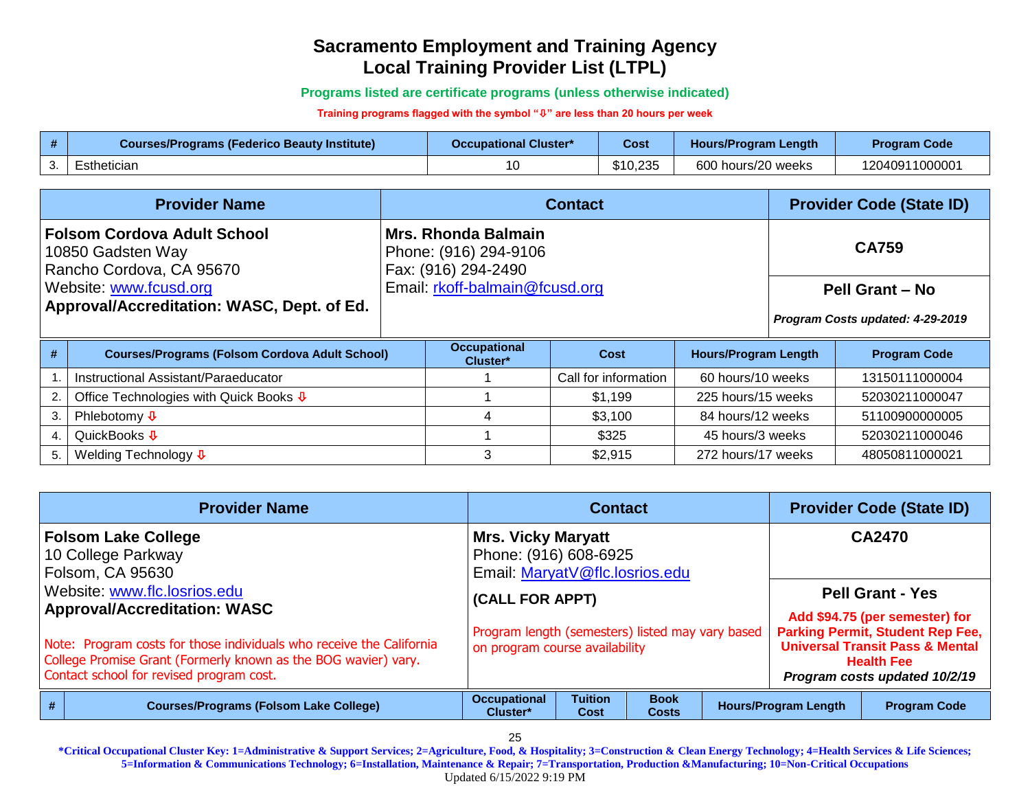# Sacramento Employment and Training Agency
# Local Training Provider List (LTPL)

**Programs listed are certificate programs (unless otherwise indicated)**

**Training programs flagged with the symbol "⇩" are less than 20 hours per week**

| # | Courses/Programs (Federico Beauty Institute) | Occupational Cluster* | Cost | Hours/Program Length | Program Code |
|---|---|---|---|---|---|
| 3. | Esthetician | 10 | $10,235 | 600 hours/20 weeks | 12040911000001 |

| Provider Name | Contact | Provider Code (State ID) |
|---|---|---|
| **Folsom Cordova Adult School**<br>10850 Gadsten Way<br>Rancho Cordova, CA 95670<br>Website: www.fcusd.org<br>**Approval/Accreditation: WASC, Dept. of Ed.** | **Mrs. Rhonda Balmain**<br>Phone: (916) 294-9106<br>Fax: (916) 294-2490<br>Email: rkoff-balmain@fcusd.org | **CA759**<br>**Pell Grant – No**<br>*Program Costs updated: 4-29-2019* |

| # | Courses/Programs (Folsom Cordova Adult School) | Occupational Cluster* | Cost | Hours/Program Length | Program Code |
|---|---|---|---|---|---|
| 1. | Instructional Assistant/Paraeducator | 1 | Call for information | 60 hours/10 weeks | 13150111000004 |
| 2. | Office Technologies with Quick Books ⇩ | 1 | $1,199 | 225 hours/15 weeks | 52030211000047 |
| 3. | Phlebotomy ⇩ | 4 | $3,100 | 84 hours/12 weeks | 51100900000005 |
| 4. | QuickBooks ⇩ | 1 | $325 | 45 hours/3 weeks | 52030211000046 |
| 5. | Welding Technology ⇩ | 3 | $2,915 | 272 hours/17 weeks | 48050811000021 |

| Provider Name | Contact | Provider Code (State ID) |
|---|---|---|
| **Folsom Lake College**<br>10 College Parkway<br>Folsom, CA 95630<br>Website: www.flc.losrios.edu<br>**Approval/Accreditation: WASC**<br>Note: Program costs for those individuals who receive the California College Promise Grant (Formerly known as the BOG wavier) vary. Contact school for revised program cost. | **Mrs. Vicky Maryatt**<br>Phone: (916) 608-6925<br>Email: MaryatV@flc.losrios.edu<br>**(CALL FOR APPT)**<br>Program length (semesters) listed may vary based on program course availability | **CA2470**<br>**Pell Grant - Yes**<br>**Add $94.75 (per semester) for Parking Permit, Student Rep Fee, Universal Transit Pass & Mental Health Fee**<br>***Program costs updated 10/2/19*** |

| # | Courses/Programs (Folsom Lake College) | Occupational Cluster* | Tuition Cost | Book Costs | Hours/Program Length | Program Code |
|---|---|---|---|---|---|---|

**\*Critical Occupational Cluster Key: 1=Administrative & Support Services; 2=Agriculture, Food, & Hospitality; 3=Construction & Clean Energy Technology; 4=Health Services & Life Sciences; 5=Information & Communications Technology; 6=Installation, Maintenance & Repair; 7=Transportation, Production &Manufacturing; 10=Non-Critical Occupations**

Updated 6/15/2022 9:19 PM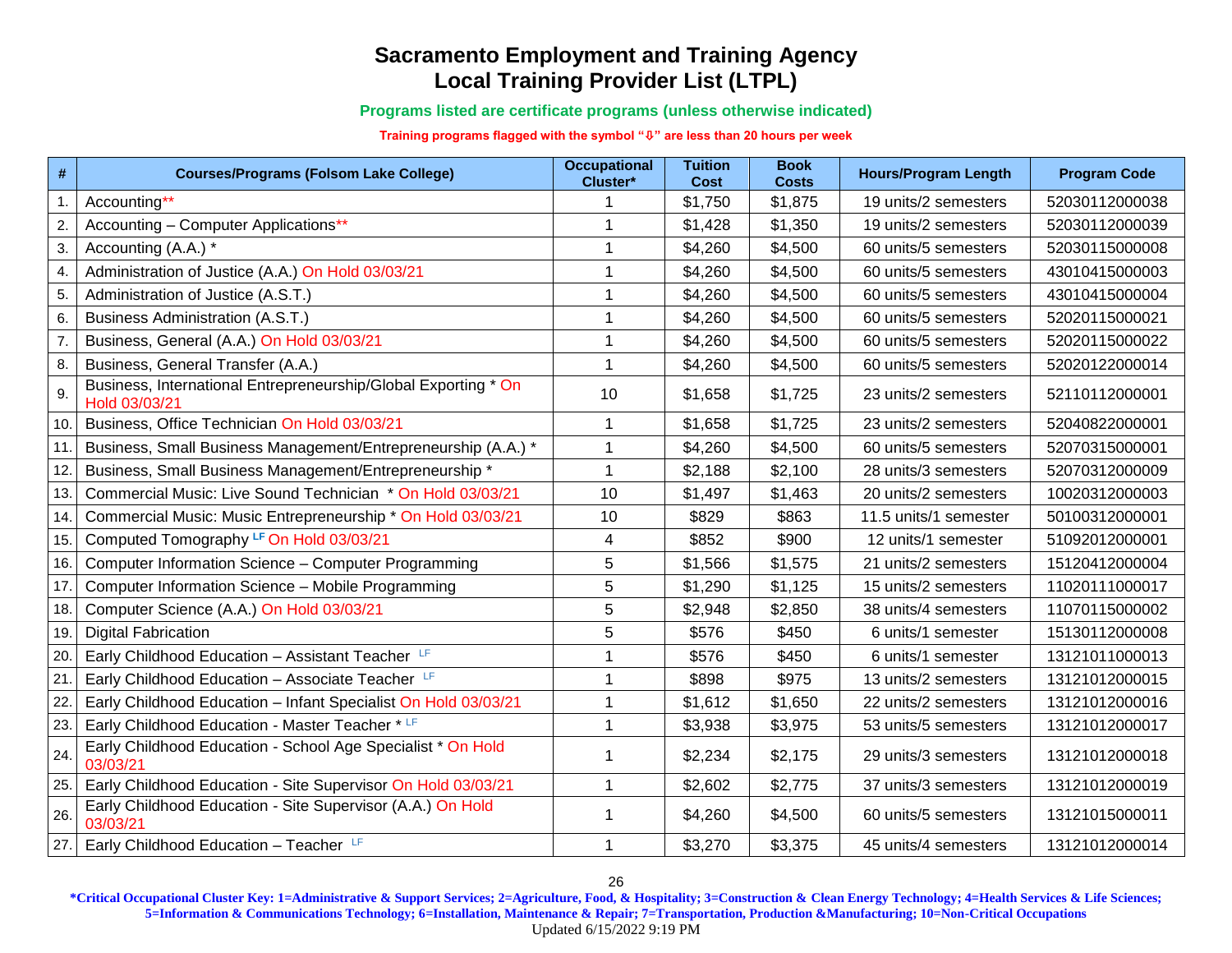# Sacramento Employment and Training Agency
# Local Training Provider List (LTPL)

**Programs listed are certificate programs (unless otherwise indicated)**

**Training programs flagged with the symbol "⇩" are less than 20 hours per week**

| # | Courses/Programs (Folsom Lake College) | Occupational Cluster* | Tuition Cost | Book Costs | Hours/Program Length | Program Code |
|---|---|---|---|---|---|---|
| 1. | Accounting** | 1 | $1,750 | $1,875 | 19 units/2 semesters | 52030112000038 |
| 2. | Accounting – Computer Applications** | 1 | $1,428 | $1,350 | 19 units/2 semesters | 52030112000039 |
| 3. | Accounting (A.A.) * | 1 | $4,260 | $4,500 | 60 units/5 semesters | 52030115000008 |
| 4. | Administration of Justice (A.A.) On Hold 03/03/21 | 1 | $4,260 | $4,500 | 60 units/5 semesters | 43010415000003 |
| 5. | Administration of Justice (A.S.T.) | 1 | $4,260 | $4,500 | 60 units/5 semesters | 43010415000004 |
| 6. | Business Administration (A.S.T.) | 1 | $4,260 | $4,500 | 60 units/5 semesters | 52020115000021 |
| 7. | Business, General (A.A.) On Hold 03/03/21 | 1 | $4,260 | $4,500 | 60 units/5 semesters | 52020115000022 |
| 8. | Business, General Transfer (A.A.) | 1 | $4,260 | $4,500 | 60 units/5 semesters | 52020122000014 |
| 9. | Business, International Entrepreneurship/Global Exporting * On Hold 03/03/21 | 10 | $1,658 | $1,725 | 23 units/2 semesters | 52110112000001 |
| 10. | Business, Office Technician On Hold 03/03/21 | 1 | $1,658 | $1,725 | 23 units/2 semesters | 52040822000001 |
| 11. | Business, Small Business Management/Entrepreneurship (A.A.) * | 1 | $4,260 | $4,500 | 60 units/5 semesters | 52070315000001 |
| 12. | Business, Small Business Management/Entrepreneurship * | 1 | $2,188 | $2,100 | 28 units/3 semesters | 52070312000009 |
| 13. | Commercial Music: Live Sound Technician * On Hold 03/03/21 | 10 | $1,497 | $1,463 | 20 units/2 semesters | 10020312000003 |
| 14. | Commercial Music: Music Entrepreneurship * On Hold 03/03/21 | 10 | $829 | $863 | 11.5 units/1 semester | 50100312000001 |
| 15. | Computed Tomography LF On Hold 03/03/21 | 4 | $852 | $900 | 12 units/1 semester | 51092012000001 |
| 16. | Computer Information Science – Computer Programming | 5 | $1,566 | $1,575 | 21 units/2 semesters | 15120412000004 |
| 17. | Computer Information Science – Mobile Programming | 5 | $1,290 | $1,125 | 15 units/2 semesters | 11020111000017 |
| 18. | Computer Science (A.A.) On Hold 03/03/21 | 5 | $2,948 | $2,850 | 38 units/4 semesters | 11070115000002 |
| 19. | Digital Fabrication | 5 | $576 | $450 | 6 units/1 semester | 15130112000008 |
| 20. | Early Childhood Education – Assistant Teacher LF | 1 | $576 | $450 | 6 units/1 semester | 13121011000013 |
| 21. | Early Childhood Education – Associate Teacher LF | 1 | $898 | $975 | 13 units/2 semesters | 13121012000015 |
| 22. | Early Childhood Education – Infant Specialist On Hold 03/03/21 | 1 | $1,612 | $1,650 | 22 units/2 semesters | 13121012000016 |
| 23. | Early Childhood Education - Master Teacher * LF | 1 | $3,938 | $3,975 | 53 units/5 semesters | 13121012000017 |
| 24. | Early Childhood Education - School Age Specialist * On Hold 03/03/21 | 1 | $2,234 | $2,175 | 29 units/3 semesters | 13121012000018 |
| 25. | Early Childhood Education - Site Supervisor On Hold 03/03/21 | 1 | $2,602 | $2,775 | 37 units/3 semesters | 13121012000019 |
| 26. | Early Childhood Education - Site Supervisor (A.A.) On Hold 03/03/21 | 1 | $4,260 | $4,500 | 60 units/5 semesters | 13121015000011 |
| 27. | Early Childhood Education – Teacher LF | 1 | $3,270 | $3,375 | 45 units/4 semesters | 13121012000014 |

**\*Critical Occupational Cluster Key: 1=Administrative & Support Services; 2=Agriculture, Food, & Hospitality; 3=Construction & Clean Energy Technology; 4=Health Services & Life Sciences; 5=Information & Communications Technology; 6=Installation, Maintenance & Repair; 7=Transportation, Production &Manufacturing; 10=Non-Critical Occupations**

Updated 6/15/2022 9:19 PM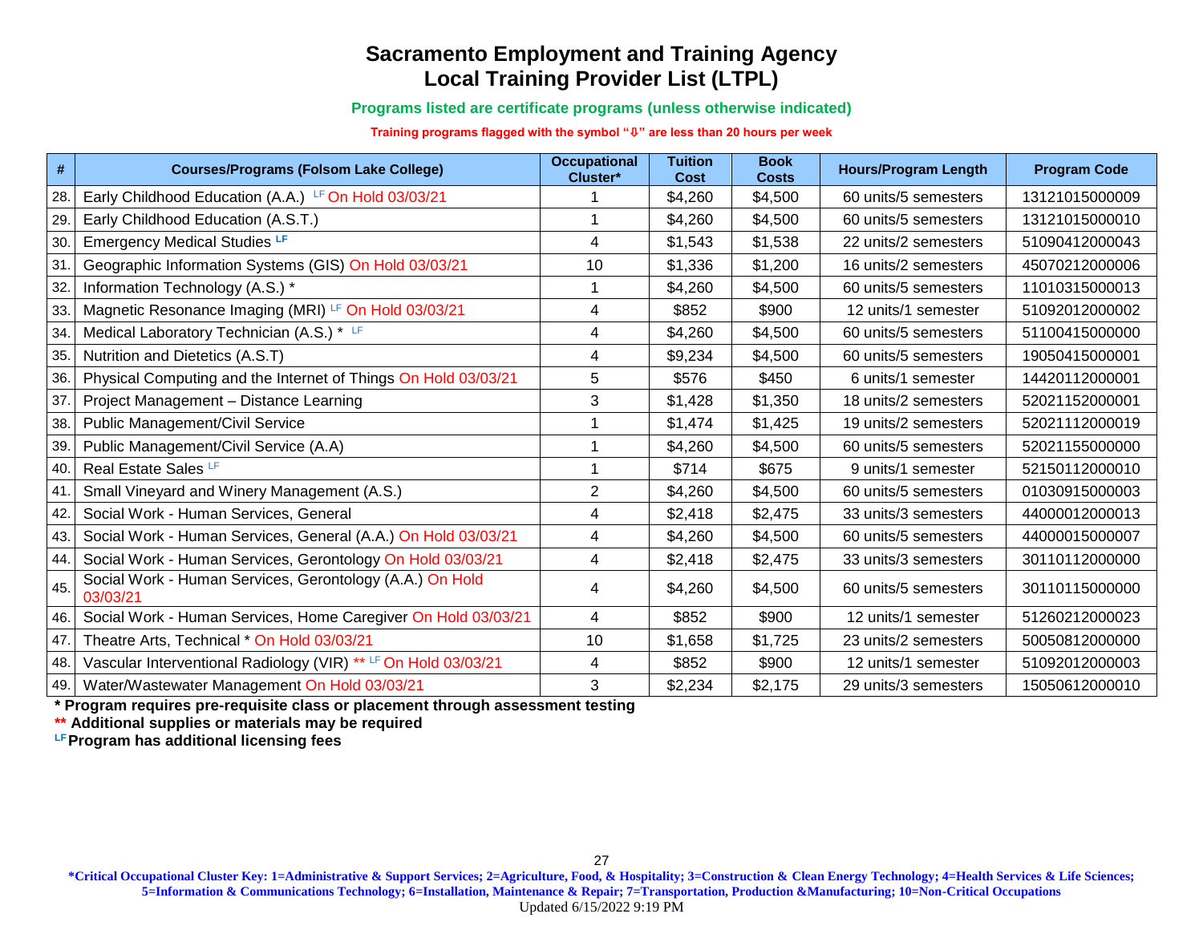# Sacramento Employment and Training Agency
# Local Training Provider List (LTPL)

**Programs listed are certificate programs (unless otherwise indicated)**

**Training programs flagged with the symbol "⇩" are less than 20 hours per week**

| # | Courses/Programs (Folsom Lake College) | Occupational Cluster* | Tuition Cost | Book Costs | Hours/Program Length | Program Code |
|---|---|---|---|---|---|---|
| 28. | Early Childhood Education (A.A.) LF On Hold 03/03/21 | 1 | $4,260 | $4,500 | 60 units/5 semesters | 13121015000009 |
| 29. | Early Childhood Education (A.S.T.) | 1 | $4,260 | $4,500 | 60 units/5 semesters | 13121015000010 |
| 30. | Emergency Medical Studies LF | 4 | $1,543 | $1,538 | 22 units/2 semesters | 51090412000043 |
| 31. | Geographic Information Systems (GIS) On Hold 03/03/21 | 10 | $1,336 | $1,200 | 16 units/2 semesters | 45070212000006 |
| 32. | Information Technology (A.S.) * | 1 | $4,260 | $4,500 | 60 units/5 semesters | 11010315000013 |
| 33. | Magnetic Resonance Imaging (MRI) LF On Hold 03/03/21 | 4 | $852 | $900 | 12 units/1 semester | 51092012000002 |
| 34. | Medical Laboratory Technician (A.S.) * LF | 4 | $4,260 | $4,500 | 60 units/5 semesters | 51100415000000 |
| 35. | Nutrition and Dietetics (A.S.T) | 4 | $9,234 | $4,500 | 60 units/5 semesters | 19050415000001 |
| 36. | Physical Computing and the Internet of Things On Hold 03/03/21 | 5 | $576 | $450 | 6 units/1 semester | 14420112000001 |
| 37. | Project Management – Distance Learning | 3 | $1,428 | $1,350 | 18 units/2 semesters | 52021152000001 |
| 38. | Public Management/Civil Service | 1 | $1,474 | $1,425 | 19 units/2 semesters | 52021112000019 |
| 39. | Public Management/Civil Service (A.A) | 1 | $4,260 | $4,500 | 60 units/5 semesters | 52021155000000 |
| 40. | Real Estate Sales LF | 1 | $714 | $675 | 9 units/1 semester | 52150112000010 |
| 41. | Small Vineyard and Winery Management (A.S.) | 2 | $4,260 | $4,500 | 60 units/5 semesters | 01030915000003 |
| 42. | Social Work - Human Services, General | 4 | $2,418 | $2,475 | 33 units/3 semesters | 44000012000013 |
| 43. | Social Work - Human Services, General (A.A.) On Hold 03/03/21 | 4 | $4,260 | $4,500 | 60 units/5 semesters | 44000015000007 |
| 44. | Social Work - Human Services, Gerontology On Hold 03/03/21 | 4 | $2,418 | $2,475 | 33 units/3 semesters | 30110112000000 |
| 45. | Social Work - Human Services, Gerontology (A.A.) On Hold 03/03/21 | 4 | $4,260 | $4,500 | 60 units/5 semesters | 30110115000000 |
| 46. | Social Work - Human Services, Home Caregiver On Hold 03/03/21 | 4 | $852 | $900 | 12 units/1 semester | 51260212000023 |
| 47. | Theatre Arts, Technical * On Hold 03/03/21 | 10 | $1,658 | $1,725 | 23 units/2 semesters | 50050812000000 |
| 48. | Vascular Interventional Radiology (VIR) ** LF On Hold 03/03/21 | 4 | $852 | $900 | 12 units/1 semester | 51092012000003 |
| 49. | Water/Wastewater Management On Hold 03/03/21 | 3 | $2,234 | $2,175 | 29 units/3 semesters | 15050612000010 |

**\* Program requires pre-requisite class or placement through assessment testing**

**\*\* Additional supplies or materials may be required**

**LF Program has additional licensing fees**

**\*Critical Occupational Cluster Key: 1=Administrative & Support Services; 2=Agriculture, Food, & Hospitality; 3=Construction & Clean Energy Technology; 4=Health Services & Life Sciences; 5=Information & Communications Technology; 6=Installation, Maintenance & Repair; 7=Transportation, Production &Manufacturing; 10=Non-Critical Occupations**

Updated 6/15/2022 9:19 PM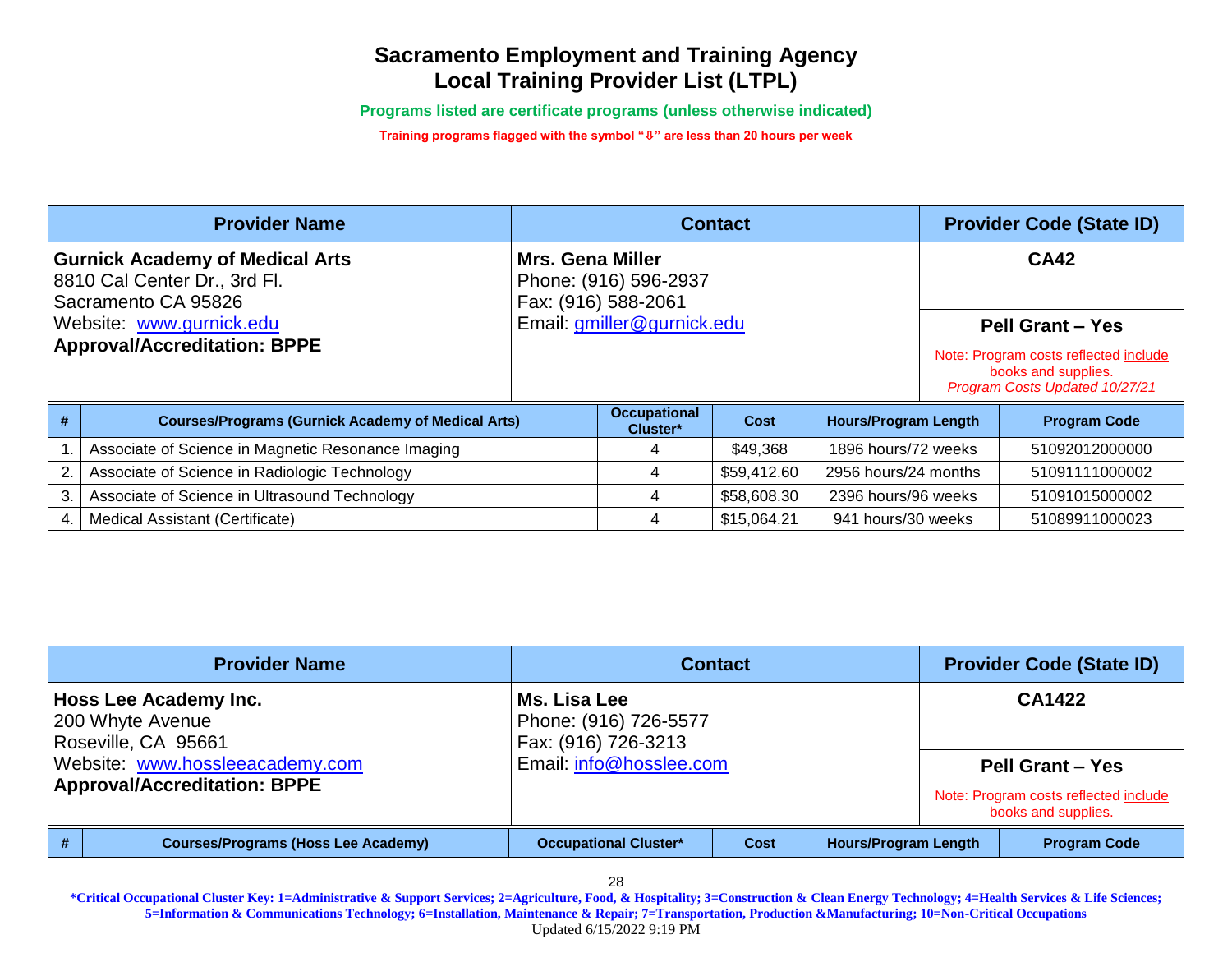# Sacramento Employment and Training Agency
# Local Training Provider List (LTPL)

**Programs listed are certificate programs (unless otherwise indicated)**

**Training programs flagged with the symbol "⇩" are less than 20 hours per week**

| Provider Name | Contact | Provider Code (State ID) |
|---|---|---|
| **Gurnick Academy of Medical Arts**<br>8810 Cal Center Dr., 3rd Fl.<br>Sacramento CA 95826<br>Website: www.gurnick.edu<br>**Approval/Accreditation: BPPE** | **Mrs. Gena Miller**<br>Phone: (916) 596-2937<br>Fax: (916) 588-2061<br>Email: gmiller@gurnick.edu | **CA42**<br><br>**Pell Grant – Yes**<br>Note: Program costs reflected include books and supplies.<br>*Program Costs Updated 10/27/21* |

| # | Courses/Programs (Gurnick Academy of Medical Arts) | Occupational Cluster* | Cost | Hours/Program Length | Program Code |
|---|---|---|---|---|---|
| 1. | Associate of Science in Magnetic Resonance Imaging | 4 | $49,368 | 1896 hours/72 weeks | 51092012000000 |
| 2. | Associate of Science in Radiologic Technology | 4 | $59,412.60 | 2956 hours/24 months | 51091111000002 |
| 3. | Associate of Science in Ultrasound Technology | 4 | $58,608.30 | 2396 hours/96 weeks | 51091015000002 |
| 4. | Medical Assistant (Certificate) | 4 | $15,064.21 | 941 hours/30 weeks | 51089911000023 |

| Provider Name | Contact | Provider Code (State ID) |
|---|---|---|
| **Hoss Lee Academy Inc.**<br>200 Whyte Avenue<br>Roseville, CA 95661<br>Website: www.hossleeacademy.com<br>**Approval/Accreditation: BPPE** | **Ms. Lisa Lee**<br>Phone: (916) 726-5577<br>Fax: (916) 726-3213<br>Email: info@hosslee.com | **CA1422**<br><br>**Pell Grant – Yes**<br>Note: Program costs reflected include books and supplies. |

| # | Courses/Programs (Hoss Lee Academy) | Occupational Cluster* | Cost | Hours/Program Length | Program Code |
|---|---|---|---|---|---|

**\*Critical Occupational Cluster Key: 1=Administrative & Support Services; 2=Agriculture, Food, & Hospitality; 3=Construction & Clean Energy Technology; 4=Health Services & Life Sciences; 5=Information & Communications Technology; 6=Installation, Maintenance & Repair; 7=Transportation, Production &Manufacturing; 10=Non-Critical Occupations**

Updated 6/15/2022 9:19 PM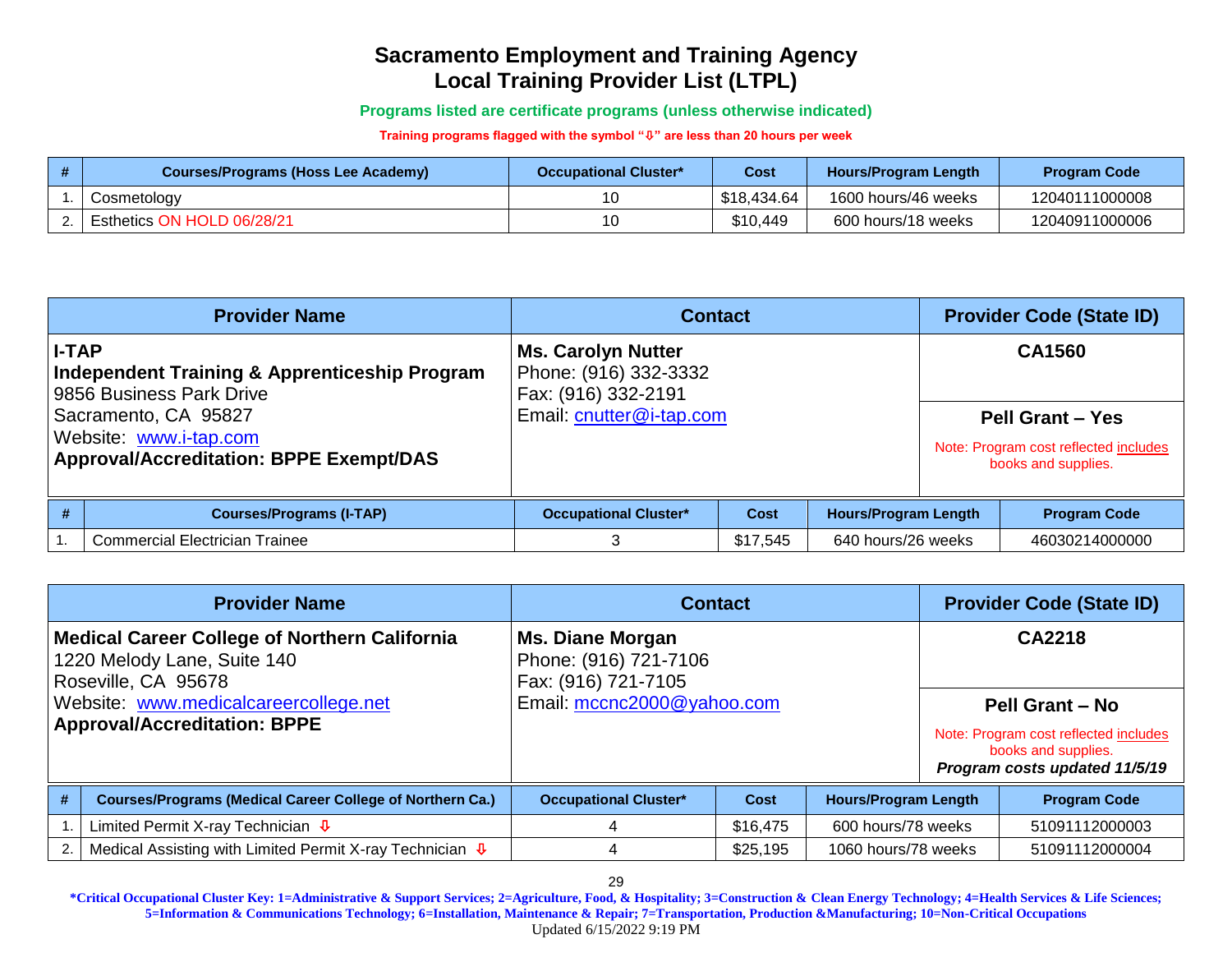# Sacramento Employment and Training Agency
# Local Training Provider List (LTPL)

**Programs listed are certificate programs (unless otherwise indicated)**

**Training programs flagged with the symbol "⇩" are less than 20 hours per week**

| # | Courses/Programs (Hoss Lee Academy) | Occupational Cluster* | Cost | Hours/Program Length | Program Code |
|---|---|---|---|---|---|
| 1. | Cosmetology | 10 | $18,434.64 | 1600 hours/46 weeks | 12040111000008 |
| 2. | Esthetics ON HOLD 06/28/21 | 10 | $10,449 | 600 hours/18 weeks | 12040911000006 |

| Provider Name | Contact | Provider Code (State ID) |
|---|---|---|
| **I-TAP**<br>**Independent Training & Apprenticeship Program**<br>9856 Business Park Drive<br>Sacramento, CA 95827<br>Website: www.i-tap.com<br>**Approval/Accreditation: BPPE Exempt/DAS** | **Ms. Carolyn Nutter**<br>Phone: (916) 332-3332<br>Fax: (916) 332-2191<br>Email: cnutter@i-tap.com | **CA1560**<br><br>**Pell Grant – Yes**<br>Note: Program cost reflected includes books and supplies. |

| # | Courses/Programs (I-TAP) | Occupational Cluster* | Cost | Hours/Program Length | Program Code |
|---|---|---|---|---|---|
| 1. | Commercial Electrician Trainee | 3 | $17,545 | 640 hours/26 weeks | 46030214000000 |

| Provider Name | Contact | Provider Code (State ID) |
|---|---|---|
| **Medical Career College of Northern California**<br>1220 Melody Lane, Suite 140<br>Roseville, CA 95678<br>Website: www.medicalcareercollege.net<br>**Approval/Accreditation: BPPE** | **Ms. Diane Morgan**<br>Phone: (916) 721-7106<br>Fax: (916) 721-7105<br>Email: mccnc2000@yahoo.com | **CA2218**<br><br>**Pell Grant – No**<br>Note: Program cost reflected includes books and supplies.<br>***Program costs updated 11/5/19*** |

| # | Courses/Programs (Medical Career College of Northern Ca.) | Occupational Cluster* | Cost | Hours/Program Length | Program Code |
|---|---|---|---|---|---|
| 1. | Limited Permit X-ray Technician ⇩ | 4 | $16,475 | 600 hours/78 weeks | 51091112000003 |
| 2. | Medical Assisting with Limited Permit X-ray Technician ⇩ | 4 | $25,195 | 1060 hours/78 weeks | 51091112000004 |

***Critical Occupational Cluster Key: 1=Administrative & Support Services; 2=Agriculture, Food, & Hospitality; 3=Construction & Clean Energy Technology; 4=Health Services & Life Sciences; 5=Information & Communications Technology; 6=Installation, Maintenance & Repair; 7=Transportation, Production &Manufacturing; 10=Non-Critical Occupations**

Updated 6/15/2022 9:19 PM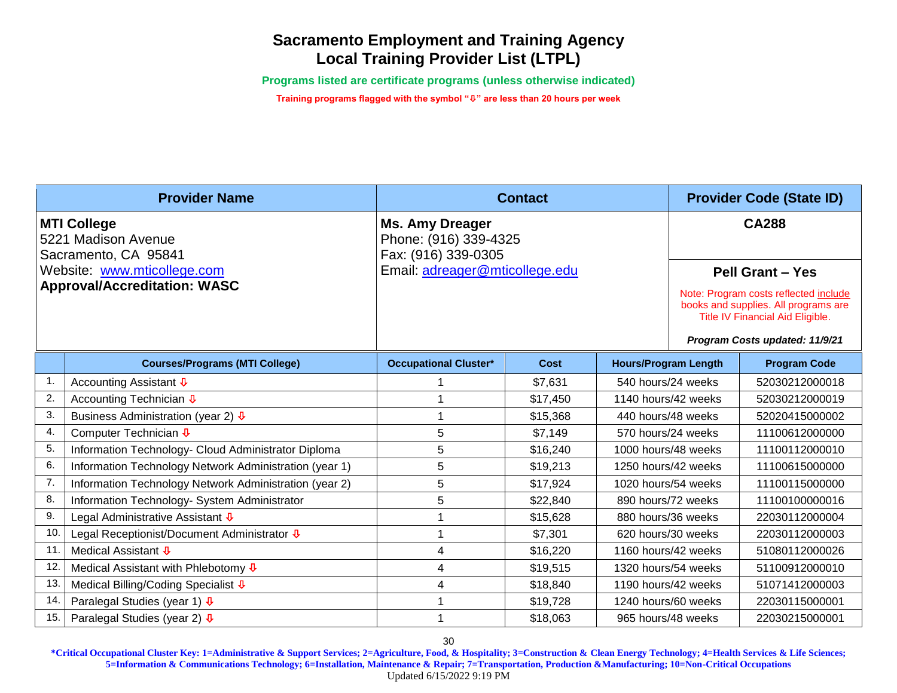# Sacramento Employment and Training Agency
## Local Training Provider List (LTPL)

**Programs listed are certificate programs (unless otherwise indicated)**

**Training programs flagged with the symbol "⇩" are less than 20 hours per week**

| Provider Name | Contact | Provider Code (State ID) |
|---|---|---|
| **MTI College**<br>5221 Madison Avenue<br>Sacramento, CA 95841<br>Website: www.mticollege.com<br>**Approval/Accreditation: WASC** | **Ms. Amy Dreager**<br>Phone: (916) 339-4325<br>Fax: (916) 339-0305<br>Email: adreager@mticollege.edu | **CA288**<br><br>**Pell Grant – Yes**<br>Note: Program costs reflected include books and supplies. All programs are Title IV Financial Aid Eligible.<br>***Program Costs updated: 11/9/21*** |

| | Courses/Programs (MTI College) | Occupational Cluster* | Cost | Hours/Program Length | Program Code |
|---|---|---|---|---|---|
| 1. | Accounting Assistant ⇩ | 1 | $7,631 | 540 hours/24 weeks | 52030212000018 |
| 2. | Accounting Technician ⇩ | 1 | $17,450 | 1140 hours/42 weeks | 52030212000019 |
| 3. | Business Administration (year 2) ⇩ | 1 | $15,368 | 440 hours/48 weeks | 52020415000002 |
| 4. | Computer Technician ⇩ | 5 | $7,149 | 570 hours/24 weeks | 11100612000000 |
| 5. | Information Technology- Cloud Administrator Diploma | 5 | $16,240 | 1000 hours/48 weeks | 11100112000010 |
| 6. | Information Technology Network Administration (year 1) | 5 | $19,213 | 1250 hours/42 weeks | 11100615000000 |
| 7. | Information Technology Network Administration (year 2) | 5 | $17,924 | 1020 hours/54 weeks | 11100115000000 |
| 8. | Information Technology- System Administrator | 5 | $22,840 | 890 hours/72 weeks | 11100100000016 |
| 9. | Legal Administrative Assistant ⇩ | 1 | $15,628 | 880 hours/36 weeks | 22030112000004 |
| 10. | Legal Receptionist/Document Administrator ⇩ | 1 | $7,301 | 620 hours/30 weeks | 22030112000003 |
| 11. | Medical Assistant ⇩ | 4 | $16,220 | 1160 hours/42 weeks | 51080112000026 |
| 12. | Medical Assistant with Phlebotomy ⇩ | 4 | $19,515 | 1320 hours/54 weeks | 51100912000010 |
| 13. | Medical Billing/Coding Specialist ⇩ | 4 | $18,840 | 1190 hours/42 weeks | 51071412000003 |
| 14. | Paralegal Studies (year 1) ⇩ | 1 | $19,728 | 1240 hours/60 weeks | 22030115000001 |
| 15. | Paralegal Studies (year 2) ⇩ | 1 | $18,063 | 965 hours/48 weeks | 22030215000001 |

***Critical Occupational Cluster Key: 1=Administrative & Support Services; 2=Agriculture, Food, & Hospitality; 3=Construction & Clean Energy Technology; 4=Health Services & Life Sciences; 5=Information & Communications Technology; 6=Installation, Maintenance & Repair; 7=Transportation, Production &Manufacturing; 10=Non-Critical Occupations**

Updated 6/15/2022 9:19 PM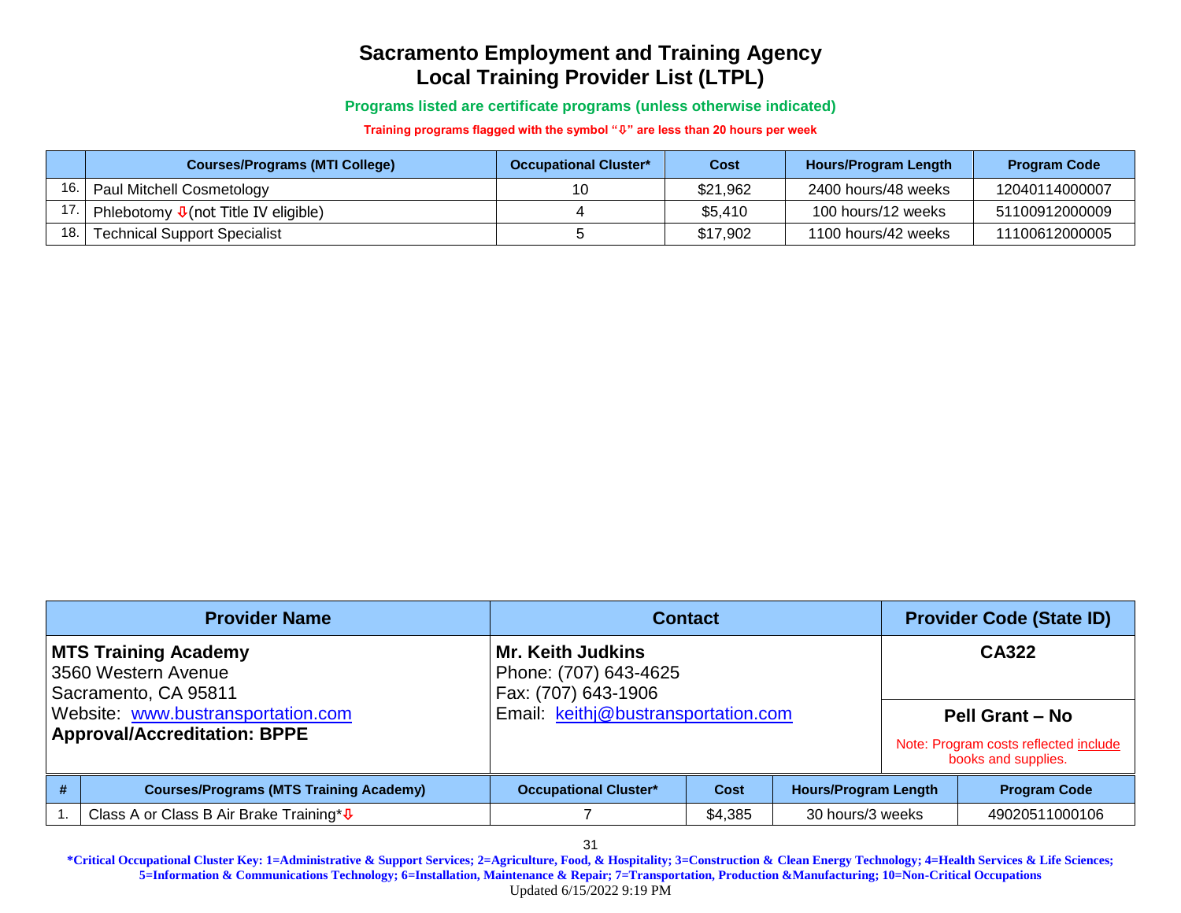# Sacramento Employment and Training Agency
# Local Training Provider List (LTPL)

**Programs listed are certificate programs (unless otherwise indicated)**

**Training programs flagged with the symbol "⇩" are less than 20 hours per week**

| | Courses/Programs (MTI College) | Occupational Cluster* | Cost | Hours/Program Length | Program Code |
|---|---|---|---|---|---|
| 16. | Paul Mitchell Cosmetology | 10 | $21,962 | 2400 hours/48 weeks | 12040114000007 |
| 17. | Phlebotomy ⇩(not Title IV eligible) | 4 | $5,410 | 100 hours/12 weeks | 51100912000009 |
| 18. | Technical Support Specialist | 5 | $17,902 | 1100 hours/42 weeks | 11100612000005 |

| Provider Name | Contact | Provider Code (State ID) |
|---|---|---|
| **MTS Training Academy**<br>3560 Western Avenue<br>Sacramento, CA 95811<br>Website: www.bustransportation.com<br>**Approval/Accreditation: BPPE** | **Mr. Keith Judkins**<br>Phone: (707) 643-4625<br>Fax: (707) 643-1906<br>Email: keithj@bustransportation.com | **CA322**<br><br>**Pell Grant – No**<br>Note: Program costs reflected include books and supplies. |

| # | Courses/Programs (MTS Training Academy) | Occupational Cluster* | Cost | Hours/Program Length | Program Code |
|---|---|---|---|---|---|
| 1. | Class A or Class B Air Brake Training*⇩ | 7 | $4,385 | 30 hours/3 weeks | 49020511000106 |

**\*Critical Occupational Cluster Key: 1=Administrative & Support Services; 2=Agriculture, Food, & Hospitality; 3=Construction & Clean Energy Technology; 4=Health Services & Life Sciences; 5=Information & Communications Technology; 6=Installation, Maintenance & Repair; 7=Transportation, Production &Manufacturing; 10=Non-Critical Occupations**

Updated 6/15/2022 9:19 PM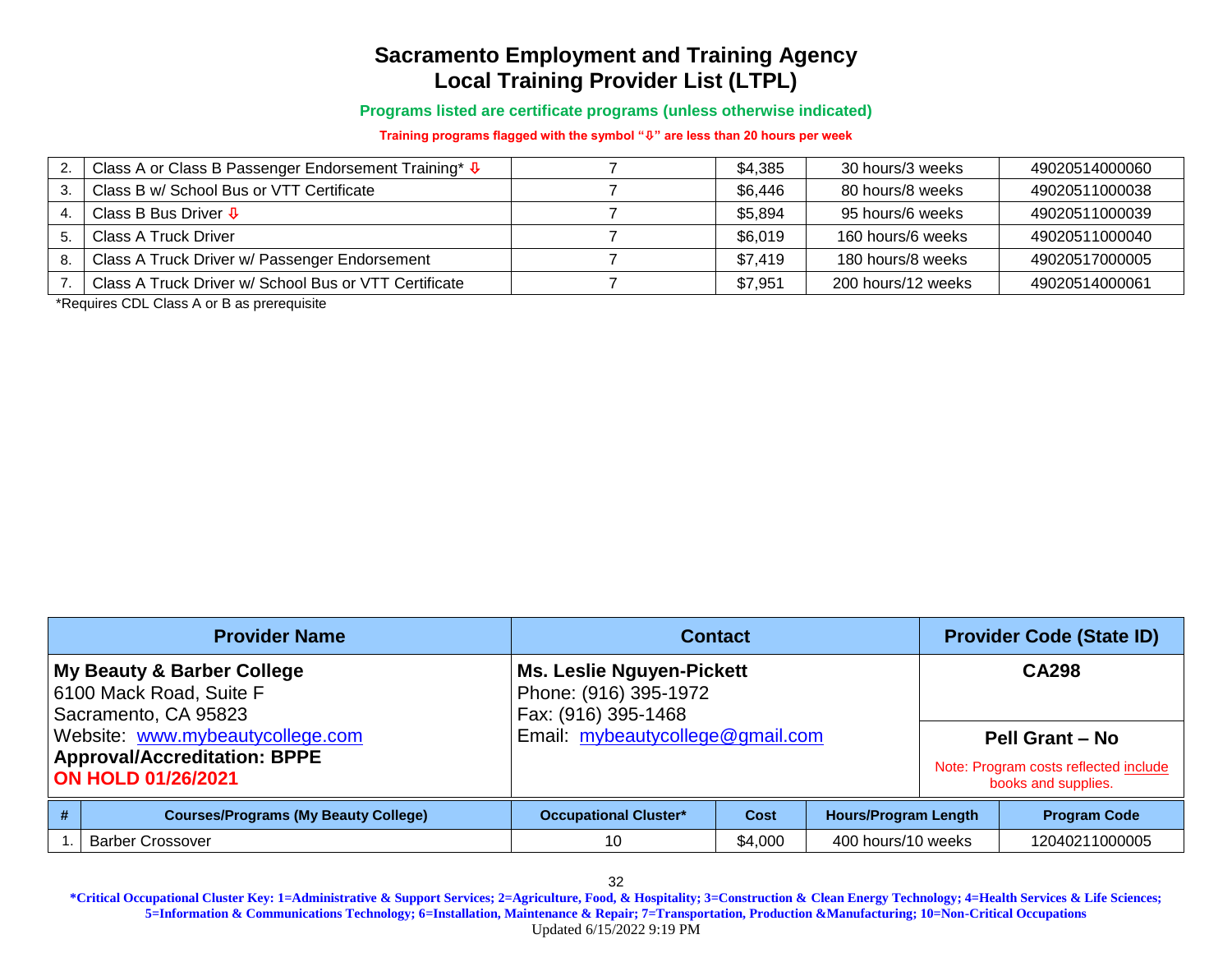# Sacramento Employment and Training Agency
# Local Training Provider List (LTPL)

**Programs listed are certificate programs (unless otherwise indicated)**

**Training programs flagged with the symbol "⇩" are less than 20 hours per week**

| # | Courses/Programs | Occupational Cluster* | Cost | Hours/Program Length | Program Code |
|---|---|---|---|---|---|
| 2. | Class A or Class B Passenger Endorsement Training* ⇩ | 7 | $4,385 | 30 hours/3 weeks | 49020514000060 |
| 3. | Class B w/ School Bus or VTT Certificate | 7 | $6,446 | 80 hours/8 weeks | 49020511000038 |
| 4. | Class B Bus Driver ⇩ | 7 | $5,894 | 95 hours/6 weeks | 49020511000039 |
| 5. | Class A Truck Driver | 7 | $6,019 | 160 hours/6 weeks | 49020511000040 |
| 8. | Class A Truck Driver w/ Passenger Endorsement | 7 | $7,419 | 180 hours/8 weeks | 49020517000005 |
| 7. | Class A Truck Driver w/ School Bus or VTT Certificate | 7 | $7,951 | 200 hours/12 weeks | 49020514000061 |

*Requires CDL Class A or B as prerequisite

| Provider Name | Contact | Provider Code (State ID) |
|---|---|---|
| **My Beauty & Barber College**<br>6100 Mack Road, Suite F<br>Sacramento, CA 95823<br>Website: www.mybeautycollege.com<br>**Approval/Accreditation: BPPE**<br>**ON HOLD 01/26/2021** | **Ms. Leslie Nguyen-Pickett**<br>Phone: (916) 395-1972<br>Fax: (916) 395-1468<br>Email: mybeautycollege@gmail.com | **CA298**<br><br>**Pell Grant – No**<br>Note: Program costs reflected include books and supplies. |

| # | Courses/Programs (My Beauty College) | Occupational Cluster* | Cost | Hours/Program Length | Program Code |
|---|---|---|---|---|---|
| 1. | Barber Crossover | 10 | $4,000 | 400 hours/10 weeks | 12040211000005 |

**\*Critical Occupational Cluster Key: 1=Administrative & Support Services; 2=Agriculture, Food, & Hospitality; 3=Construction & Clean Energy Technology; 4=Health Services & Life Sciences; 5=Information & Communications Technology; 6=Installation, Maintenance & Repair; 7=Transportation, Production &Manufacturing; 10=Non-Critical Occupations**

Updated 6/15/2022 9:19 PM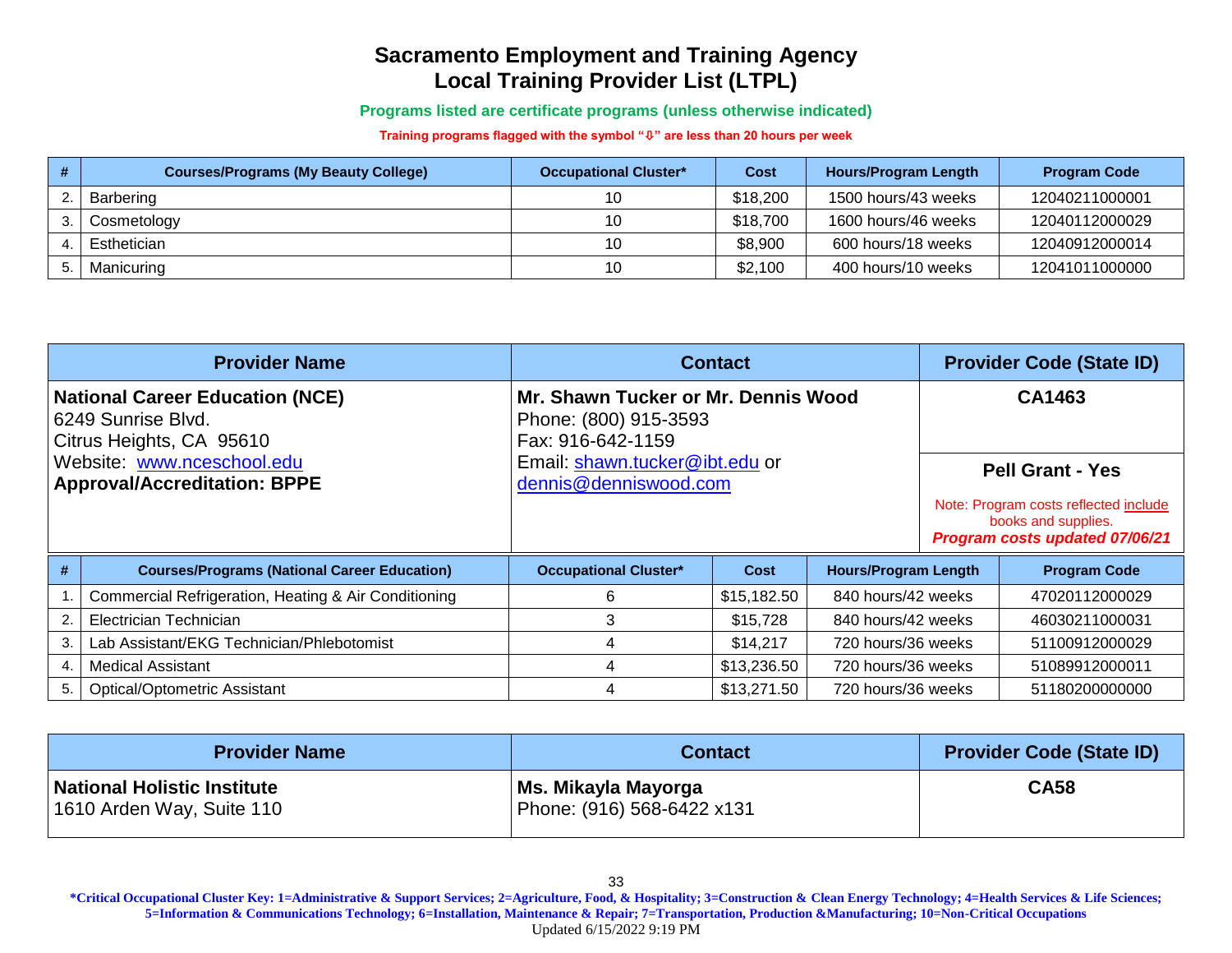# Sacramento Employment and Training Agency
# Local Training Provider List (LTPL)

**Programs listed are certificate programs (unless otherwise indicated)**

**Training programs flagged with the symbol "⇩" are less than 20 hours per week**

| # | Courses/Programs (My Beauty College) | Occupational Cluster* | Cost | Hours/Program Length | Program Code |
|---|---|---|---|---|---|
| 2. | Barbering | 10 | $18,200 | 1500 hours/43 weeks | 12040211000001 |
| 3. | Cosmetology | 10 | $18,700 | 1600 hours/46 weeks | 12040112000029 |
| 4. | Esthetician | 10 | $8,900 | 600 hours/18 weeks | 12040912000014 |
| 5. | Manicuring | 10 | $2,100 | 400 hours/10 weeks | 12041011000000 |

| Provider Name | Contact | Provider Code (State ID) |
|---|---|---|
| **National Career Education (NCE)**<br>6249 Sunrise Blvd.<br>Citrus Heights, CA 95610<br>Website: www.nceschool.edu<br>**Approval/Accreditation: BPPE** | **Mr. Shawn Tucker or Mr. Dennis Wood**<br>Phone: (800) 915-3593<br>Fax: 916-642-1159<br>Email: shawn.tucker@ibt.edu or dennis@denniswood.com | **CA1463**<br><br>**Pell Grant - Yes**<br>Note: Program costs reflected include books and supplies.<br>***Program costs updated 07/06/21*** |

| # | Courses/Programs (National Career Education) | Occupational Cluster* | Cost | Hours/Program Length | Program Code |
|---|---|---|---|---|---|
| 1. | Commercial Refrigeration, Heating & Air Conditioning | 6 | $15,182.50 | 840 hours/42 weeks | 47020112000029 |
| 2. | Electrician Technician | 3 | $15,728 | 840 hours/42 weeks | 46030211000031 |
| 3. | Lab Assistant/EKG Technician/Phlebotomist | 4 | $14,217 | 720 hours/36 weeks | 51100912000029 |
| 4. | Medical Assistant | 4 | $13,236.50 | 720 hours/36 weeks | 51089912000011 |
| 5. | Optical/Optometric Assistant | 4 | $13,271.50 | 720 hours/36 weeks | 51180200000000 |

| Provider Name | Contact | Provider Code (State ID) |
|---|---|---|
| **National Holistic Institute**<br>1610 Arden Way, Suite 110 | **Ms. Mikayla Mayorga**<br>Phone: (916) 568-6422 x131 | **CA58** |

**\*Critical Occupational Cluster Key: 1=Administrative & Support Services; 2=Agriculture, Food, & Hospitality; 3=Construction & Clean Energy Technology; 4=Health Services & Life Sciences; 5=Information & Communications Technology; 6=Installation, Maintenance & Repair; 7=Transportation, Production &Manufacturing; 10=Non-Critical Occupations**

Updated 6/15/2022 9:19 PM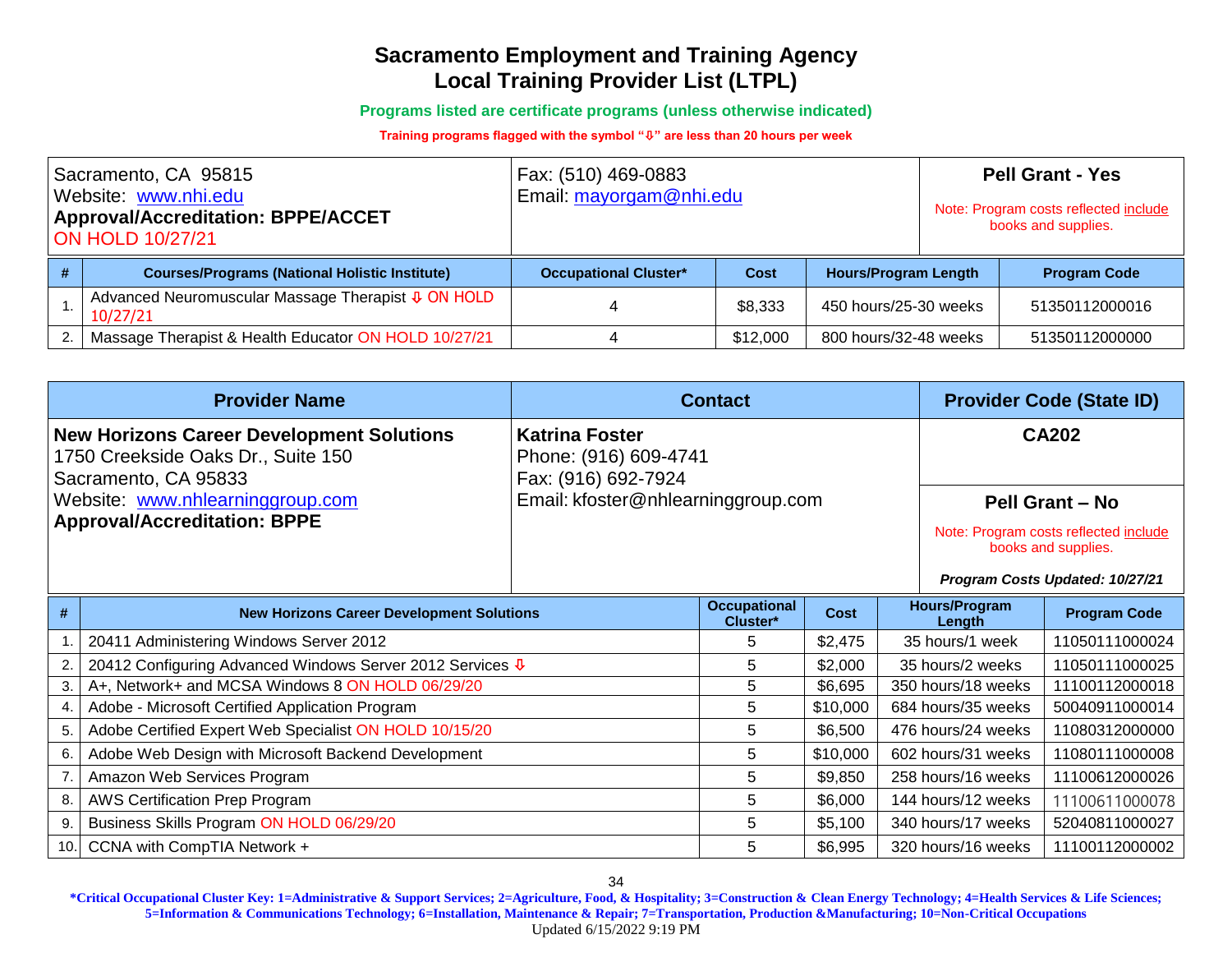# Sacramento Employment and Training Agency
# Local Training Provider List (LTPL)

**Programs listed are certificate programs (unless otherwise indicated)**

**Training programs flagged with the symbol "⇩" are less than 20 hours per week**

| | | |
|---|---|---|
| Sacramento, CA 95815<br>Website: www.nhi.edu<br>**Approval/Accreditation: BPPE/ACCET**<br>ON HOLD 10/27/21 | Fax: (510) 469-0883<br>Email: mayorgam@nhi.edu | **Pell Grant - Yes**<br>Note: Program costs reflected include books and supplies. |

| # | Courses/Programs (National Holistic Institute) | Occupational Cluster* | Cost | Hours/Program Length | Program Code |
|---|---|---|---|---|---|
| 1. | Advanced Neuromuscular Massage Therapist ⇩ ON HOLD 10/27/21 | 4 | $8,333 | 450 hours/25-30 weeks | 51350112000016 |
| 2. | Massage Therapist & Health Educator ON HOLD 10/27/21 | 4 | $12,000 | 800 hours/32-48 weeks | 51350112000000 |

| Provider Name | Contact | Provider Code (State ID) |
|---|---|---|
| **New Horizons Career Development Solutions**<br>1750 Creekside Oaks Dr., Suite 150<br>Sacramento, CA 95833<br>Website: www.nhlearninggroup.com<br>**Approval/Accreditation: BPPE** | **Katrina Foster**<br>Phone: (916) 609-4741<br>Fax: (916) 692-7924<br>Email: kfoster@nhlearninggroup.com | **CA202**<br>**Pell Grant – No**<br>Note: Program costs reflected include books and supplies.<br>***Program Costs Updated: 10/27/21*** |

| # | New Horizons Career Development Solutions | Occupational Cluster* | Cost | Hours/Program Length | Program Code |
|---|---|---|---|---|---|
| 1. | 20411 Administering Windows Server 2012 | 5 | $2,475 | 35 hours/1 week | 11050111000024 |
| 2. | 20412 Configuring Advanced Windows Server 2012 Services ⇩ | 5 | $2,000 | 35 hours/2 weeks | 11050111000025 |
| 3. | A+, Network+ and MCSA Windows 8 ON HOLD 06/29/20 | 5 | $6,695 | 350 hours/18 weeks | 11100112000018 |
| 4. | Adobe - Microsoft Certified Application Program | 5 | $10,000 | 684 hours/35 weeks | 50040911000014 |
| 5. | Adobe Certified Expert Web Specialist ON HOLD 10/15/20 | 5 | $6,500 | 476 hours/24 weeks | 11080312000000 |
| 6. | Adobe Web Design with Microsoft Backend Development | 5 | $10,000 | 602 hours/31 weeks | 11080111000008 |
| 7. | Amazon Web Services Program | 5 | $9,850 | 258 hours/16 weeks | 11100612000026 |
| 8. | AWS Certification Prep Program | 5 | $6,000 | 144 hours/12 weeks | 11100611000078 |
| 9. | Business Skills Program ON HOLD 06/29/20 | 5 | $5,100 | 340 hours/17 weeks | 52040811000027 |
| 10. | CCNA with CompTIA Network + | 5 | $6,995 | 320 hours/16 weeks | 11100112000002 |

**\*Critical Occupational Cluster Key: 1=Administrative & Support Services; 2=Agriculture, Food, & Hospitality; 3=Construction & Clean Energy Technology; 4=Health Services & Life Sciences; 5=Information & Communications Technology; 6=Installation, Maintenance & Repair; 7=Transportation, Production &Manufacturing; 10=Non-Critical Occupations**

Updated 6/15/2022 9:19 PM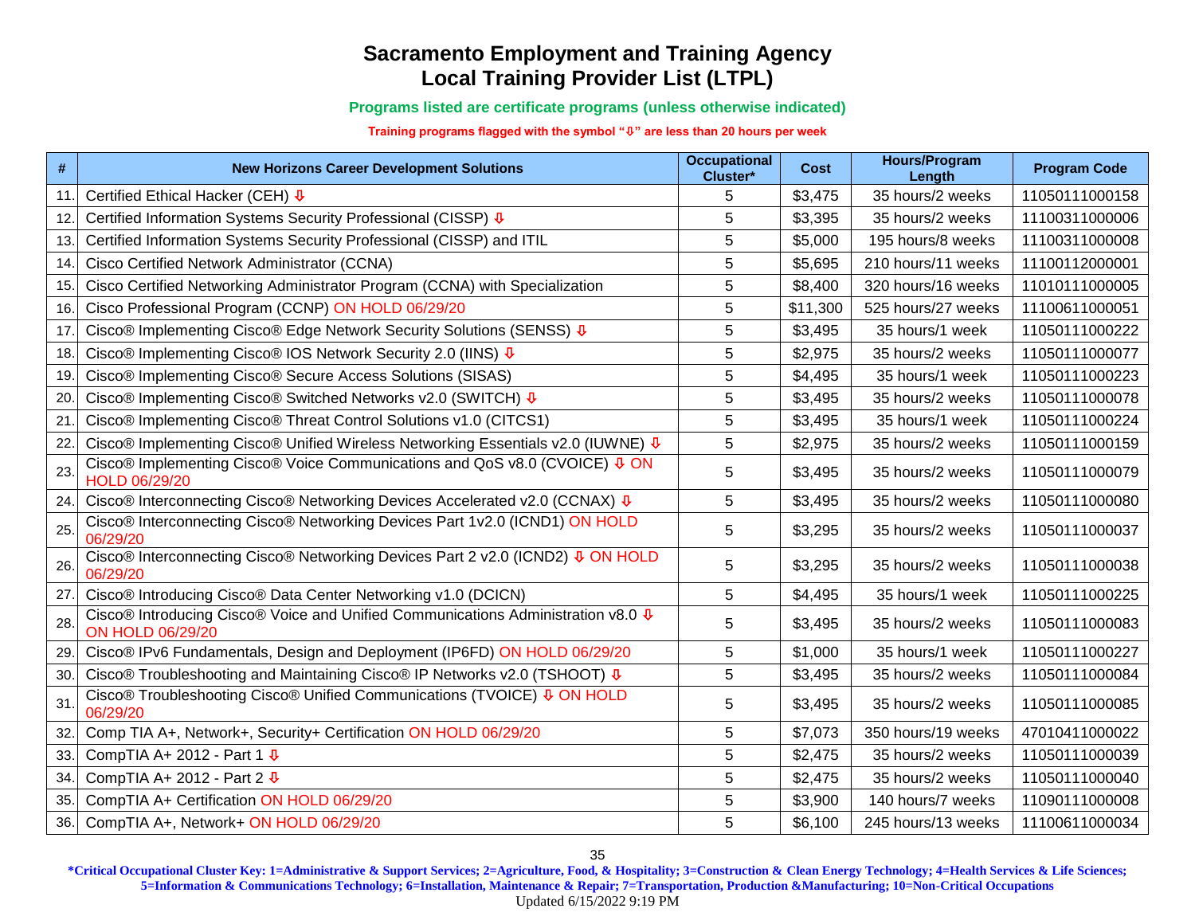# Sacramento Employment and Training Agency
# Local Training Provider List (LTPL)

**Programs listed are certificate programs (unless otherwise indicated)**

**Training programs flagged with the symbol "⇩" are less than 20 hours per week**

| # | New Horizons Career Development Solutions | Occupational Cluster* | Cost | Hours/Program Length | Program Code |
|---|---|---|---|---|---|
| 11. | Certified Ethical Hacker (CEH) ⇩ | 5 | $3,475 | 35 hours/2 weeks | 11050111000158 |
| 12. | Certified Information Systems Security Professional (CISSP) ⇩ | 5 | $3,395 | 35 hours/2 weeks | 11100311000006 |
| 13. | Certified Information Systems Security Professional (CISSP) and ITIL | 5 | $5,000 | 195 hours/8 weeks | 11100311000008 |
| 14. | Cisco Certified Network Administrator (CCNA) | 5 | $5,695 | 210 hours/11 weeks | 11100112000001 |
| 15. | Cisco Certified Networking Administrator Program (CCNA) with Specialization | 5 | $8,400 | 320 hours/16 weeks | 11010111000005 |
| 16. | Cisco Professional Program (CCNP) ON HOLD 06/29/20 | 5 | $11,300 | 525 hours/27 weeks | 11100611000051 |
| 17. | Cisco® Implementing Cisco® Edge Network Security Solutions (SENSS) ⇩ | 5 | $3,495 | 35 hours/1 week | 11050111000222 |
| 18. | Cisco® Implementing Cisco® IOS Network Security 2.0 (IINS) ⇩ | 5 | $2,975 | 35 hours/2 weeks | 11050111000077 |
| 19. | Cisco® Implementing Cisco® Secure Access Solutions (SISAS) | 5 | $4,495 | 35 hours/1 week | 11050111000223 |
| 20. | Cisco® Implementing Cisco® Switched Networks v2.0 (SWITCH) ⇩ | 5 | $3,495 | 35 hours/2 weeks | 11050111000078 |
| 21. | Cisco® Implementing Cisco® Threat Control Solutions v1.0 (CITCS1) | 5 | $3,495 | 35 hours/1 week | 11050111000224 |
| 22. | Cisco® Implementing Cisco® Unified Wireless Networking Essentials v2.0 (IUWNE) ⇩ | 5 | $2,975 | 35 hours/2 weeks | 11050111000159 |
| 23. | Cisco® Implementing Cisco® Voice Communications and QoS v8.0 (CVOICE) ⇩ ON HOLD 06/29/20 | 5 | $3,495 | 35 hours/2 weeks | 11050111000079 |
| 24. | Cisco® Interconnecting Cisco® Networking Devices Accelerated v2.0 (CCNAX) ⇩ | 5 | $3,495 | 35 hours/2 weeks | 11050111000080 |
| 25. | Cisco® Interconnecting Cisco® Networking Devices Part 1v2.0 (ICND1) ON HOLD 06/29/20 | 5 | $3,295 | 35 hours/2 weeks | 11050111000037 |
| 26. | Cisco® Interconnecting Cisco® Networking Devices Part 2 v2.0 (ICND2) ⇩ ON HOLD 06/29/20 | 5 | $3,295 | 35 hours/2 weeks | 11050111000038 |
| 27. | Cisco® Introducing Cisco® Data Center Networking v1.0 (DCICN) | 5 | $4,495 | 35 hours/1 week | 11050111000225 |
| 28. | Cisco® Introducing Cisco® Voice and Unified Communications Administration v8.0 ⇩ ON HOLD 06/29/20 | 5 | $3,495 | 35 hours/2 weeks | 11050111000083 |
| 29. | Cisco® IPv6 Fundamentals, Design and Deployment (IP6FD) ON HOLD 06/29/20 | 5 | $1,000 | 35 hours/1 week | 11050111000227 |
| 30. | Cisco® Troubleshooting and Maintaining Cisco® IP Networks v2.0 (TSHOOT) ⇩ | 5 | $3,495 | 35 hours/2 weeks | 11050111000084 |
| 31. | Cisco® Troubleshooting Cisco® Unified Communications (TVOICE) ⇩ ON HOLD 06/29/20 | 5 | $3,495 | 35 hours/2 weeks | 11050111000085 |
| 32. | Comp TIA A+, Network+, Security+ Certification ON HOLD 06/29/20 | 5 | $7,073 | 350 hours/19 weeks | 47010411000022 |
| 33. | CompTIA A+ 2012 - Part 1 ⇩ | 5 | $2,475 | 35 hours/2 weeks | 11050111000039 |
| 34. | CompTIA A+ 2012 - Part 2 ⇩ | 5 | $2,475 | 35 hours/2 weeks | 11050111000040 |
| 35. | CompTIA A+ Certification ON HOLD 06/29/20 | 5 | $3,900 | 140 hours/7 weeks | 11090111000008 |
| 36. | CompTIA A+, Network+ ON HOLD 06/29/20 | 5 | $6,100 | 245 hours/13 weeks | 11100611000034 |

**\*Critical Occupational Cluster Key: 1=Administrative & Support Services; 2=Agriculture, Food, & Hospitality; 3=Construction & Clean Energy Technology; 4=Health Services & Life Sciences; 5=Information & Communications Technology; 6=Installation, Maintenance & Repair; 7=Transportation, Production &Manufacturing; 10=Non-Critical Occupations**

Updated 6/15/2022 9:19 PM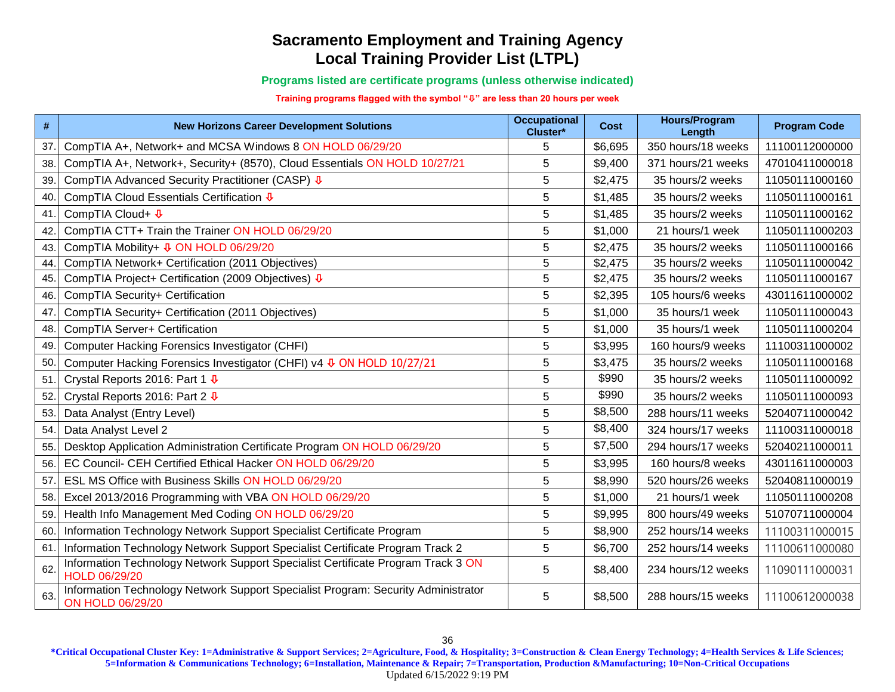# Sacramento Employment and Training Agency
## Local Training Provider List (LTPL)

**Programs listed are certificate programs (unless otherwise indicated)**

**Training programs flagged with the symbol "⇩" are less than 20 hours per week**

| # | New Horizons Career Development Solutions | Occupational Cluster* | Cost | Hours/Program Length | Program Code |
|---|---|---|---|---|---|
| 37. | CompTIA A+, Network+ and MCSA Windows 8 ON HOLD 06/29/20 | 5 | $6,695 | 350 hours/18 weeks | 11100112000000 |
| 38. | CompTIA A+, Network+, Security+ (8570), Cloud Essentials ON HOLD 10/27/21 | 5 | $9,400 | 371 hours/21 weeks | 47010411000018 |
| 39. | CompTIA Advanced Security Practitioner (CASP) ⇩ | 5 | $2,475 | 35 hours/2 weeks | 11050111000160 |
| 40. | CompTIA Cloud Essentials Certification ⇩ | 5 | $1,485 | 35 hours/2 weeks | 11050111000161 |
| 41. | CompTIA Cloud+ ⇩ | 5 | $1,485 | 35 hours/2 weeks | 11050111000162 |
| 42. | CompTIA CTT+ Train the Trainer ON HOLD 06/29/20 | 5 | $1,000 | 21 hours/1 week | 11050111000203 |
| 43. | CompTIA Mobility+ ⇩ ON HOLD 06/29/20 | 5 | $2,475 | 35 hours/2 weeks | 11050111000166 |
| 44. | CompTIA Network+ Certification (2011 Objectives) | 5 | $2,475 | 35 hours/2 weeks | 11050111000042 |
| 45. | CompTIA Project+ Certification (2009 Objectives) ⇩ | 5 | $2,475 | 35 hours/2 weeks | 11050111000167 |
| 46. | CompTIA Security+ Certification | 5 | $2,395 | 105 hours/6 weeks | 43011611000002 |
| 47. | CompTIA Security+ Certification (2011 Objectives) | 5 | $1,000 | 35 hours/1 week | 11050111000043 |
| 48. | CompTIA Server+ Certification | 5 | $1,000 | 35 hours/1 week | 11050111000204 |
| 49. | Computer Hacking Forensics Investigator (CHFI) | 5 | $3,995 | 160 hours/9 weeks | 11100311000002 |
| 50. | Computer Hacking Forensics Investigator (CHFI) v4 ⇩ ON HOLD 10/27/21 | 5 | $3,475 | 35 hours/2 weeks | 11050111000168 |
| 51. | Crystal Reports 2016: Part 1 ⇩ | 5 | $990 | 35 hours/2 weeks | 11050111000092 |
| 52. | Crystal Reports 2016: Part 2 ⇩ | 5 | $990 | 35 hours/2 weeks | 11050111000093 |
| 53. | Data Analyst (Entry Level) | 5 | $8,500 | 288 hours/11 weeks | 52040711000042 |
| 54. | Data Analyst Level 2 | 5 | $8,400 | 324 hours/17 weeks | 11100311000018 |
| 55. | Desktop Application Administration Certificate Program ON HOLD 06/29/20 | 5 | $7,500 | 294 hours/17 weeks | 52040211000011 |
| 56. | EC Council- CEH Certified Ethical Hacker ON HOLD 06/29/20 | 5 | $3,995 | 160 hours/8 weeks | 43011611000003 |
| 57. | ESL MS Office with Business Skills ON HOLD 06/29/20 | 5 | $8,990 | 520 hours/26 weeks | 52040811000019 |
| 58. | Excel 2013/2016 Programming with VBA ON HOLD 06/29/20 | 5 | $1,000 | 21 hours/1 week | 11050111000208 |
| 59. | Health Info Management Med Coding ON HOLD 06/29/20 | 5 | $9,995 | 800 hours/49 weeks | 51070711000004 |
| 60. | Information Technology Network Support Specialist Certificate Program | 5 | $8,900 | 252 hours/14 weeks | 11100311000015 |
| 61. | Information Technology Network Support Specialist Certificate Program Track 2 | 5 | $6,700 | 252 hours/14 weeks | 11100611000080 |
| 62. | Information Technology Network Support Specialist Certificate Program Track 3 ON HOLD 06/29/20 | 5 | $8,400 | 234 hours/12 weeks | 11090111000031 |
| 63. | Information Technology Network Support Specialist Program: Security Administrator ON HOLD 06/29/20 | 5 | $8,500 | 288 hours/15 weeks | 11100612000038 |

***Critical Occupational Cluster Key: 1=Administrative & Support Services; 2=Agriculture, Food, & Hospitality; 3=Construction & Clean Energy Technology; 4=Health Services & Life Sciences; 5=Information & Communications Technology; 6=Installation, Maintenance & Repair; 7=Transportation, Production &Manufacturing; 10=Non-Critical Occupations**

Updated 6/15/2022 9:19 PM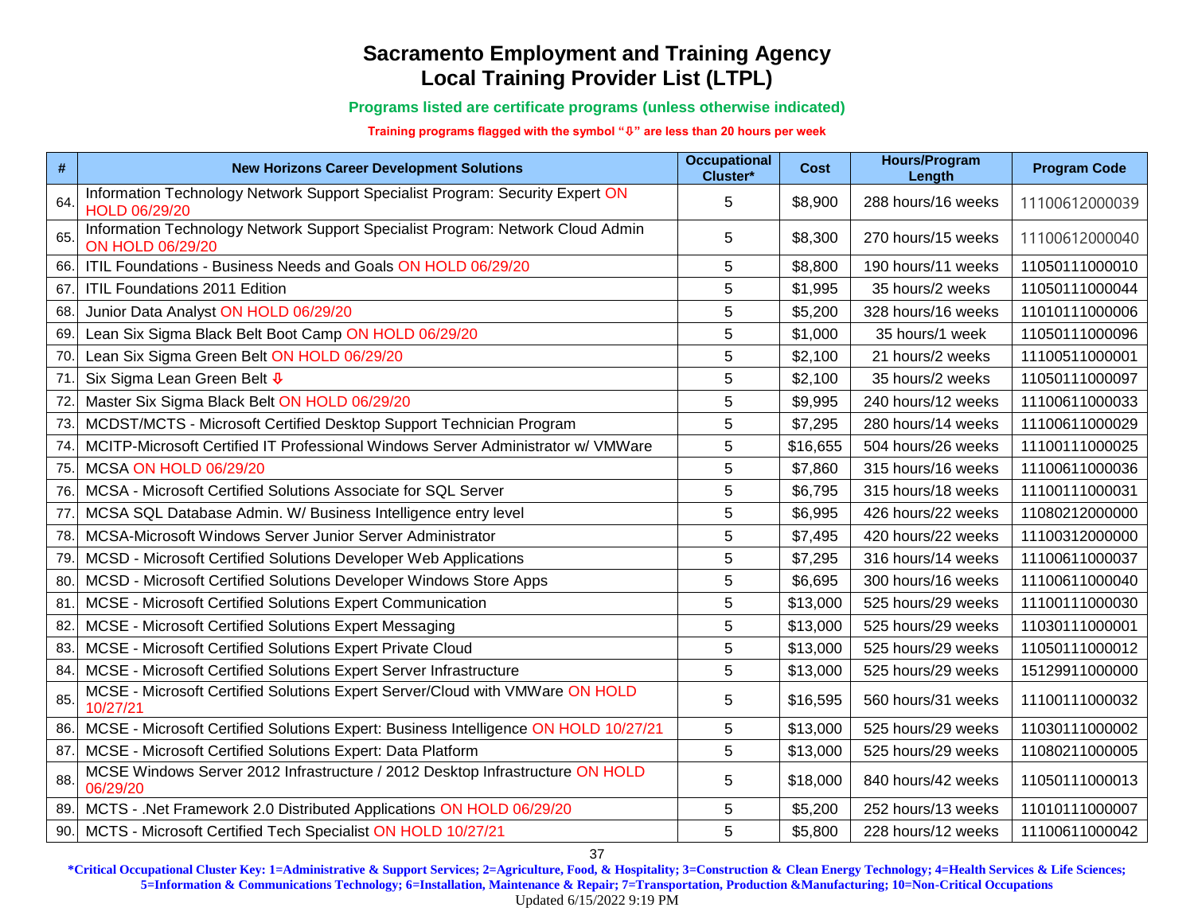# Sacramento Employment and Training Agency
# Local Training Provider List (LTPL)

**Programs listed are certificate programs (unless otherwise indicated)**

**Training programs flagged with the symbol "⇩" are less than 20 hours per week**

| # | New Horizons Career Development Solutions | Occupational Cluster* | Cost | Hours/Program Length | Program Code |
|---|---|---|---|---|---|
| 64. | Information Technology Network Support Specialist Program: Security Expert ON HOLD 06/29/20 | 5 | $8,900 | 288 hours/16 weeks | 11100612000039 |
| 65. | Information Technology Network Support Specialist Program: Network Cloud Admin ON HOLD 06/29/20 | 5 | $8,300 | 270 hours/15 weeks | 11100612000040 |
| 66. | ITIL Foundations - Business Needs and Goals ON HOLD 06/29/20 | 5 | $8,800 | 190 hours/11 weeks | 11050111000010 |
| 67. | ITIL Foundations 2011 Edition | 5 | $1,995 | 35 hours/2 weeks | 11050111000044 |
| 68. | Junior Data Analyst ON HOLD 06/29/20 | 5 | $5,200 | 328 hours/16 weeks | 11010111000006 |
| 69. | Lean Six Sigma Black Belt Boot Camp ON HOLD 06/29/20 | 5 | $1,000 | 35 hours/1 week | 11050111000096 |
| 70. | Lean Six Sigma Green Belt ON HOLD 06/29/20 | 5 | $2,100 | 21 hours/2 weeks | 11100511000001 |
| 71. | Six Sigma Lean Green Belt ⇩ | 5 | $2,100 | 35 hours/2 weeks | 11050111000097 |
| 72. | Master Six Sigma Black Belt ON HOLD 06/29/20 | 5 | $9,995 | 240 hours/12 weeks | 11100611000033 |
| 73. | MCDST/MCTS - Microsoft Certified Desktop Support Technician Program | 5 | $7,295 | 280 hours/14 weeks | 11100611000029 |
| 74. | MCITP-Microsoft Certified IT Professional Windows Server Administrator w/ VMWare | 5 | $16,655 | 504 hours/26 weeks | 11100111000025 |
| 75. | MCSA ON HOLD 06/29/20 | 5 | $7,860 | 315 hours/16 weeks | 11100611000036 |
| 76. | MCSA - Microsoft Certified Solutions Associate for SQL Server | 5 | $6,795 | 315 hours/18 weeks | 11100111000031 |
| 77. | MCSA SQL Database Admin. W/ Business Intelligence entry level | 5 | $6,995 | 426 hours/22 weeks | 11080212000000 |
| 78. | MCSA-Microsoft Windows Server Junior Server Administrator | 5 | $7,495 | 420 hours/22 weeks | 11100312000000 |
| 79. | MCSD - Microsoft Certified Solutions Developer Web Applications | 5 | $7,295 | 316 hours/14 weeks | 11100611000037 |
| 80. | MCSD - Microsoft Certified Solutions Developer Windows Store Apps | 5 | $6,695 | 300 hours/16 weeks | 11100611000040 |
| 81. | MCSE - Microsoft Certified Solutions Expert Communication | 5 | $13,000 | 525 hours/29 weeks | 11100111000030 |
| 82. | MCSE - Microsoft Certified Solutions Expert Messaging | 5 | $13,000 | 525 hours/29 weeks | 11030111000001 |
| 83. | MCSE - Microsoft Certified Solutions Expert Private Cloud | 5 | $13,000 | 525 hours/29 weeks | 11050111000012 |
| 84. | MCSE - Microsoft Certified Solutions Expert Server Infrastructure | 5 | $13,000 | 525 hours/29 weeks | 15129911000000 |
| 85. | MCSE - Microsoft Certified Solutions Expert Server/Cloud with VMWare ON HOLD 10/27/21 | 5 | $16,595 | 560 hours/31 weeks | 11100111000032 |
| 86. | MCSE - Microsoft Certified Solutions Expert: Business Intelligence ON HOLD 10/27/21 | 5 | $13,000 | 525 hours/29 weeks | 11030111000002 |
| 87. | MCSE - Microsoft Certified Solutions Expert: Data Platform | 5 | $13,000 | 525 hours/29 weeks | 11080211000005 |
| 88. | MCSE Windows Server 2012 Infrastructure / 2012 Desktop Infrastructure ON HOLD 06/29/20 | 5 | $18,000 | 840 hours/42 weeks | 11050111000013 |
| 89. | MCTS - .Net Framework 2.0 Distributed Applications ON HOLD 06/29/20 | 5 | $5,200 | 252 hours/13 weeks | 11010111000007 |
| 90. | MCTS - Microsoft Certified Tech Specialist ON HOLD 10/27/21 | 5 | $5,800 | 228 hours/12 weeks | 11100611000042 |

**\*Critical Occupational Cluster Key: 1=Administrative & Support Services; 2=Agriculture, Food, & Hospitality; 3=Construction & Clean Energy Technology; 4=Health Services & Life Sciences; 5=Information & Communications Technology; 6=Installation, Maintenance & Repair; 7=Transportation, Production &Manufacturing; 10=Non-Critical Occupations**

Updated 6/15/2022 9:19 PM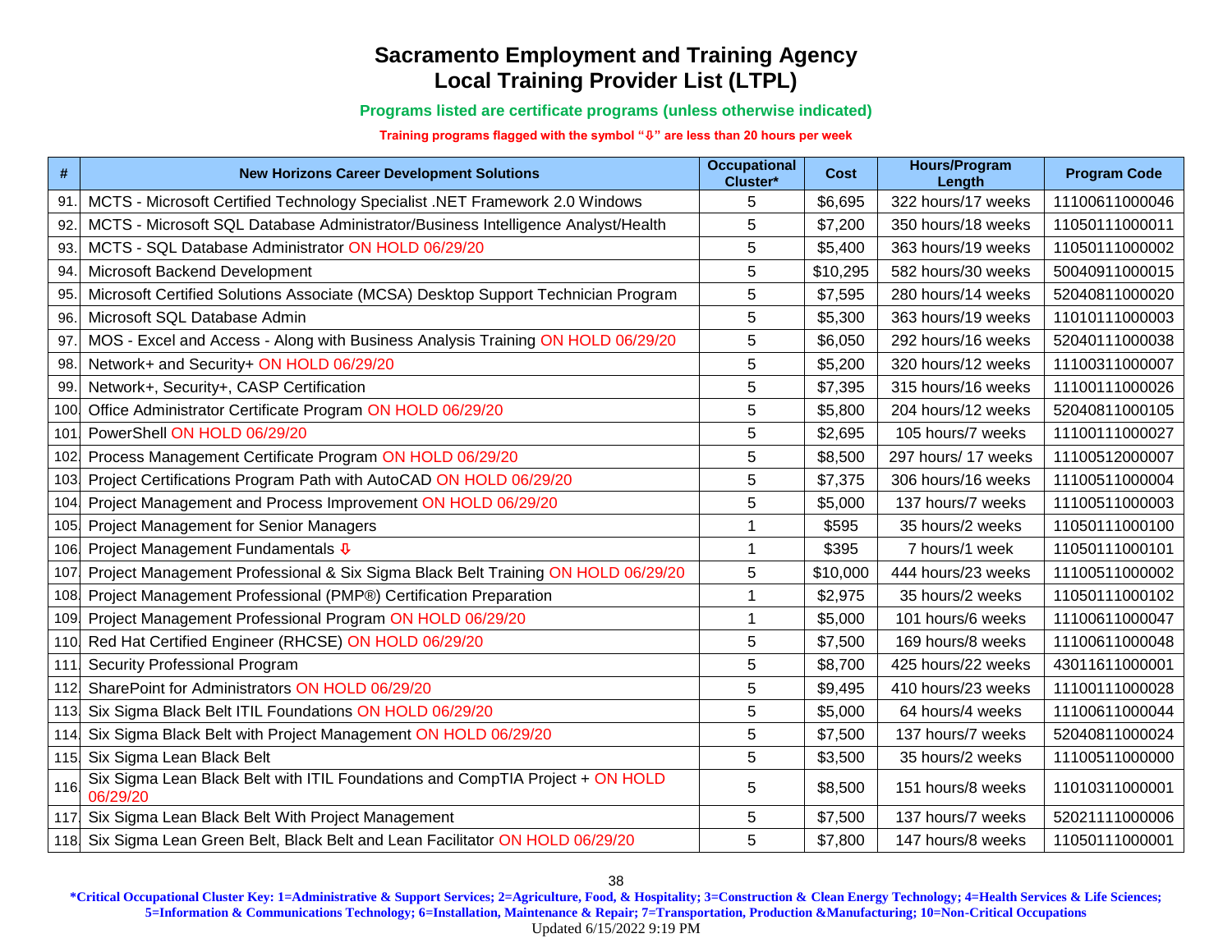# Sacramento Employment and Training Agency
# Local Training Provider List (LTPL)

**Programs listed are certificate programs (unless otherwise indicated)**

**Training programs flagged with the symbol "⇩" are less than 20 hours per week**

| # | New Horizons Career Development Solutions | Occupational Cluster* | Cost | Hours/Program Length | Program Code |
|---|---|---|---|---|---|
| 91. | MCTS - Microsoft Certified Technology Specialist .NET Framework 2.0 Windows | 5 | $6,695 | 322 hours/17 weeks | 11100611000046 |
| 92. | MCTS - Microsoft SQL Database Administrator/Business Intelligence Analyst/Health | 5 | $7,200 | 350 hours/18 weeks | 11050111000011 |
| 93. | MCTS - SQL Database Administrator ON HOLD 06/29/20 | 5 | $5,400 | 363 hours/19 weeks | 11050111000002 |
| 94. | Microsoft Backend Development | 5 | $10,295 | 582 hours/30 weeks | 50040911000015 |
| 95. | Microsoft Certified Solutions Associate (MCSA) Desktop Support Technician Program | 5 | $7,595 | 280 hours/14 weeks | 52040811000020 |
| 96. | Microsoft SQL Database Admin | 5 | $5,300 | 363 hours/19 weeks | 11010111000003 |
| 97. | MOS - Excel and Access - Along with Business Analysis Training ON HOLD 06/29/20 | 5 | $6,050 | 292 hours/16 weeks | 52040111000038 |
| 98. | Network+ and Security+ ON HOLD 06/29/20 | 5 | $5,200 | 320 hours/12 weeks | 11100311000007 |
| 99. | Network+, Security+, CASP Certification | 5 | $7,395 | 315 hours/16 weeks | 11100111000026 |
| 100. | Office Administrator Certificate Program ON HOLD 06/29/20 | 5 | $5,800 | 204 hours/12 weeks | 52040811000105 |
| 101. | PowerShell ON HOLD 06/29/20 | 5 | $2,695 | 105 hours/7 weeks | 11100111000027 |
| 102. | Process Management Certificate Program ON HOLD 06/29/20 | 5 | $8,500 | 297 hours/ 17 weeks | 11100512000007 |
| 103. | Project Certifications Program Path with AutoCAD ON HOLD 06/29/20 | 5 | $7,375 | 306 hours/16 weeks | 11100511000004 |
| 104. | Project Management and Process Improvement ON HOLD 06/29/20 | 5 | $5,000 | 137 hours/7 weeks | 11100511000003 |
| 105. | Project Management for Senior Managers | 1 | $595 | 35 hours/2 weeks | 11050111000100 |
| 106. | Project Management Fundamentals ⇩ | 1 | $395 | 7 hours/1 week | 11050111000101 |
| 107. | Project Management Professional & Six Sigma Black Belt Training ON HOLD 06/29/20 | 5 | $10,000 | 444 hours/23 weeks | 11100511000002 |
| 108. | Project Management Professional (PMP®) Certification Preparation | 1 | $2,975 | 35 hours/2 weeks | 11050111000102 |
| 109. | Project Management Professional Program ON HOLD 06/29/20 | 1 | $5,000 | 101 hours/6 weeks | 11100611000047 |
| 110. | Red Hat Certified Engineer (RHCSE) ON HOLD 06/29/20 | 5 | $7,500 | 169 hours/8 weeks | 11100611000048 |
| 111. | Security Professional Program | 5 | $8,700 | 425 hours/22 weeks | 43011611000001 |
| 112. | SharePoint for Administrators ON HOLD 06/29/20 | 5 | $9,495 | 410 hours/23 weeks | 11100111000028 |
| 113. | Six Sigma Black Belt ITIL Foundations ON HOLD 06/29/20 | 5 | $5,000 | 64 hours/4 weeks | 11100611000044 |
| 114. | Six Sigma Black Belt with Project Management ON HOLD 06/29/20 | 5 | $7,500 | 137 hours/7 weeks | 52040811000024 |
| 115. | Six Sigma Lean Black Belt | 5 | $3,500 | 35 hours/2 weeks | 11100511000000 |
| 116. | Six Sigma Lean Black Belt with ITIL Foundations and CompTIA Project + ON HOLD 06/29/20 | 5 | $8,500 | 151 hours/8 weeks | 11010311000001 |
| 117. | Six Sigma Lean Black Belt With Project Management | 5 | $7,500 | 137 hours/7 weeks | 52021111000006 |
| 118. | Six Sigma Lean Green Belt, Black Belt and Lean Facilitator ON HOLD 06/29/20 | 5 | $7,800 | 147 hours/8 weeks | 11050111000001 |

**\*Critical Occupational Cluster Key: 1=Administrative & Support Services; 2=Agriculture, Food, & Hospitality; 3=Construction & Clean Energy Technology; 4=Health Services & Life Sciences; 5=Information & Communications Technology; 6=Installation, Maintenance & Repair; 7=Transportation, Production &Manufacturing; 10=Non-Critical Occupations**

Updated 6/15/2022 9:19 PM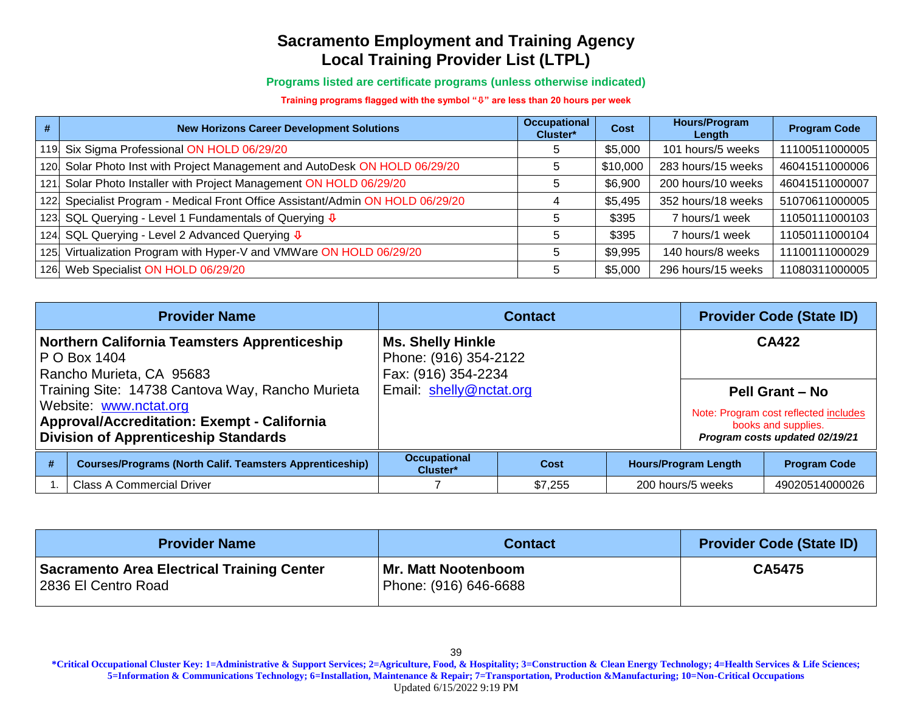# Sacramento Employment and Training Agency
# Local Training Provider List (LTPL)

**Programs listed are certificate programs (unless otherwise indicated)**

**Training programs flagged with the symbol "⇩" are less than 20 hours per week**

| # | New Horizons Career Development Solutions | Occupational Cluster* | Cost | Hours/Program Length | Program Code |
|---|---|---|---|---|---|
| 119. | Six Sigma Professional ON HOLD 06/29/20 | 5 | $5,000 | 101 hours/5 weeks | 11100511000005 |
| 120. | Solar Photo Inst with Project Management and AutoDesk ON HOLD 06/29/20 | 5 | $10,000 | 283 hours/15 weeks | 46041511000006 |
| 121. | Solar Photo Installer with Project Management ON HOLD 06/29/20 | 5 | $6,900 | 200 hours/10 weeks | 46041511000007 |
| 122. | Specialist Program - Medical Front Office Assistant/Admin ON HOLD 06/29/20 | 4 | $5,495 | 352 hours/18 weeks | 51070611000005 |
| 123. | SQL Querying - Level 1 Fundamentals of Querying ⇩ | 5 | $395 | 7 hours/1 week | 11050111000103 |
| 124. | SQL Querying - Level 2 Advanced Querying ⇩ | 5 | $395 | 7 hours/1 week | 11050111000104 |
| 125. | Virtualization Program with Hyper-V and VMWare ON HOLD 06/29/20 | 5 | $9,995 | 140 hours/8 weeks | 11100111000029 |
| 126. | Web Specialist ON HOLD 06/29/20 | 5 | $5,000 | 296 hours/15 weeks | 11080311000005 |

| Provider Name | Contact | Provider Code (State ID) |
|---|---|---|
| **Northern California Teamsters Apprenticeship**<br>P O Box 1404<br>Rancho Murieta, CA 95683<br>Training Site: 14738 Cantova Way, Rancho Murieta<br>Website: www.nctat.org<br>**Approval/Accreditation: Exempt - California Division of Apprenticeship Standards** | **Ms. Shelly Hinkle**<br>Phone: (916) 354-2122<br>Fax: (916) 354-2234<br>Email: shelly@nctat.org | **CA422**<br><br>**Pell Grant – No**<br>Note: Program cost reflected includes books and supplies.<br>***Program costs updated 02/19/21*** |

| # | Courses/Programs (North Calif. Teamsters Apprenticeship) | Occupational Cluster* | Cost | Hours/Program Length | Program Code |
|---|---|---|---|---|---|
| 1. | Class A Commercial Driver | 7 | $7,255 | 200 hours/5 weeks | 49020514000026 |

| Provider Name | Contact | Provider Code (State ID) |
|---|---|---|
| **Sacramento Area Electrical Training Center**<br>2836 El Centro Road | **Mr. Matt Nootenboom**<br>Phone: (916) 646-6688 | **CA5475** |

**\*Critical Occupational Cluster Key: 1=Administrative & Support Services; 2=Agriculture, Food, & Hospitality; 3=Construction & Clean Energy Technology; 4=Health Services & Life Sciences; 5=Information & Communications Technology; 6=Installation, Maintenance & Repair; 7=Transportation, Production &Manufacturing; 10=Non-Critical Occupations**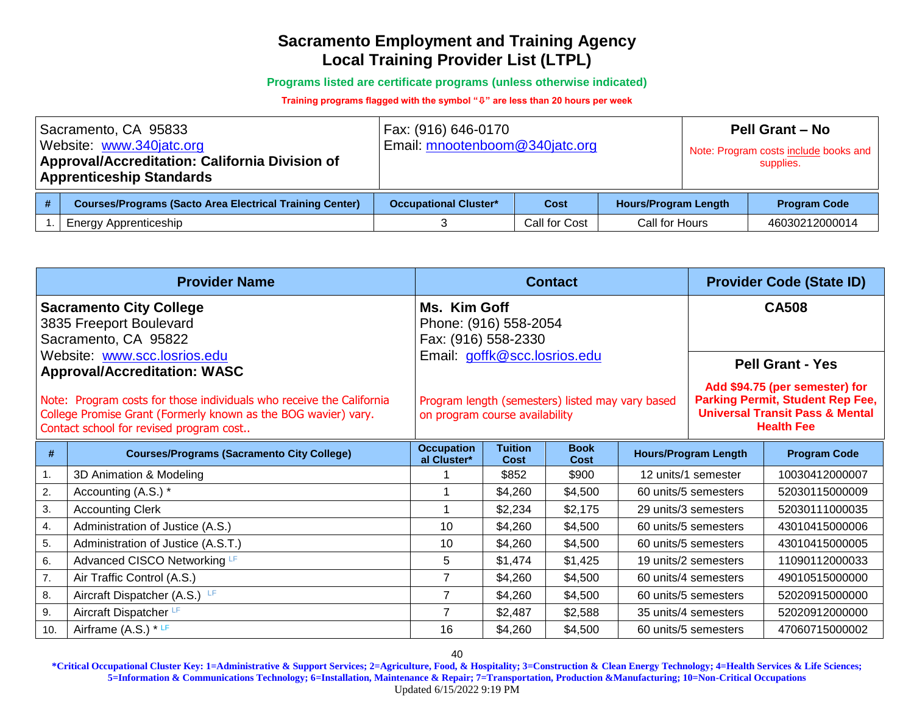# Sacramento Employment and Training Agency
# Local Training Provider List (LTPL)

**Programs listed are certificate programs (unless otherwise indicated)**

**Training programs flagged with the symbol "⇩" are less than 20 hours per week**

| | | |
|---|---|---|
| Sacramento, CA 95833<br>Website: www.340jatc.org<br>**Approval/Accreditation: California Division of Apprenticeship Standards** | Fax: (916) 646-0170<br>Email: mnootenboom@340jatc.org | **Pell Grant – No**<br>Note: Program costs include books and supplies. |

| # | Courses/Programs (Sacto Area Electrical Training Center) | Occupational Cluster* | Cost | Hours/Program Length | Program Code |
|---|---|---|---|---|---|
| 1. | Energy Apprenticeship | 3 | Call for Cost | Call for Hours | 46030212000014 |

| Provider Name | Contact | Provider Code (State ID) |
|---|---|---|
| **Sacramento City College**<br>3835 Freeport Boulevard<br>Sacramento, CA 95822<br>Website: www.scc.losrios.edu<br>**Approval/Accreditation: WASC**<br><br>Note: Program costs for those individuals who receive the California College Promise Grant (Formerly known as the BOG wavier) vary. Contact school for revised program cost.. | **Ms. Kim Goff**<br>Phone: (916) 558-2054<br>Fax: (916) 558-2330<br>Email: goffk@scc.losrios.edu<br><br>Program length (semesters) listed may vary based on program course availability | **CA508**<br><br>**Pell Grant - Yes**<br>**Add $94.75 (per semester) for Parking Permit, Student Rep Fee, Universal Transit Pass & Mental Health Fee** |

| # | Courses/Programs (Sacramento City College) | Occupational Cluster* | Tuition Cost | Book Cost | Hours/Program Length | Program Code |
|---|---|---|---|---|---|---|
| 1. | 3D Animation & Modeling | 1 | $852 | $900 | 12 units/1 semester | 10030412000007 |
| 2. | Accounting (A.S.) * | 1 | $4,260 | $4,500 | 60 units/5 semesters | 52030115000009 |
| 3. | Accounting Clerk | 1 | $2,234 | $2,175 | 29 units/3 semesters | 52030111000035 |
| 4. | Administration of Justice (A.S.) | 10 | $4,260 | $4,500 | 60 units/5 semesters | 43010415000006 |
| 5. | Administration of Justice (A.S.T.) | 10 | $4,260 | $4,500 | 60 units/5 semesters | 43010415000005 |
| 6. | Advanced CISCO Networking LF | 5 | $1,474 | $1,425 | 19 units/2 semesters | 11090112000033 |
| 7. | Air Traffic Control (A.S.) | 7 | $4,260 | $4,500 | 60 units/4 semesters | 49010515000000 |
| 8. | Aircraft Dispatcher (A.S.) LF | 7 | $4,260 | $4,500 | 60 units/5 semesters | 52020915000000 |
| 9. | Aircraft Dispatcher LF | 7 | $2,487 | $2,588 | 35 units/4 semesters | 52020912000000 |
| 10. | Airframe (A.S.) * LF | 16 | $4,260 | $4,500 | 60 units/5 semesters | 47060715000002 |

**\*Critical Occupational Cluster Key: 1=Administrative & Support Services; 2=Agriculture, Food, & Hospitality; 3=Construction & Clean Energy Technology; 4=Health Services & Life Sciences; 5=Information & Communications Technology; 6=Installation, Maintenance & Repair; 7=Transportation, Production &Manufacturing; 10=Non-Critical Occupations**

Updated 6/15/2022 9:19 PM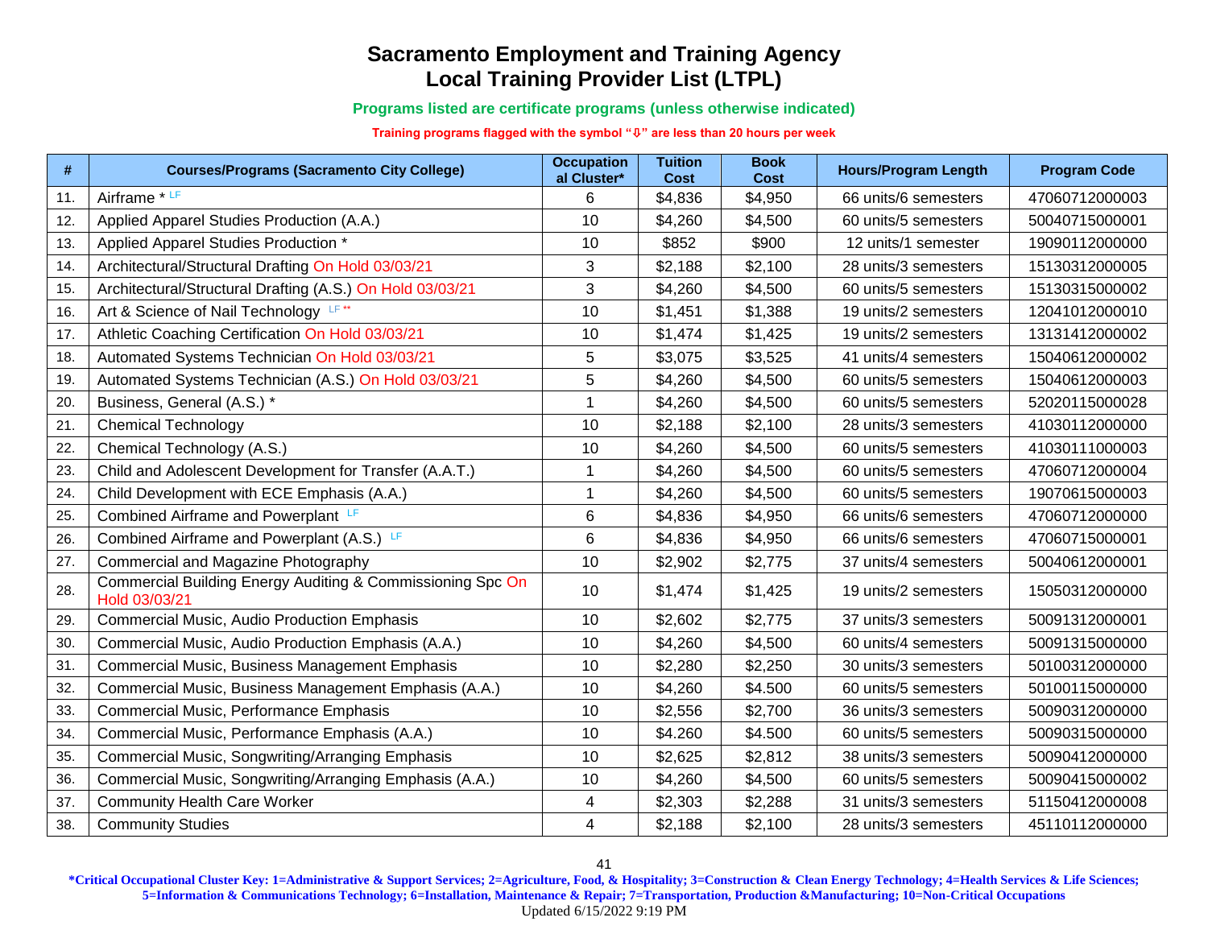# Sacramento Employment and Training Agency
# Local Training Provider List (LTPL)

**Programs listed are certificate programs (unless otherwise indicated)**

**Training programs flagged with the symbol "⇩" are less than 20 hours per week**

| # | Courses/Programs (Sacramento City College) | Occupational Cluster* | Tuition Cost | Book Cost | Hours/Program Length | Program Code |
|---|---|---|---|---|---|---|
| 11. | Airframe * LF | 6 | $4,836 | $4,950 | 66 units/6 semesters | 47060712000003 |
| 12. | Applied Apparel Studies Production (A.A.) | 10 | $4,260 | $4,500 | 60 units/5 semesters | 50040715000001 |
| 13. | Applied Apparel Studies Production * | 10 | $852 | $900 | 12 units/1 semester | 19090112000000 |
| 14. | Architectural/Structural Drafting On Hold 03/03/21 | 3 | $2,188 | $2,100 | 28 units/3 semesters | 15130312000005 |
| 15. | Architectural/Structural Drafting (A.S.) On Hold 03/03/21 | 3 | $4,260 | $4,500 | 60 units/5 semesters | 15130315000002 |
| 16. | Art & Science of Nail Technology LF ** | 10 | $1,451 | $1,388 | 19 units/2 semesters | 12041012000010 |
| 17. | Athletic Coaching Certification On Hold 03/03/21 | 10 | $1,474 | $1,425 | 19 units/2 semesters | 13131412000002 |
| 18. | Automated Systems Technician On Hold 03/03/21 | 5 | $3,075 | $3,525 | 41 units/4 semesters | 15040612000002 |
| 19. | Automated Systems Technician (A.S.) On Hold 03/03/21 | 5 | $4,260 | $4,500 | 60 units/5 semesters | 15040612000003 |
| 20. | Business, General (A.S.) * | 1 | $4,260 | $4,500 | 60 units/5 semesters | 52020115000028 |
| 21. | Chemical Technology | 10 | $2,188 | $2,100 | 28 units/3 semesters | 41030112000000 |
| 22. | Chemical Technology (A.S.) | 10 | $4,260 | $4,500 | 60 units/5 semesters | 41030111000003 |
| 23. | Child and Adolescent Development for Transfer (A.A.T.) | 1 | $4,260 | $4,500 | 60 units/5 semesters | 47060712000004 |
| 24. | Child Development with ECE Emphasis (A.A.) | 1 | $4,260 | $4,500 | 60 units/5 semesters | 19070615000003 |
| 25. | Combined Airframe and Powerplant LF | 6 | $4,836 | $4,950 | 66 units/6 semesters | 47060712000000 |
| 26. | Combined Airframe and Powerplant (A.S.) LF | 6 | $4,836 | $4,950 | 66 units/6 semesters | 47060715000001 |
| 27. | Commercial and Magazine Photography | 10 | $2,902 | $2,775 | 37 units/4 semesters | 50040612000001 |
| 28. | Commercial Building Energy Auditing & Commissioning Spc On Hold 03/03/21 | 10 | $1,474 | $1,425 | 19 units/2 semesters | 15050312000000 |
| 29. | Commercial Music, Audio Production Emphasis | 10 | $2,602 | $2,775 | 37 units/3 semesters | 50091312000001 |
| 30. | Commercial Music, Audio Production Emphasis (A.A.) | 10 | $4,260 | $4,500 | 60 units/4 semesters | 50091315000000 |
| 31. | Commercial Music, Business Management Emphasis | 10 | $2,280 | $2,250 | 30 units/3 semesters | 50100312000000 |
| 32. | Commercial Music, Business Management Emphasis (A.A.) | 10 | $4,260 | $4.500 | 60 units/5 semesters | 50100115000000 |
| 33. | Commercial Music, Performance Emphasis | 10 | $2,556 | $2,700 | 36 units/3 semesters | 50090312000000 |
| 34. | Commercial Music, Performance Emphasis (A.A.) | 10 | $4.260 | $4.500 | 60 units/5 semesters | 50090315000000 |
| 35. | Commercial Music, Songwriting/Arranging Emphasis | 10 | $2,625 | $2,812 | 38 units/3 semesters | 50090412000000 |
| 36. | Commercial Music, Songwriting/Arranging Emphasis (A.A.) | 10 | $4,260 | $4,500 | 60 units/5 semesters | 50090415000002 |
| 37. | Community Health Care Worker | 4 | $2,303 | $2,288 | 31 units/3 semesters | 51150412000008 |
| 38. | Community Studies | 4 | $2,188 | $2,100 | 28 units/3 semesters | 45110112000000 |

**\*Critical Occupational Cluster Key: 1=Administrative & Support Services; 2=Agriculture, Food, & Hospitality; 3=Construction & Clean Energy Technology; 4=Health Services & Life Sciences; 5=Information & Communications Technology; 6=Installation, Maintenance & Repair; 7=Transportation, Production &Manufacturing; 10=Non-Critical Occupations**

Updated 6/15/2022 9:19 PM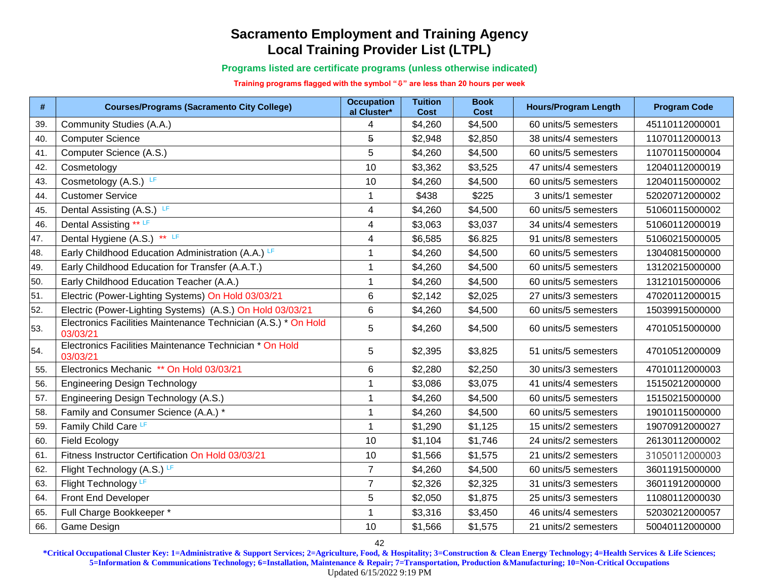# Sacramento Employment and Training Agency
# Local Training Provider List (LTPL)

**Programs listed are certificate programs (unless otherwise indicated)**

**Training programs flagged with the symbol "⇩" are less than 20 hours per week**

| # | Courses/Programs (Sacramento City College) | Occupational Cluster* | Tuition Cost | Book Cost | Hours/Program Length | Program Code |
|---|---|---|---|---|---|---|
| 39. | Community Studies (A.A.) | 4 | $4,260 | $4,500 | 60 units/5 semesters | 45110112000001 |
| 40. | Computer Science | 5 | $2,948 | $2,850 | 38 units/4 semesters | 11070112000013 |
| 41. | Computer Science (A.S.) | 5 | $4,260 | $4,500 | 60 units/5 semesters | 11070115000004 |
| 42. | Cosmetology | 10 | $3,362 | $3,525 | 47 units/4 semesters | 12040112000019 |
| 43. | Cosmetology (A.S.) LF | 10 | $4,260 | $4,500 | 60 units/5 semesters | 12040115000002 |
| 44. | Customer Service | 1 | $438 | $225 | 3 units/1 semester | 52020712000002 |
| 45. | Dental Assisting (A.S.) LF | 4 | $4,260 | $4,500 | 60 units/5 semesters | 51060115000002 |
| 46. | Dental Assisting ** LF | 4 | $3,063 | $3,037 | 34 units/4 semesters | 51060112000019 |
| 47. | Dental Hygiene (A.S.) ** LF | 4 | $6,585 | $6.825 | 91 units/8 semesters | 51060215000005 |
| 48. | Early Childhood Education Administration (A.A.) LF | 1 | $4,260 | $4,500 | 60 units/5 semesters | 13040815000000 |
| 49. | Early Childhood Education for Transfer (A.A.T.) | 1 | $4,260 | $4,500 | 60 units/5 semesters | 13120215000000 |
| 50. | Early Childhood Education Teacher (A.A.) | 1 | $4,260 | $4,500 | 60 units/5 semesters | 13121015000006 |
| 51. | Electric (Power-Lighting Systems) On Hold 03/03/21 | 6 | $2,142 | $2,025 | 27 units/3 semesters | 47020112000015 |
| 52. | Electric (Power-Lighting Systems) (A.S.) On Hold 03/03/21 | 6 | $4,260 | $4,500 | 60 units/5 semesters | 15039915000000 |
| 53. | Electronics Facilities Maintenance Technician (A.S.) * On Hold 03/03/21 | 5 | $4,260 | $4,500 | 60 units/5 semesters | 47010515000000 |
| 54. | Electronics Facilities Maintenance Technician * On Hold 03/03/21 | 5 | $2,395 | $3,825 | 51 units/5 semesters | 47010512000009 |
| 55. | Electronics Mechanic ** On Hold 03/03/21 | 6 | $2,280 | $2,250 | 30 units/3 semesters | 47010112000003 |
| 56. | Engineering Design Technology | 1 | $3,086 | $3,075 | 41 units/4 semesters | 15150212000000 |
| 57. | Engineering Design Technology (A.S.) | 1 | $4,260 | $4,500 | 60 units/5 semesters | 15150215000000 |
| 58. | Family and Consumer Science (A.A.) * | 1 | $4,260 | $4,500 | 60 units/5 semesters | 19010115000000 |
| 59. | Family Child Care LF | 1 | $1,290 | $1,125 | 15 units/2 semesters | 19070912000027 |
| 60. | Field Ecology | 10 | $1,104 | $1,746 | 24 units/2 semesters | 26130112000002 |
| 61. | Fitness Instructor Certification On Hold 03/03/21 | 10 | $1,566 | $1,575 | 21 units/2 semesters | 31050112000003 |
| 62. | Flight Technology (A.S.) LF | 7 | $4,260 | $4,500 | 60 units/5 semesters | 36011915000000 |
| 63. | Flight Technology LF | 7 | $2,326 | $2,325 | 31 units/3 semesters | 36011912000000 |
| 64. | Front End Developer | 5 | $2,050 | $1,875 | 25 units/3 semesters | 11080112000030 |
| 65. | Full Charge Bookkeeper * | 1 | $3,316 | $3,450 | 46 units/4 semesters | 52030212000057 |
| 66. | Game Design | 10 | $1,566 | $1,575 | 21 units/2 semesters | 50040112000000 |

**\*Critical Occupational Cluster Key: 1=Administrative & Support Services; 2=Agriculture, Food, & Hospitality; 3=Construction & Clean Energy Technology; 4=Health Services & Life Sciences; 5=Information & Communications Technology; 6=Installation, Maintenance & Repair; 7=Transportation, Production &Manufacturing; 10=Non-Critical Occupations**

Updated 6/15/2022 9:19 PM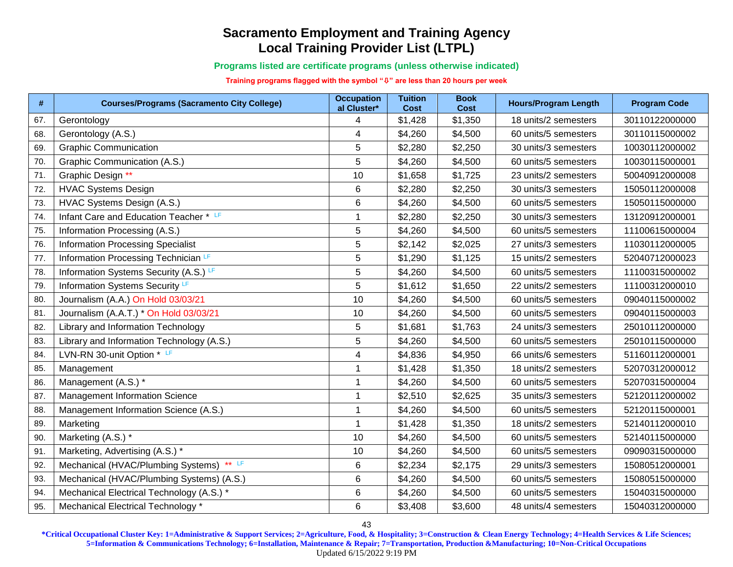# Sacramento Employment and Training Agency
# Local Training Provider List (LTPL)

**Programs listed are certificate programs (unless otherwise indicated)**

**Training programs flagged with the symbol "⇩" are less than 20 hours per week**

| # | Courses/Programs (Sacramento City College) | Occupational Cluster* | Tuition Cost | Book Cost | Hours/Program Length | Program Code |
|---|---|---|---|---|---|---|
| 67. | Gerontology | 4 | $1,428 | $1,350 | 18 units/2 semesters | 30110122000000 |
| 68. | Gerontology (A.S.) | 4 | $4,260 | $4,500 | 60 units/5 semesters | 30110115000002 |
| 69. | Graphic Communication | 5 | $2,280 | $2,250 | 30 units/3 semesters | 10030112000002 |
| 70. | Graphic Communication (A.S.) | 5 | $4,260 | $4,500 | 60 units/5 semesters | 10030115000001 |
| 71. | Graphic Design ** | 10 | $1,658 | $1,725 | 23 units/2 semesters | 50040912000008 |
| 72. | HVAC Systems Design | 6 | $2,280 | $2,250 | 30 units/3 semesters | 15050112000008 |
| 73. | HVAC Systems Design (A.S.) | 6 | $4,260 | $4,500 | 60 units/5 semesters | 15050115000000 |
| 74. | Infant Care and Education Teacher * LF | 1 | $2,280 | $2,250 | 30 units/3 semesters | 13120912000001 |
| 75. | Information Processing (A.S.) | 5 | $4,260 | $4,500 | 60 units/5 semesters | 11100615000004 |
| 76. | Information Processing Specialist | 5 | $2,142 | $2,025 | 27 units/3 semesters | 11030112000005 |
| 77. | Information Processing Technician LF | 5 | $1,290 | $1,125 | 15 units/2 semesters | 52040712000023 |
| 78. | Information Systems Security (A.S.) LF | 5 | $4,260 | $4,500 | 60 units/5 semesters | 11100315000002 |
| 79. | Information Systems Security LF | 5 | $1,612 | $1,650 | 22 units/2 semesters | 11100312000010 |
| 80. | Journalism (A.A.) On Hold 03/03/21 | 10 | $4,260 | $4,500 | 60 units/5 semesters | 09040115000002 |
| 81. | Journalism (A.A.T.) * On Hold 03/03/21 | 10 | $4,260 | $4,500 | 60 units/5 semesters | 09040115000003 |
| 82. | Library and Information Technology | 5 | $1,681 | $1,763 | 24 units/3 semesters | 25010112000000 |
| 83. | Library and Information Technology (A.S.) | 5 | $4,260 | $4,500 | 60 units/5 semesters | 25010115000000 |
| 84. | LVN-RN 30-unit Option * LF | 4 | $4,836 | $4,950 | 66 units/6 semesters | 51160112000001 |
| 85. | Management | 1 | $1,428 | $1,350 | 18 units/2 semesters | 52070312000012 |
| 86. | Management (A.S.) * | 1 | $4,260 | $4,500 | 60 units/5 semesters | 52070315000004 |
| 87. | Management Information Science | 1 | $2,510 | $2,625 | 35 units/3 semesters | 52120112000002 |
| 88. | Management Information Science (A.S.) | 1 | $4,260 | $4,500 | 60 units/5 semesters | 52120115000001 |
| 89. | Marketing | 1 | $1,428 | $1,350 | 18 units/2 semesters | 52140112000010 |
| 90. | Marketing (A.S.) * | 10 | $4,260 | $4,500 | 60 units/5 semesters | 52140115000000 |
| 91. | Marketing, Advertising (A.S.) * | 10 | $4,260 | $4,500 | 60 units/5 semesters | 09090315000000 |
| 92. | Mechanical (HVAC/Plumbing Systems) ** LF | 6 | $2,234 | $2,175 | 29 units/3 semesters | 15080512000001 |
| 93. | Mechanical (HVAC/Plumbing Systems) (A.S.) | 6 | $4,260 | $4,500 | 60 units/5 semesters | 15080515000000 |
| 94. | Mechanical Electrical Technology (A.S.) * | 6 | $4,260 | $4,500 | 60 units/5 semesters | 15040315000000 |
| 95. | Mechanical Electrical Technology * | 6 | $3,408 | $3,600 | 48 units/4 semesters | 15040312000000 |

**\*Critical Occupational Cluster Key: 1=Administrative & Support Services; 2=Agriculture, Food, & Hospitality; 3=Construction & Clean Energy Technology; 4=Health Services & Life Sciences; 5=Information & Communications Technology; 6=Installation, Maintenance & Repair; 7=Transportation, Production &Manufacturing; 10=Non-Critical Occupations**

Updated 6/15/2022 9:19 PM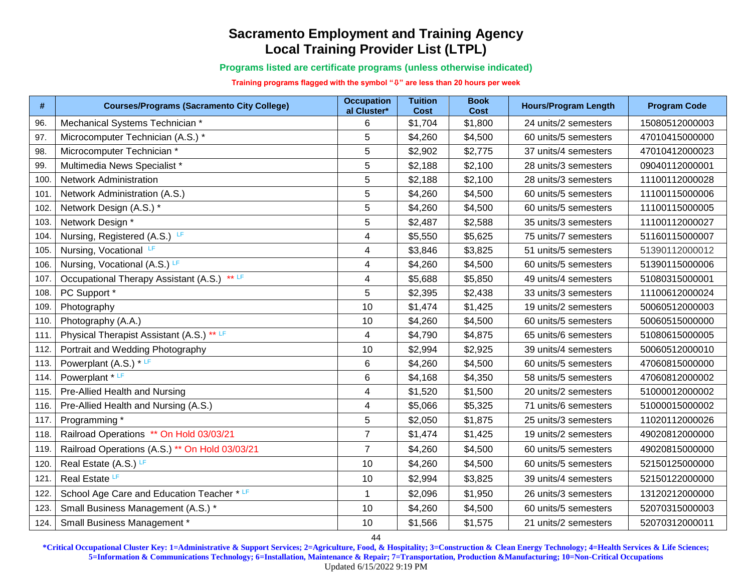# Sacramento Employment and Training Agency
# Local Training Provider List (LTPL)

**Programs listed are certificate programs (unless otherwise indicated)**

**Training programs flagged with the symbol "⇩" are less than 20 hours per week**

| # | Courses/Programs (Sacramento City College) | Occupational Cluster* | Tuition Cost | Book Cost | Hours/Program Length | Program Code |
|---|---|---|---|---|---|---|
| 96. | Mechanical Systems Technician * | 6 | $1,704 | $1,800 | 24 units/2 semesters | 15080512000003 |
| 97. | Microcomputer Technician (A.S.) * | 5 | $4,260 | $4,500 | 60 units/5 semesters | 47010415000000 |
| 98. | Microcomputer Technician * | 5 | $2,902 | $2,775 | 37 units/4 semesters | 47010412000023 |
| 99. | Multimedia News Specialist * | 5 | $2,188 | $2,100 | 28 units/3 semesters | 09040112000001 |
| 100. | Network Administration | 5 | $2,188 | $2,100 | 28 units/3 semesters | 11100112000028 |
| 101. | Network Administration (A.S.) | 5 | $4,260 | $4,500 | 60 units/5 semesters | 11100115000006 |
| 102. | Network Design (A.S.) * | 5 | $4,260 | $4,500 | 60 units/5 semesters | 11100115000005 |
| 103. | Network Design * | 5 | $2,487 | $2,588 | 35 units/3 semesters | 11100112000027 |
| 104. | Nursing, Registered (A.S.) LF | 4 | $5,550 | $5,625 | 75 units/7 semesters | 51160115000007 |
| 105. | Nursing, Vocational LF | 4 | $3,846 | $3,825 | 51 units/5 semesters | 51390112000012 |
| 106. | Nursing, Vocational (A.S.) LF | 4 | $4,260 | $4,500 | 60 units/5 semesters | 51390115000006 |
| 107. | Occupational Therapy Assistant (A.S.) ** LF | 4 | $5,688 | $5,850 | 49 units/4 semesters | 51080315000001 |
| 108. | PC Support * | 5 | $2,395 | $2,438 | 33 units/3 semesters | 11100612000024 |
| 109. | Photography | 10 | $1,474 | $1,425 | 19 units/2 semesters | 50060512000003 |
| 110. | Photography (A.A.) | 10 | $4,260 | $4,500 | 60 units/5 semesters | 50060515000000 |
| 111. | Physical Therapist Assistant (A.S.) ** LF | 4 | $4,790 | $4,875 | 65 units/6 semesters | 51080615000005 |
| 112. | Portrait and Wedding Photography | 10 | $2,994 | $2,925 | 39 units/4 semesters | 50060512000010 |
| 113. | Powerplant (A.S.) * LF | 6 | $4,260 | $4,500 | 60 units/5 semesters | 47060815000000 |
| 114. | Powerplant * LF | 6 | $4,168 | $4,350 | 58 units/5 semesters | 47060812000002 |
| 115. | Pre-Allied Health and Nursing | 4 | $1,520 | $1,500 | 20 units/2 semesters | 51000012000002 |
| 116. | Pre-Allied Health and Nursing (A.S.) | 4 | $5,066 | $5,325 | 71 units/6 semesters | 51000015000002 |
| 117. | Programming * | 5 | $2,050 | $1,875 | 25 units/3 semesters | 11020112000026 |
| 118. | Railroad Operations ** On Hold 03/03/21 | 7 | $1,474 | $1,425 | 19 units/2 semesters | 49020812000000 |
| 119. | Railroad Operations (A.S.) ** On Hold 03/03/21 | 7 | $4,260 | $4,500 | 60 units/5 semesters | 49020815000000 |
| 120. | Real Estate (A.S.) LF | 10 | $4,260 | $4,500 | 60 units/5 semesters | 52150125000000 |
| 121. | Real Estate LF | 10 | $2,994 | $3,825 | 39 units/4 semesters | 52150122000000 |
| 122. | School Age Care and Education Teacher * LF | 1 | $2,096 | $1,950 | 26 units/3 semesters | 13120212000000 |
| 123. | Small Business Management (A.S.) * | 10 | $4,260 | $4,500 | 60 units/5 semesters | 52070315000003 |
| 124. | Small Business Management * | 10 | $1,566 | $1,575 | 21 units/2 semesters | 52070312000011 |

**\*Critical Occupational Cluster Key: 1=Administrative & Support Services; 2=Agriculture, Food, & Hospitality; 3=Construction & Clean Energy Technology; 4=Health Services & Life Sciences; 5=Information & Communications Technology; 6=Installation, Maintenance & Repair; 7=Transportation, Production &Manufacturing; 10=Non-Critical Occupations**

Updated 6/15/2022 9:19 PM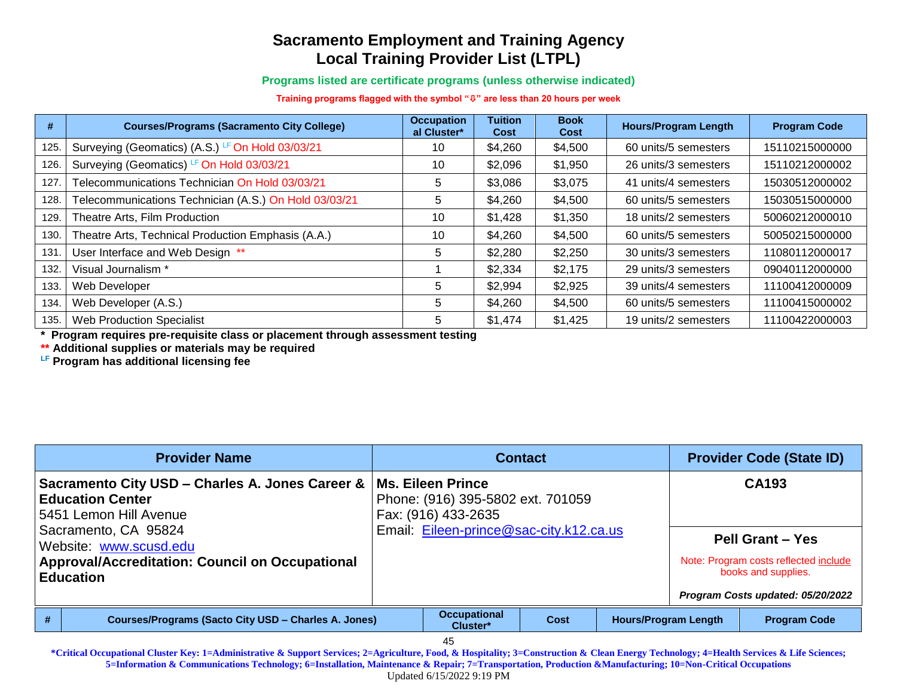# Sacramento Employment and Training Agency
# Local Training Provider List (LTPL)

**Programs listed are certificate programs (unless otherwise indicated)**

**Training programs flagged with the symbol "⇩" are less than 20 hours per week**

| # | Courses/Programs (Sacramento City College) | Occupational Cluster* | Tuition Cost | Book Cost | Hours/Program Length | Program Code |
|---|---|---|---|---|---|---|
| 125. | Surveying (Geomatics) (A.S.) LF On Hold 03/03/21 | 10 | $4,260 | $4,500 | 60 units/5 semesters | 15110215000000 |
| 126. | Surveying (Geomatics) LF On Hold 03/03/21 | 10 | $2,096 | $1,950 | 26 units/3 semesters | 15110212000002 |
| 127. | Telecommunications Technician On Hold 03/03/21 | 5 | $3,086 | $3,075 | 41 units/4 semesters | 15030512000002 |
| 128. | Telecommunications Technician (A.S.) On Hold 03/03/21 | 5 | $4,260 | $4,500 | 60 units/5 semesters | 15030515000000 |
| 129. | Theatre Arts, Film Production | 10 | $1,428 | $1,350 | 18 units/2 semesters | 50060212000010 |
| 130. | Theatre Arts, Technical Production Emphasis (A.A.) | 10 | $4,260 | $4,500 | 60 units/5 semesters | 50050215000000 |
| 131. | User Interface and Web Design ** | 5 | $2,280 | $2,250 | 30 units/3 semesters | 11080112000017 |
| 132. | Visual Journalism * | 1 | $2,334 | $2,175 | 29 units/3 semesters | 09040112000000 |
| 133. | Web Developer | 5 | $2,994 | $2,925 | 39 units/4 semesters | 11100412000009 |
| 134. | Web Developer (A.S.) | 5 | $4,260 | $4,500 | 60 units/5 semesters | 11100415000002 |
| 135. | Web Production Specialist | 5 | $1,474 | $1,425 | 19 units/2 semesters | 11100422000003 |

**\* Program requires pre-requisite class or placement through assessment testing**

**\*\* Additional supplies or materials may be required**

**LF Program has additional licensing fee**

| Provider Name | Contact | Provider Code (State ID) |
|---|---|---|
| **Sacramento City USD – Charles A. Jones Career & Education Center**<br>5451 Lemon Hill Avenue<br>Sacramento, CA 95824<br>Website: www.scusd.edu<br>**Approval/Accreditation: Council on Occupational Education** | **Ms. Eileen Prince**<br>Phone: (916) 395-5802 ext. 701059<br>Fax: (916) 433-2635<br>Email: Eileen-prince@sac-city.k12.ca.us | **CA193**<br><br>**Pell Grant – Yes**<br>Note: Program costs reflected include books and supplies.<br>***Program Costs updated: 05/20/2022*** |

| # | Courses/Programs (Sacto City USD – Charles A. Jones) | Occupational Cluster* | Cost | Hours/Program Length | Program Code |
|---|---|---|---|---|---|

**\*Critical Occupational Cluster Key: 1=Administrative & Support Services; 2=Agriculture, Food, & Hospitality; 3=Construction & Clean Energy Technology; 4=Health Services & Life Sciences; 5=Information & Communications Technology; 6=Installation, Maintenance & Repair; 7=Transportation, Production &Manufacturing; 10=Non-Critical Occupations**

Updated 6/15/2022 9:19 PM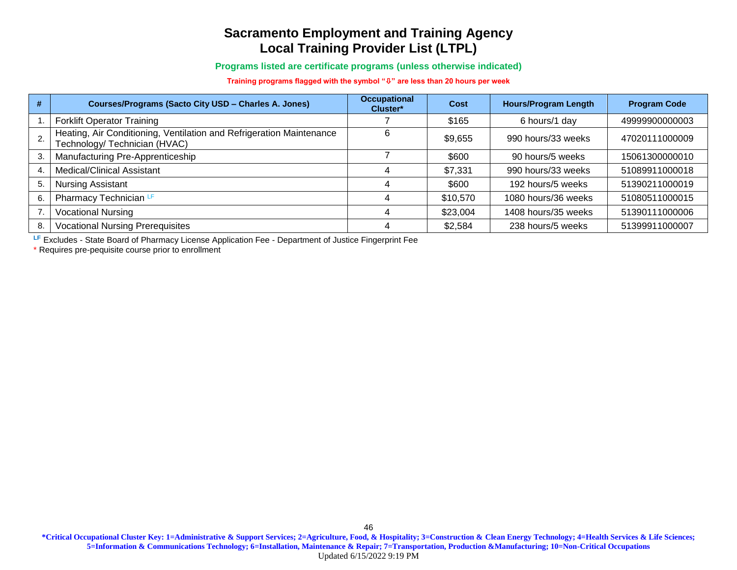# Sacramento Employment and Training Agency
# Local Training Provider List (LTPL)

**Programs listed are certificate programs (unless otherwise indicated)**

**Training programs flagged with the symbol "⇩" are less than 20 hours per week**

| # | Courses/Programs (Sacto City USD – Charles A. Jones) | Occupational Cluster* | Cost | Hours/Program Length | Program Code |
|---|---|---|---|---|---|
| 1. | Forklift Operator Training | 7 | $165 | 6 hours/1 day | 49999900000003 |
| 2. | Heating, Air Conditioning, Ventilation and Refrigeration Maintenance Technology/ Technician (HVAC) | 6 | $9,655 | 990 hours/33 weeks | 47020111000009 |
| 3. | Manufacturing Pre-Apprenticeship | 7 | $600 | 90 hours/5 weeks | 15061300000010 |
| 4. | Medical/Clinical Assistant | 4 | $7,331 | 990 hours/33 weeks | 51089911000018 |
| 5. | Nursing Assistant | 4 | $600 | 192 hours/5 weeks | 51390211000019 |
| 6. | Pharmacy Technician [LF] | 4 | $10,570 | 1080 hours/36 weeks | 51080511000015 |
| 7. | Vocational Nursing | 4 | $23,004 | 1408 hours/35 weeks | 51390111000006 |
| 8. | Vocational Nursing Prerequisites | 4 | $2,584 | 238 hours/5 weeks | 51399911000007 |

[LF] Excludes - State Board of Pharmacy License Application Fee - Department of Justice Fingerprint Fee

\* Requires pre-pequisite course prior to enrollment

**\*Critical Occupational Cluster Key: 1=Administrative & Support Services; 2=Agriculture, Food, & Hospitality; 3=Construction & Clean Energy Technology; 4=Health Services & Life Sciences; 5=Information & Communications Technology; 6=Installation, Maintenance & Repair; 7=Transportation, Production &Manufacturing; 10=Non-Critical Occupations**

Updated 6/15/2022 9:19 PM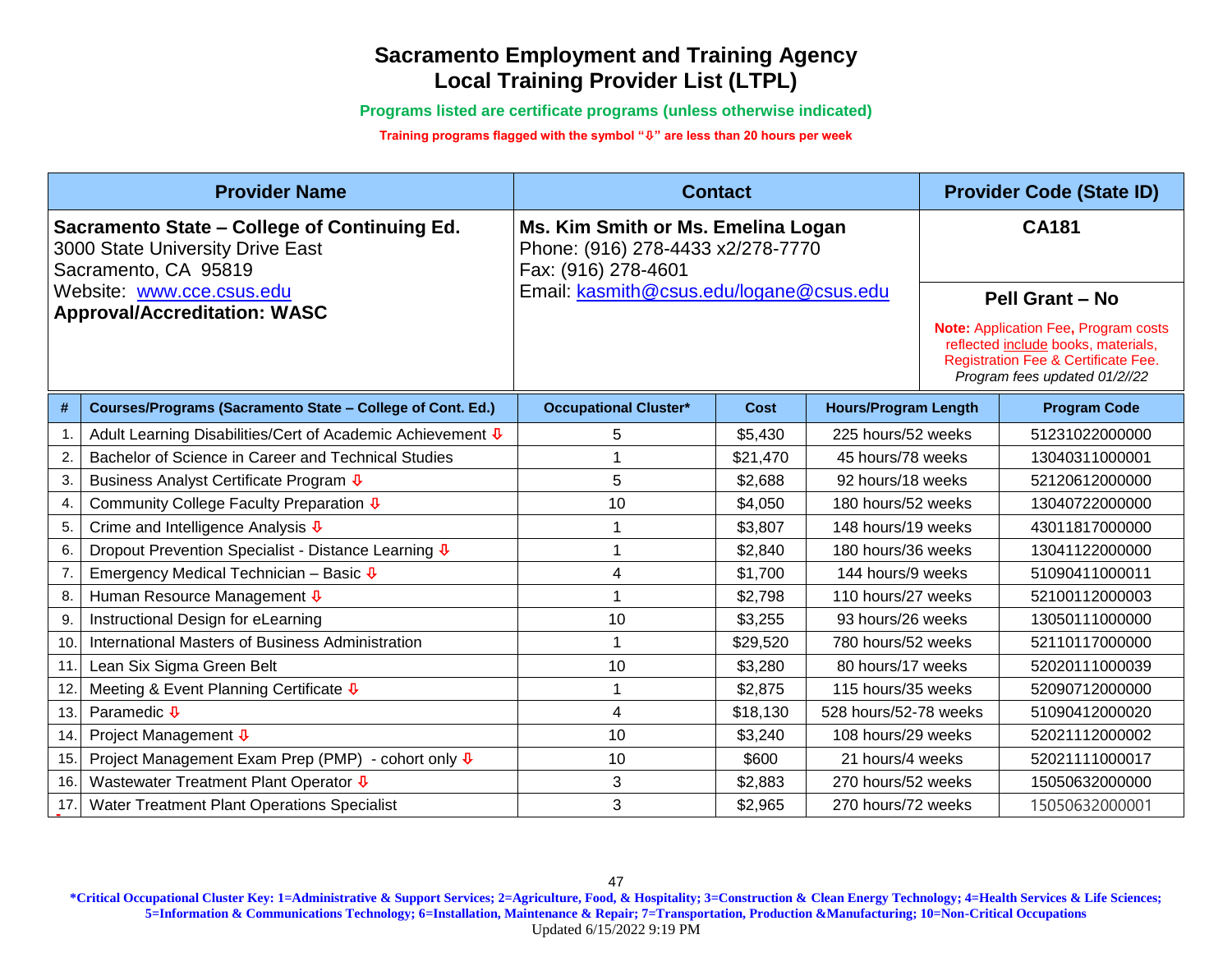# Sacramento Employment and Training Agency
# Local Training Provider List (LTPL)

**Programs listed are certificate programs (unless otherwise indicated)**

**Training programs flagged with the symbol "⇩" are less than 20 hours per week**

| Provider Name | Contact | Provider Code (State ID) |
|---|---|---|
| **Sacramento State – College of Continuing Ed.**<br>3000 State University Drive East<br>Sacramento, CA 95819<br>Website: www.cce.csus.edu<br>**Approval/Accreditation: WASC** | **Ms. Kim Smith or Ms. Emelina Logan**<br>Phone: (916) 278-4433 x2/278-7770<br>Fax: (916) 278-4601<br>Email: kasmith@csus.edu/logane@csus.edu | **CA181**<br><br>**Pell Grant – No**<br>**Note:** Application Fee, Program costs reflected include books, materials, Registration Fee & Certificate Fee.<br>*Program fees updated 01/2//22* |

| # | Courses/Programs (Sacramento State – College of Cont. Ed.) | Occupational Cluster* | Cost | Hours/Program Length | Program Code |
|---|---|---|---|---|---|
| 1. | Adult Learning Disabilities/Cert of Academic Achievement ⇩ | 5 | $5,430 | 225 hours/52 weeks | 51231022000000 |
| 2. | Bachelor of Science in Career and Technical Studies | 1 | $21,470 | 45 hours/78 weeks | 13040311000001 |
| 3. | Business Analyst Certificate Program ⇩ | 5 | $2,688 | 92 hours/18 weeks | 52120612000000 |
| 4. | Community College Faculty Preparation ⇩ | 10 | $4,050 | 180 hours/52 weeks | 13040722000000 |
| 5. | Crime and Intelligence Analysis ⇩ | 1 | $3,807 | 148 hours/19 weeks | 43011817000000 |
| 6. | Dropout Prevention Specialist - Distance Learning ⇩ | 1 | $2,840 | 180 hours/36 weeks | 13041122000000 |
| 7. | Emergency Medical Technician – Basic ⇩ | 4 | $1,700 | 144 hours/9 weeks | 51090411000011 |
| 8. | Human Resource Management ⇩ | 1 | $2,798 | 110 hours/27 weeks | 52100112000003 |
| 9. | Instructional Design for eLearning | 10 | $3,255 | 93 hours/26 weeks | 13050111000000 |
| 10. | International Masters of Business Administration | 1 | $29,520 | 780 hours/52 weeks | 52110117000000 |
| 11. | Lean Six Sigma Green Belt | 10 | $3,280 | 80 hours/17 weeks | 52020111000039 |
| 12. | Meeting & Event Planning Certificate ⇩ | 1 | $2,875 | 115 hours/35 weeks | 52090712000000 |
| 13. | Paramedic ⇩ | 4 | $18,130 | 528 hours/52-78 weeks | 51090412000020 |
| 14. | Project Management ⇩ | 10 | $3,240 | 108 hours/29 weeks | 52021112000002 |
| 15. | Project Management Exam Prep (PMP) - cohort only ⇩ | 10 | $600 | 21 hours/4 weeks | 52021111000017 |
| 16. | Wastewater Treatment Plant Operator ⇩ | 3 | $2,883 | 270 hours/52 weeks | 15050632000000 |
| 17. | Water Treatment Plant Operations Specialist | 3 | $2,965 | 270 hours/72 weeks | 15050632000001 |

**\*Critical Occupational Cluster Key: 1=Administrative & Support Services; 2=Agriculture, Food, & Hospitality; 3=Construction & Clean Energy Technology; 4=Health Services & Life Sciences; 5=Information & Communications Technology; 6=Installation, Maintenance & Repair; 7=Transportation, Production &Manufacturing; 10=Non-Critical Occupations**

Updated 6/15/2022 9:19 PM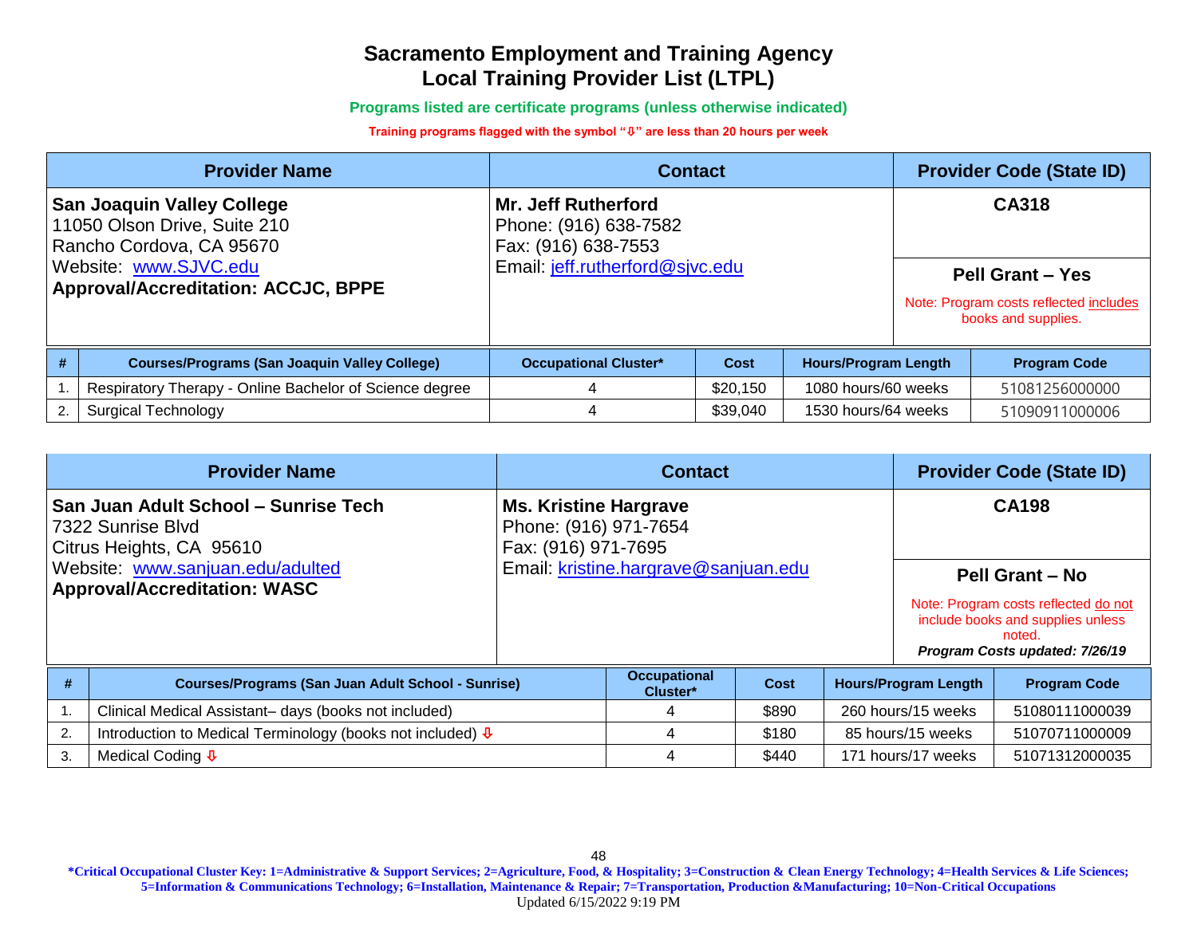# Sacramento Employment and Training Agency
# Local Training Provider List (LTPL)

**Programs listed are certificate programs (unless otherwise indicated)**

**Training programs flagged with the symbol "⇩" are less than 20 hours per week**

| Provider Name | Contact | Provider Code (State ID) |
|---|---|---|
| **San Joaquin Valley College**<br>11050 Olson Drive, Suite 210<br>Rancho Cordova, CA 95670<br>Website: www.SJVC.edu<br>**Approval/Accreditation: ACCJC, BPPE** | **Mr. Jeff Rutherford**<br>Phone: (916) 638-7582<br>Fax: (916) 638-7553<br>Email: jeff.rutherford@sjvc.edu | **CA318**<br><br>**Pell Grant – Yes**<br>Note: Program costs reflected includes books and supplies. |

| # | Courses/Programs (San Joaquin Valley College) | Occupational Cluster* | Cost | Hours/Program Length | Program Code |
|---|---|---|---|---|---|
| 1. | Respiratory Therapy - Online Bachelor of Science degree | 4 | $20,150 | 1080 hours/60 weeks | 51081256000000 |
| 2. | Surgical Technology | 4 | $39,040 | 1530 hours/64 weeks | 51090911000006 |

| Provider Name | Contact | Provider Code (State ID) |
|---|---|---|
| **San Juan Adult School – Sunrise Tech**<br>7322 Sunrise Blvd<br>Citrus Heights, CA 95610<br>Website: www.sanjuan.edu/adulted<br>**Approval/Accreditation: WASC** | **Ms. Kristine Hargrave**<br>Phone: (916) 971-7654<br>Fax: (916) 971-7695<br>Email: kristine.hargrave@sanjuan.edu | **CA198**<br><br>**Pell Grant – No**<br>Note: Program costs reflected do not include books and supplies unless noted.<br>***Program Costs updated: 7/26/19*** |

| # | Courses/Programs (San Juan Adult School - Sunrise) | Occupational Cluster* | Cost | Hours/Program Length | Program Code |
|---|---|---|---|---|---|
| 1. | Clinical Medical Assistant– days (books not included) | 4 | $890 | 260 hours/15 weeks | 51080111000039 |
| 2. | Introduction to Medical Terminology (books not included) ⇩ | 4 | $180 | 85 hours/15 weeks | 51070711000009 |
| 3. | Medical Coding ⇩ | 4 | $440 | 171 hours/17 weeks | 51071312000035 |

**\*Critical Occupational Cluster Key: 1=Administrative & Support Services; 2=Agriculture, Food, & Hospitality; 3=Construction & Clean Energy Technology; 4=Health Services & Life Sciences; 5=Information & Communications Technology; 6=Installation, Maintenance & Repair; 7=Transportation, Production &Manufacturing; 10=Non-Critical Occupations**

Updated 6/15/2022 9:19 PM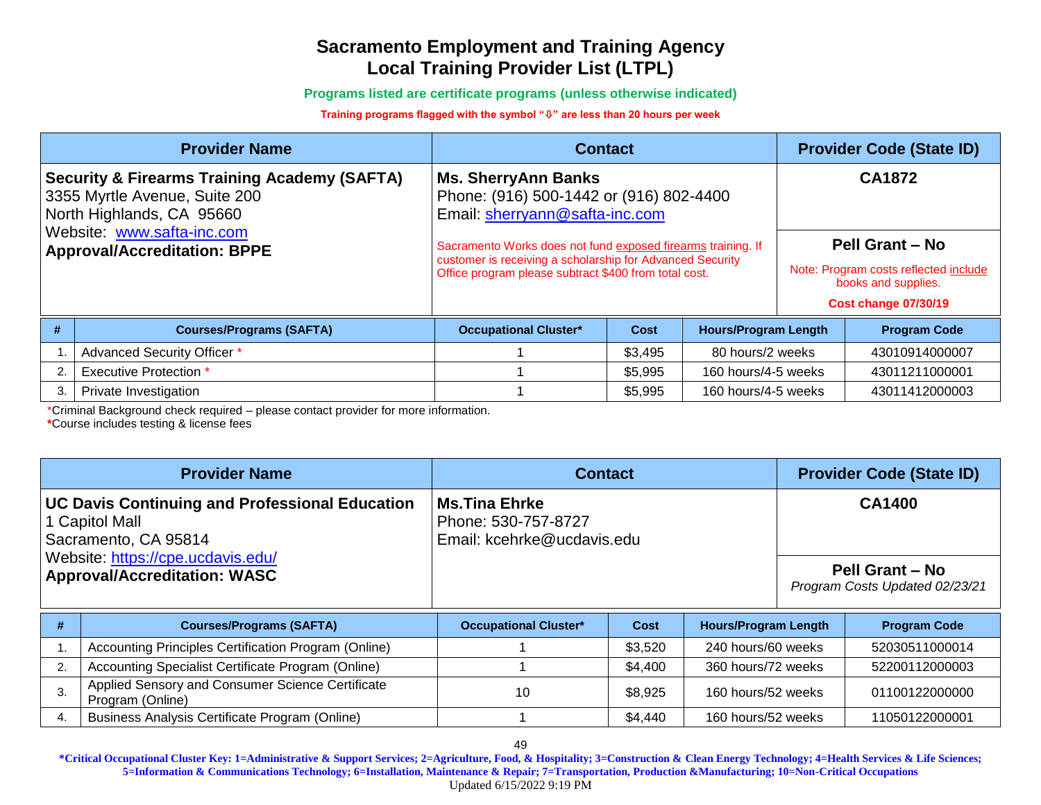# Sacramento Employment and Training Agency
# Local Training Provider List (LTPL)

**Programs listed are certificate programs (unless otherwise indicated)**

**Training programs flagged with the symbol "⇩" are less than 20 hours per week**

| Provider Name | Contact | Provider Code (State ID) |
|---|---|---|
| **Security & Firearms Training Academy (SAFTA)**<br>3355 Myrtle Avenue, Suite 200<br>North Highlands, CA 95660<br>Website: www.safta-inc.com<br>**Approval/Accreditation: BPPE** | **Ms. SherryAnn Banks**<br>Phone: (916) 500-1442 or (916) 802-4400<br>Email: sherryann@safta-inc.com<br><br>Sacramento Works does not fund exposed firearms training. If customer is receiving a scholarship for Advanced Security Office program please subtract $400 from total cost. | **CA1872**<br><br>**Pell Grant – No**<br>Note: Program costs reflected include books and supplies.<br>**Cost change 07/30/19** |

| # | Courses/Programs (SAFTA) | Occupational Cluster* | Cost | Hours/Program Length | Program Code |
|---|---|---|---|---|---|
| 1. | Advanced Security Officer * | 1 | $3,495 | 80 hours/2 weeks | 43010914000007 |
| 2. | Executive Protection * | 1 | $5,995 | 160 hours/4-5 weeks | 43011211000001 |
| 3. | Private Investigation | 1 | $5,995 | 160 hours/4-5 weeks | 43011412000003 |

*Criminal Background check required – please contact provider for more information.

**\***Course includes testing & license fees

| Provider Name | Contact | Provider Code (State ID) |
|---|---|---|
| **UC Davis Continuing and Professional Education**<br>1 Capitol Mall<br>Sacramento, CA 95814<br>Website: https://cpe.ucdavis.edu/<br>**Approval/Accreditation: WASC** | **Ms.Tina Ehrke**<br>Phone: 530-757-8727<br>Email: kcehrke@ucdavis.edu | **CA1400**<br><br>**Pell Grant – No**<br>*Program Costs Updated 02/23/21* |

| # | Courses/Programs (SAFTA) | Occupational Cluster* | Cost | Hours/Program Length | Program Code |
|---|---|---|---|---|---|
| 1. | Accounting Principles Certification Program (Online) | 1 | $3,520 | 240 hours/60 weeks | 52030511000014 |
| 2. | Accounting Specialist Certificate Program (Online) | 1 | $4,400 | 360 hours/72 weeks | 52200112000003 |
| 3. | Applied Sensory and Consumer Science Certificate Program (Online) | 10 | $8,925 | 160 hours/52 weeks | 01100122000000 |
| 4. | Business Analysis Certificate Program (Online) | 1 | $4,440 | 160 hours/52 weeks | 11050122000001 |

**\*Critical Occupational Cluster Key: 1=Administrative & Support Services; 2=Agriculture, Food, & Hospitality; 3=Construction & Clean Energy Technology; 4=Health Services & Life Sciences; 5=Information & Communications Technology; 6=Installation, Maintenance & Repair; 7=Transportation, Production &Manufacturing; 10=Non-Critical Occupations**

Updated 6/15/2022 9:19 PM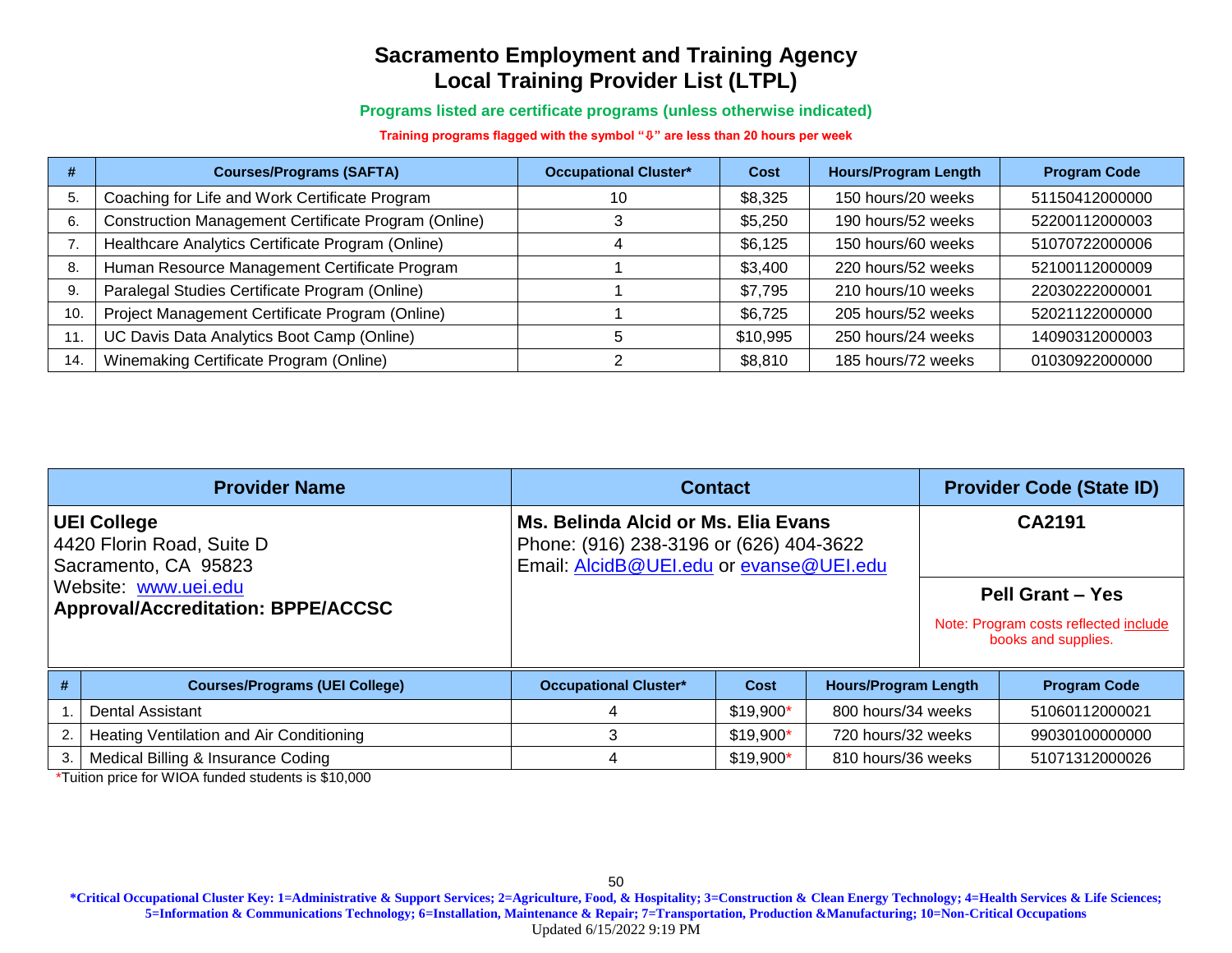# Sacramento Employment and Training Agency
# Local Training Provider List (LTPL)

**Programs listed are certificate programs (unless otherwise indicated)**

**Training programs flagged with the symbol "⇩" are less than 20 hours per week**

| # | Courses/Programs (SAFTA) | Occupational Cluster* | Cost | Hours/Program Length | Program Code |
|---|---|---|---|---|---|
| 5. | Coaching for Life and Work Certificate Program | 10 | $8,325 | 150 hours/20 weeks | 51150412000000 |
| 6. | Construction Management Certificate Program (Online) | 3 | $5,250 | 190 hours/52 weeks | 52200112000003 |
| 7. | Healthcare Analytics Certificate Program (Online) | 4 | $6,125 | 150 hours/60 weeks | 51070722000006 |
| 8. | Human Resource Management Certificate Program | 1 | $3,400 | 220 hours/52 weeks | 52100112000009 |
| 9. | Paralegal Studies Certificate Program (Online) | 1 | $7,795 | 210 hours/10 weeks | 22030222000001 |
| 10. | Project Management Certificate Program (Online) | 1 | $6,725 | 205 hours/52 weeks | 52021122000000 |
| 11. | UC Davis Data Analytics Boot Camp (Online) | 5 | $10,995 | 250 hours/24 weeks | 14090312000003 |
| 14. | Winemaking Certificate Program (Online) | 2 | $8,810 | 185 hours/72 weeks | 01030922000000 |

| Provider Name | Contact | Provider Code (State ID) |
|---|---|---|
| **UEI College**<br>4420 Florin Road, Suite D<br>Sacramento, CA 95823<br>Website: www.uei.edu<br>**Approval/Accreditation: BPPE/ACCSC** | **Ms. Belinda Alcid or Ms. Elia Evans**<br>Phone: (916) 238-3196 or (626) 404-3622<br>Email: AlcidB@UEI.edu or evanse@UEI.edu | **CA2191**<br><br>**Pell Grant – Yes**<br>Note: Program costs reflected include books and supplies. |

| # | Courses/Programs (UEI College) | Occupational Cluster* | Cost | Hours/Program Length | Program Code |
|---|---|---|---|---|---|
| 1. | Dental Assistant | 4 | $19,900* | 800 hours/34 weeks | 51060112000021 |
| 2. | Heating Ventilation and Air Conditioning | 3 | $19,900* | 720 hours/32 weeks | 99030100000000 |
| 3. | Medical Billing & Insurance Coding | 4 | $19,900* | 810 hours/36 weeks | 51071312000026 |

*Tuition price for WIOA funded students is $10,000

**\*Critical Occupational Cluster Key: 1=Administrative & Support Services; 2=Agriculture, Food, & Hospitality; 3=Construction & Clean Energy Technology; 4=Health Services & Life Sciences; 5=Information & Communications Technology; 6=Installation, Maintenance & Repair; 7=Transportation, Production &Manufacturing; 10=Non-Critical Occupations**

Updated 6/15/2022 9:19 PM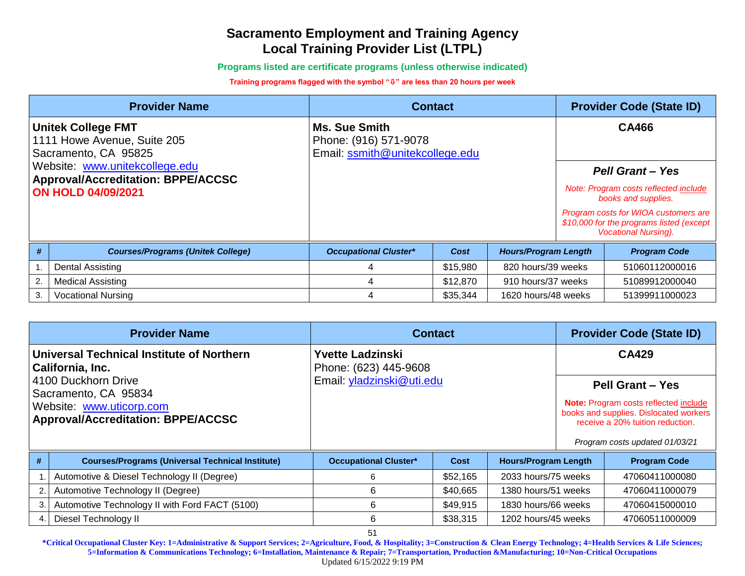# Sacramento Employment and Training Agency
# Local Training Provider List (LTPL)

**Programs listed are certificate programs (unless otherwise indicated)**

**Training programs flagged with the symbol "⇩" are less than 20 hours per week**

| Provider Name | Contact | Provider Code (State ID) |
|---|---|---|
| **Unitek College FMT**<br>1111 Howe Avenue, Suite 205<br>Sacramento, CA 95825<br>Website: www.unitekcollege.edu<br>**Approval/Accreditation: BPPE/ACCSC**<br>**ON HOLD 04/09/2021** | **Ms. Sue Smith**<br>Phone: (916) 571-9078<br>Email: ssmith@unitekcollege.edu | **CA466**<br><br>***Pell Grant – Yes***<br>*Note: Program costs reflected include books and supplies.*<br>*Program costs for WIOA customers are $10,000 for the programs listed (except Vocational Nursing).* |

| # | Courses/Programs (Unitek College) | Occupational Cluster* | Cost | Hours/Program Length | Program Code |
|---|---|---|---|---|---|
| 1. | Dental Assisting | 4 | $15,980 | 820 hours/39 weeks | 51060112000016 |
| 2. | Medical Assisting | 4 | $12,870 | 910 hours/37 weeks | 51089912000040 |
| 3. | Vocational Nursing | 4 | $35,344 | 1620 hours/48 weeks | 51399911000023 |

| Provider Name | Contact | Provider Code (State ID) |
|---|---|---|
| **Universal Technical Institute of Northern California, Inc.**<br>4100 Duckhorn Drive<br>Sacramento, CA 95834<br>Website: www.uticorp.com<br>**Approval/Accreditation: BPPE/ACCSC** | **Yvette Ladzinski**<br>Phone: (623) 445-9608<br>Email: yladzinski@uti.edu | **CA429**<br><br>**Pell Grant – Yes**<br>**Note:** Program costs reflected include books and supplies. Dislocated workers receive a 20% tuition reduction.<br>*Program costs updated 01/03/21* |

| # | Courses/Programs (Universal Technical Institute) | Occupational Cluster* | Cost | Hours/Program Length | Program Code |
|---|---|---|---|---|---|
| 1. | Automotive & Diesel Technology II (Degree) | 6 | $52,165 | 2033 hours/75 weeks | 47060411000080 |
| 2. | Automotive Technology II (Degree) | 6 | $40,665 | 1380 hours/51 weeks | 47060411000079 |
| 3. | Automotive Technology II with Ford FACT (5100) | 6 | $49,915 | 1830 hours/66 weeks | 47060415000010 |
| 4. | Diesel Technology II | 6 | $38,315 | 1202 hours/45 weeks | 47060511000009 |

**\*Critical Occupational Cluster Key: 1=Administrative & Support Services; 2=Agriculture, Food, & Hospitality; 3=Construction & Clean Energy Technology; 4=Health Services & Life Sciences; 5=Information & Communications Technology; 6=Installation, Maintenance & Repair; 7=Transportation, Production &Manufacturing; 10=Non-Critical Occupations**

Updated 6/15/2022 9:19 PM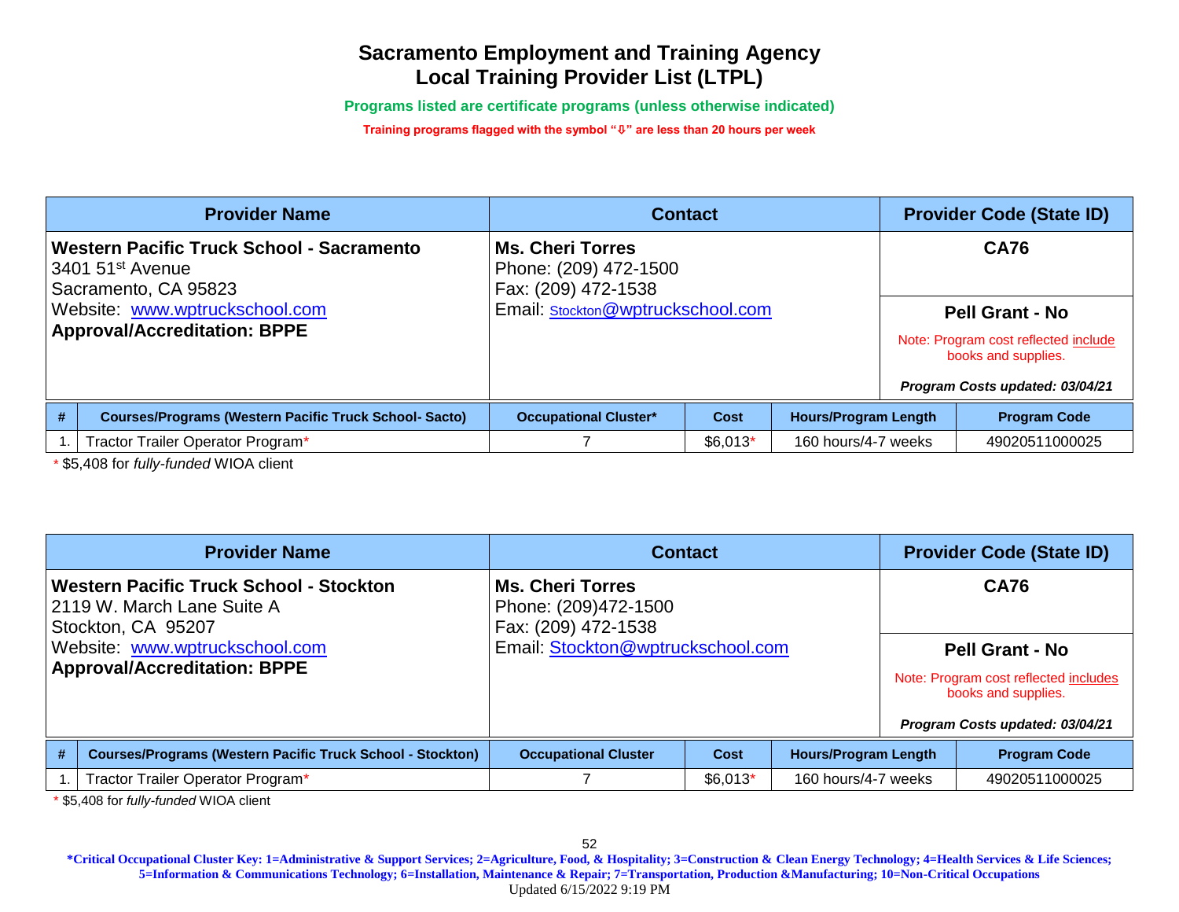# Sacramento Employment and Training Agency
## Local Training Provider List (LTPL)

**Programs listed are certificate programs (unless otherwise indicated)**

**Training programs flagged with the symbol "⇩" are less than 20 hours per week**

| Provider Name | Contact | Provider Code (State ID) |
|---|---|---|
| **Western Pacific Truck School - Sacramento**<br>3401 51st Avenue<br>Sacramento, CA 95823<br>Website: www.wptruckschool.com<br>**Approval/Accreditation: BPPE** | **Ms. Cheri Torres**<br>Phone: (209) 472-1500<br>Fax: (209) 472-1538<br>Email: Stockton@wptruckschool.com | **CA76**<br><br>**Pell Grant - No**<br>Note: Program cost reflected include books and supplies.<br>***Program Costs updated: 03/04/21*** |

| # | Courses/Programs (Western Pacific Truck School- Sacto) | Occupational Cluster* | Cost | Hours/Program Length | Program Code |
|---|---|---|---|---|---|
| 1. | Tractor Trailer Operator Program* | 7 | $6,013* | 160 hours/4-7 weeks | 49020511000025 |

\* $5,408 for *fully-funded* WIOA client

| Provider Name | Contact | Provider Code (State ID) |
|---|---|---|
| **Western Pacific Truck School - Stockton**<br>2119 W. March Lane Suite A<br>Stockton, CA 95207<br>Website: www.wptruckschool.com<br>**Approval/Accreditation: BPPE** | **Ms. Cheri Torres**<br>Phone: (209)472-1500<br>Fax: (209) 472-1538<br>Email: Stockton@wptruckschool.com | **CA76**<br><br>**Pell Grant - No**<br>Note: Program cost reflected includes books and supplies.<br>***Program Costs updated: 03/04/21*** |

| # | Courses/Programs (Western Pacific Truck School - Stockton) | Occupational Cluster | Cost | Hours/Program Length | Program Code |
|---|---|---|---|---|---|
| 1. | Tractor Trailer Operator Program* | 7 | $6,013* | 160 hours/4-7 weeks | 49020511000025 |

\* $5,408 for *fully-funded* WIOA client

**\*Critical Occupational Cluster Key: 1=Administrative & Support Services; 2=Agriculture, Food, & Hospitality; 3=Construction & Clean Energy Technology; 4=Health Services & Life Sciences; 5=Information & Communications Technology; 6=Installation, Maintenance & Repair; 7=Transportation, Production &Manufacturing; 10=Non-Critical Occupations**

Updated 6/15/2022 9:19 PM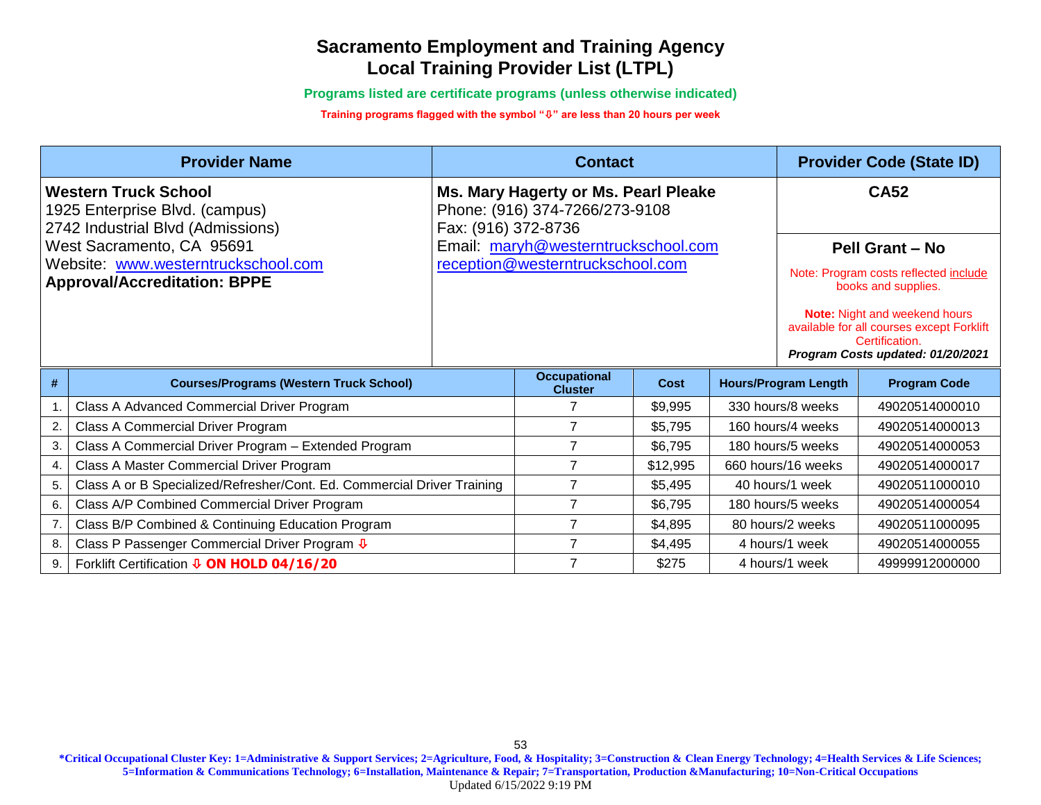# Sacramento Employment and Training Agency
# Local Training Provider List (LTPL)

**Programs listed are certificate programs (unless otherwise indicated)**

**Training programs flagged with the symbol "⇩" are less than 20 hours per week**

| Provider Name | Contact | Provider Code (State ID) |
|---|---|---|
| **Western Truck School**<br>1925 Enterprise Blvd. (campus)<br>2742 Industrial Blvd (Admissions)<br>West Sacramento, CA 95691<br>Website: www.westerntruckschool.com<br>**Approval/Accreditation: BPPE** | **Ms. Mary Hagerty or Ms. Pearl Pleake**<br>Phone: (916) 374-7266/273-9108<br>Fax: (916) 372-8736<br>Email: maryh@westerntruckschool.com<br>reception@westerntruckschool.com | **CA52**<br><br>**Pell Grant – No**<br>Note: Program costs reflected include books and supplies.<br><br>**Note:** Night and weekend hours available for all courses except Forklift Certification.<br>***Program Costs updated: 01/20/2021*** |

| # | Courses/Programs (Western Truck School) | Occupational Cluster | Cost | Hours/Program Length | Program Code |
|---|---|---|---|---|---|
| 1. | Class A Advanced Commercial Driver Program | 7 | $9,995 | 330 hours/8 weeks | 49020514000010 |
| 2. | Class A Commercial Driver Program | 7 | $5,795 | 160 hours/4 weeks | 49020514000013 |
| 3. | Class A Commercial Driver Program – Extended Program | 7 | $6,795 | 180 hours/5 weeks | 49020514000053 |
| 4. | Class A Master Commercial Driver Program | 7 | $12,995 | 660 hours/16 weeks | 49020514000017 |
| 5. | Class A or B Specialized/Refresher/Cont. Ed. Commercial Driver Training | 7 | $5,495 | 40 hours/1 week | 49020511000010 |
| 6. | Class A/P Combined Commercial Driver Program | 7 | $6,795 | 180 hours/5 weeks | 49020514000054 |
| 7. | Class B/P Combined & Continuing Education Program | 7 | $4,895 | 80 hours/2 weeks | 49020511000095 |
| 8. | Class P Passenger Commercial Driver Program ⇩ | 7 | $4,495 | 4 hours/1 week | 49020514000055 |
| 9. | Forklift Certification ⇩ **ON HOLD 04/16/20** | 7 | $275 | 4 hours/1 week | 49999912000000 |

***Critical Occupational Cluster Key: 1=Administrative & Support Services; 2=Agriculture, Food, & Hospitality; 3=Construction & Clean Energy Technology; 4=Health Services & Life Sciences; 5=Information & Communications Technology; 6=Installation, Maintenance & Repair; 7=Transportation, Production &Manufacturing; 10=Non-Critical Occupations**

Updated 6/15/2022 9:19 PM